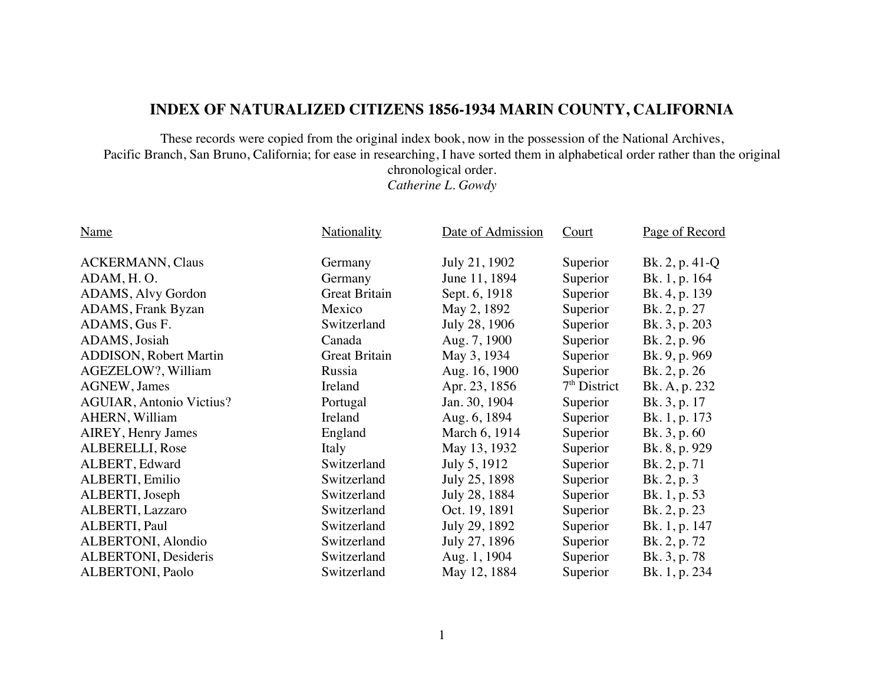# INDEX OF NATURALIZED CITIZENS 1856-1934 MARIN COUNTY, CALIFORNIA

These records were copied from the original index book, now in the possession of the National Archives, Pacific Branch, San Bruno, California; for ease in researching, I have sorted them in alphabetical order rather than the original chronological order.
*Catherine L. Gowdy*

| Name | Nationality | Date of Admission | Court | Page of Record |
|---|---|---|---|---|
| ACKERMANN, Claus | Germany | July 21, 1902 | Superior | Bk. 2, p. 41-Q |
| ADAM, H. O. | Germany | June 11, 1894 | Superior | Bk. 1, p. 164 |
| ADAMS, Alvy Gordon | Great Britain | Sept. 6, 1918 | Superior | Bk. 4, p. 139 |
| ADAMS, Frank Byzan | Mexico | May 2, 1892 | Superior | Bk. 2, p. 27 |
| ADAMS, Gus F. | Switzerland | July 28, 1906 | Superior | Bk. 3, p. 203 |
| ADAMS, Josiah | Canada | Aug. 7, 1900 | Superior | Bk. 2, p. 96 |
| ADDISON, Robert Martin | Great Britain | May 3, 1934 | Superior | Bk. 9, p. 969 |
| AGEZELOW?, William | Russia | Aug. 16, 1900 | Superior | Bk. 2, p. 26 |
| AGNEW, James | Ireland | Apr. 23, 1856 | 7th District | Bk. A, p. 232 |
| AGUIAR, Antonio Victius? | Portugal | Jan. 30, 1904 | Superior | Bk. 3, p. 17 |
| AHERN, William | Ireland | Aug. 6, 1894 | Superior | Bk. 1, p. 173 |
| AIREY, Henry James | England | March 6, 1914 | Superior | Bk. 3, p. 60 |
| ALBERELLI, Rose | Italy | May 13, 1932 | Superior | Bk. 8, p. 929 |
| ALBERT, Edward | Switzerland | July 5, 1912 | Superior | Bk. 2, p. 71 |
| ALBERTI, Emilio | Switzerland | July 25, 1898 | Superior | Bk. 2, p. 3 |
| ALBERTI, Joseph | Switzerland | July 28, 1884 | Superior | Bk. 1, p. 53 |
| ALBERTI, Lazzaro | Switzerland | Oct. 19, 1891 | Superior | Bk. 2, p. 23 |
| ALBERTI, Paul | Switzerland | July 29, 1892 | Superior | Bk. 1, p. 147 |
| ALBERTONI, Alondio | Switzerland | July 27, 1896 | Superior | Bk. 2, p. 72 |
| ALBERTONI, Desideris | Switzerland | Aug. 1, 1904 | Superior | Bk. 3, p. 78 |
| ALBERTONI, Paolo | Switzerland | May 12, 1884 | Superior | Bk. 1, p. 234 |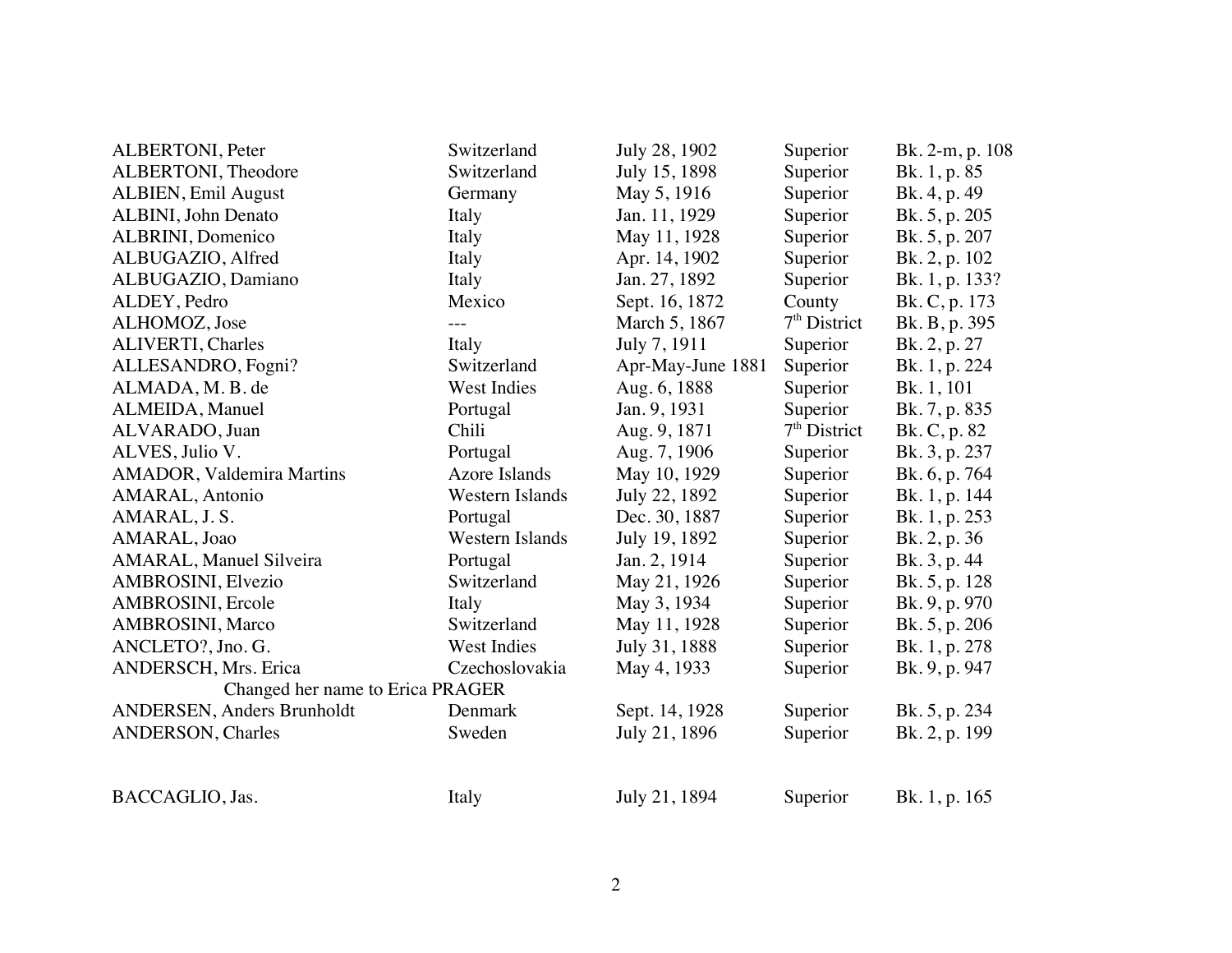| | | | | |
|---|---|---|---|---|
| ALBERTONI, Peter | Switzerland | July 28, 1902 | Superior | Bk. 2-m, p. 108 |
| ALBERTONI, Theodore | Switzerland | July 15, 1898 | Superior | Bk. 1, p. 85 |
| ALBIEN, Emil August | Germany | May 5, 1916 | Superior | Bk. 4, p. 49 |
| ALBINI, John Denato | Italy | Jan. 11, 1929 | Superior | Bk. 5, p. 205 |
| ALBRINI, Domenico | Italy | May 11, 1928 | Superior | Bk. 5, p. 207 |
| ALBUGAZIO, Alfred | Italy | Apr. 14, 1902 | Superior | Bk. 2, p. 102 |
| ALBUGAZIO, Damiano | Italy | Jan. 27, 1892 | Superior | Bk. 1, p. 133? |
| ALDEY, Pedro | Mexico | Sept. 16, 1872 | County | Bk. C, p. 173 |
| ALHOMOZ, Jose | --- | March 5, 1867 | 7th District | Bk. B, p. 395 |
| ALIVERTI, Charles | Italy | July 7, 1911 | Superior | Bk. 2, p. 27 |
| ALLESANDRO, Fogni? | Switzerland | Apr-May-June 1881 | Superior | Bk. 1, p. 224 |
| ALMADA, M. B. de | West Indies | Aug. 6, 1888 | Superior | Bk. 1, 101 |
| ALMEIDA, Manuel | Portugal | Jan. 9, 1931 | Superior | Bk. 7, p. 835 |
| ALVARADO, Juan | Chili | Aug. 9, 1871 | 7th District | Bk. C, p. 82 |
| ALVES, Julio V. | Portugal | Aug. 7, 1906 | Superior | Bk. 3, p. 237 |
| AMADOR, Valdemira Martins | Azore Islands | May 10, 1929 | Superior | Bk. 6, p. 764 |
| AMARAL, Antonio | Western Islands | July 22, 1892 | Superior | Bk. 1, p. 144 |
| AMARAL, J. S. | Portugal | Dec. 30, 1887 | Superior | Bk. 1, p. 253 |
| AMARAL, Joao | Western Islands | July 19, 1892 | Superior | Bk. 2, p. 36 |
| AMARAL, Manuel Silveira | Portugal | Jan. 2, 1914 | Superior | Bk. 3, p. 44 |
| AMBROSINI, Elvezio | Switzerland | May 21, 1926 | Superior | Bk. 5, p. 128 |
| AMBROSINI, Ercole | Italy | May 3, 1934 | Superior | Bk. 9, p. 970 |
| AMBROSINI, Marco | Switzerland | May 11, 1928 | Superior | Bk. 5, p. 206 |
| ANCLETO?, Jno. G. | West Indies | July 31, 1888 | Superior | Bk. 1, p. 278 |
| ANDERSCH, Mrs. Erica | Czechoslovakia | May 4, 1933 | Superior | Bk. 9, p. 947 |
| Changed her name to Erica PRAGER | | | | |
| ANDERSEN, Anders Brunholdt | Denmark | Sept. 14, 1928 | Superior | Bk. 5, p. 234 |
| ANDERSON, Charles | Sweden | July 21, 1896 | Superior | Bk. 2, p. 199 |
| | | | | |
| BACCAGLIO, Jas. | Italy | July 21, 1894 | Superior | Bk. 1, p. 165 |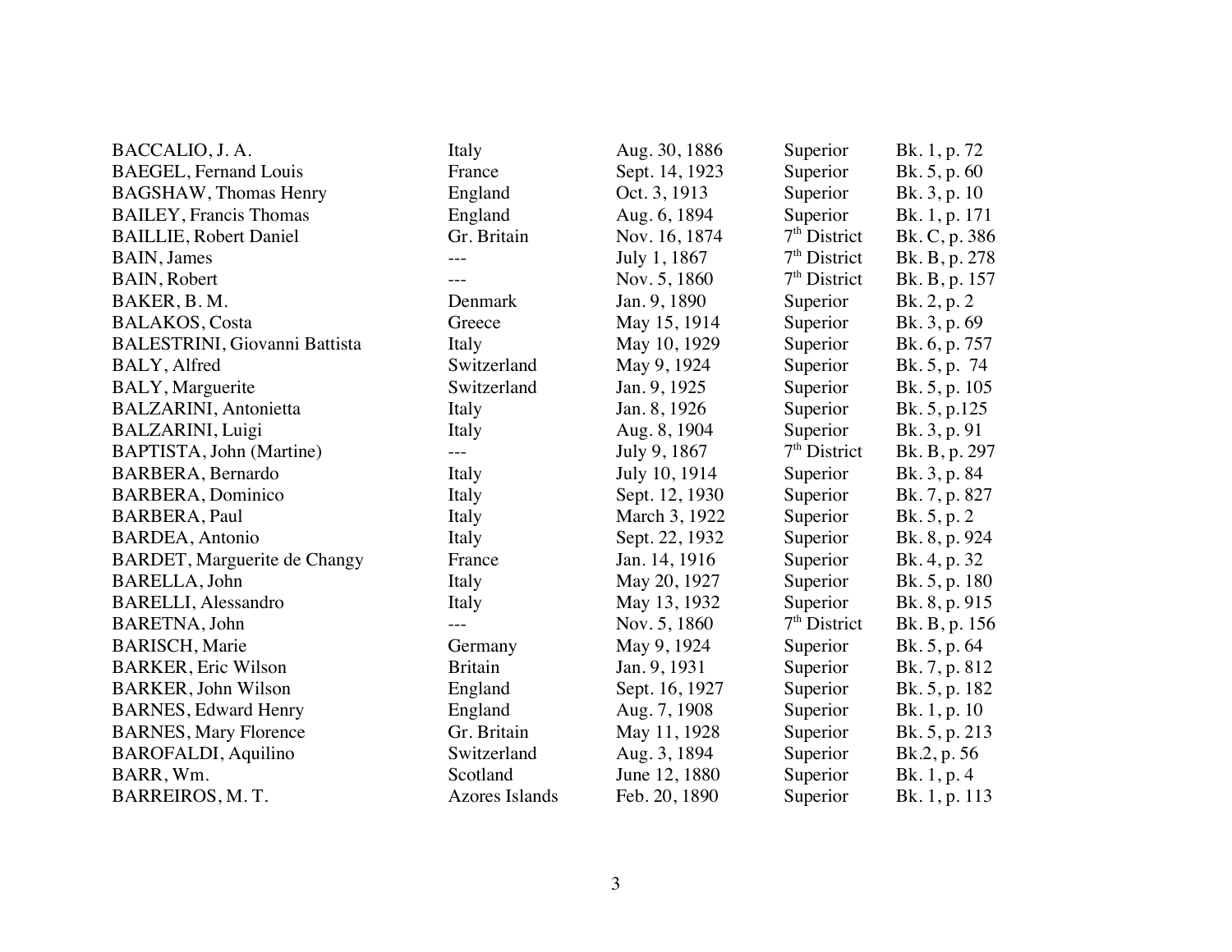| | | | | |
|---|---|---|---|---|
| BACCALIO, J. A. | Italy | Aug. 30, 1886 | Superior | Bk. 1, p. 72 |
| BAEGEL, Fernand Louis | France | Sept. 14, 1923 | Superior | Bk. 5, p. 60 |
| BAGSHAW, Thomas Henry | England | Oct. 3, 1913 | Superior | Bk. 3, p. 10 |
| BAILEY, Francis Thomas | England | Aug. 6, 1894 | Superior | Bk. 1, p. 171 |
| BAILLIE, Robert Daniel | Gr. Britain | Nov. 16, 1874 | 7th District | Bk. C, p. 386 |
| BAIN, James | --- | July 1, 1867 | 7th District | Bk. B, p. 278 |
| BAIN, Robert | --- | Nov. 5, 1860 | 7th District | Bk. B, p. 157 |
| BAKER, B. M. | Denmark | Jan. 9, 1890 | Superior | Bk. 2, p. 2 |
| BALAKOS, Costa | Greece | May 15, 1914 | Superior | Bk. 3, p. 69 |
| BALESTRINI, Giovanni Battista | Italy | May 10, 1929 | Superior | Bk. 6, p. 757 |
| BALY, Alfred | Switzerland | May 9, 1924 | Superior | Bk. 5, p. 74 |
| BALY, Marguerite | Switzerland | Jan. 9, 1925 | Superior | Bk. 5, p. 105 |
| BALZARINI, Antonietta | Italy | Jan. 8, 1926 | Superior | Bk. 5, p.125 |
| BALZARINI, Luigi | Italy | Aug. 8, 1904 | Superior | Bk. 3, p. 91 |
| BAPTISTA, John (Martine) | --- | July 9, 1867 | 7th District | Bk. B, p. 297 |
| BARBERA, Bernardo | Italy | July 10, 1914 | Superior | Bk. 3, p. 84 |
| BARBERA, Dominico | Italy | Sept. 12, 1930 | Superior | Bk. 7, p. 827 |
| BARBERA, Paul | Italy | March 3, 1922 | Superior | Bk. 5, p. 2 |
| BARDEA, Antonio | Italy | Sept. 22, 1932 | Superior | Bk. 8, p. 924 |
| BARDET, Marguerite de Changy | France | Jan. 14, 1916 | Superior | Bk. 4, p. 32 |
| BARELLA, John | Italy | May 20, 1927 | Superior | Bk. 5, p. 180 |
| BARELLI, Alessandro | Italy | May 13, 1932 | Superior | Bk. 8, p. 915 |
| BARETNA, John | --- | Nov. 5, 1860 | 7th District | Bk. B, p. 156 |
| BARISCH, Marie | Germany | May 9, 1924 | Superior | Bk. 5, p. 64 |
| BARKER, Eric Wilson | Britain | Jan. 9, 1931 | Superior | Bk. 7, p. 812 |
| BARKER, John Wilson | England | Sept. 16, 1927 | Superior | Bk. 5, p. 182 |
| BARNES, Edward Henry | England | Aug. 7, 1908 | Superior | Bk. 1, p. 10 |
| BARNES, Mary Florence | Gr. Britain | May 11, 1928 | Superior | Bk. 5, p. 213 |
| BAROFALDI, Aquilino | Switzerland | Aug. 3, 1894 | Superior | Bk.2, p. 56 |
| BARR, Wm. | Scotland | June 12, 1880 | Superior | Bk. 1, p. 4 |
| BARREIROS, M. T. | Azores Islands | Feb. 20, 1890 | Superior | Bk. 1, p. 113 |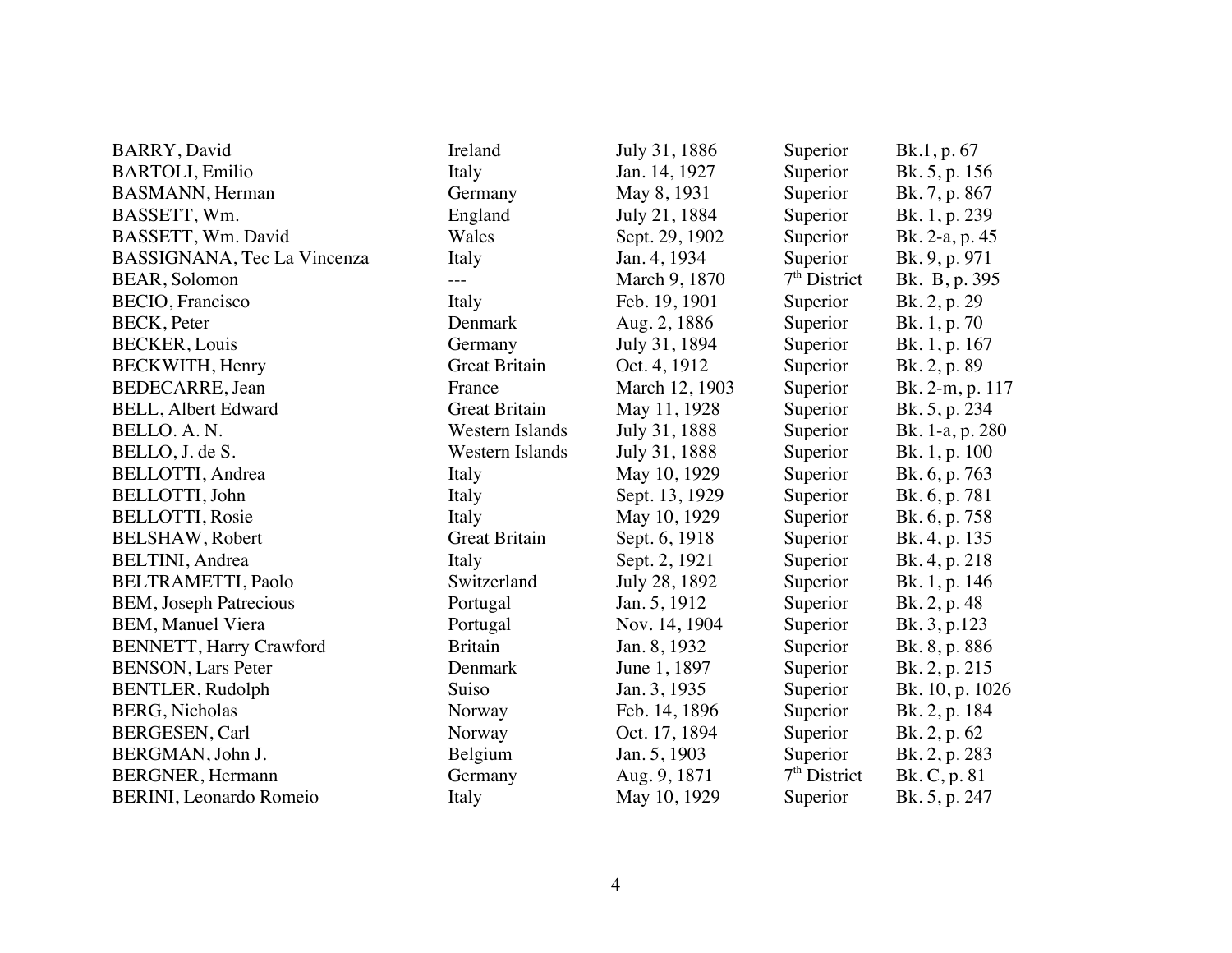| | | | | |
|---|---|---|---|---|
| BARRY, David | Ireland | July 31, 1886 | Superior | Bk.1, p. 67 |
| BARTOLI, Emilio | Italy | Jan. 14, 1927 | Superior | Bk. 5, p. 156 |
| BASMANN, Herman | Germany | May 8, 1931 | Superior | Bk. 7, p. 867 |
| BASSETT, Wm. | England | July 21, 1884 | Superior | Bk. 1, p. 239 |
| BASSETT, Wm. David | Wales | Sept. 29, 1902 | Superior | Bk. 2-a, p. 45 |
| BASSIGNANA, Tec La Vincenza | Italy | Jan. 4, 1934 | Superior | Bk. 9, p. 971 |
| BEAR, Solomon | --- | March 9, 1870 | 7th District | Bk. B, p. 395 |
| BECIO, Francisco | Italy | Feb. 19, 1901 | Superior | Bk. 2, p. 29 |
| BECK, Peter | Denmark | Aug. 2, 1886 | Superior | Bk. 1, p. 70 |
| BECKER, Louis | Germany | July 31, 1894 | Superior | Bk. 1, p. 167 |
| BECKWITH, Henry | Great Britain | Oct. 4, 1912 | Superior | Bk. 2, p. 89 |
| BEDECARRE, Jean | France | March 12, 1903 | Superior | Bk. 2-m, p. 117 |
| BELL, Albert Edward | Great Britain | May 11, 1928 | Superior | Bk. 5, p. 234 |
| BELLO. A. N. | Western Islands | July 31, 1888 | Superior | Bk. 1-a, p. 280 |
| BELLO, J. de S. | Western Islands | July 31, 1888 | Superior | Bk. 1, p. 100 |
| BELLOTTI, Andrea | Italy | May 10, 1929 | Superior | Bk. 6, p. 763 |
| BELLOTTI, John | Italy | Sept. 13, 1929 | Superior | Bk. 6, p. 781 |
| BELLOTTI, Rosie | Italy | May 10, 1929 | Superior | Bk. 6, p. 758 |
| BELSHAW, Robert | Great Britain | Sept. 6, 1918 | Superior | Bk. 4, p. 135 |
| BELTINI, Andrea | Italy | Sept. 2, 1921 | Superior | Bk. 4, p. 218 |
| BELTRAMETTI, Paolo | Switzerland | July 28, 1892 | Superior | Bk. 1, p. 146 |
| BEM, Joseph Patrecious | Portugal | Jan. 5, 1912 | Superior | Bk. 2, p. 48 |
| BEM, Manuel Viera | Portugal | Nov. 14, 1904 | Superior | Bk. 3, p.123 |
| BENNETT, Harry Crawford | Britain | Jan. 8, 1932 | Superior | Bk. 8, p. 886 |
| BENSON, Lars Peter | Denmark | June 1, 1897 | Superior | Bk. 2, p. 215 |
| BENTLER, Rudolph | Suiso | Jan. 3, 1935 | Superior | Bk. 10, p. 1026 |
| BERG, Nicholas | Norway | Feb. 14, 1896 | Superior | Bk. 2, p. 184 |
| BERGESEN, Carl | Norway | Oct. 17, 1894 | Superior | Bk. 2, p. 62 |
| BERGMAN, John J. | Belgium | Jan. 5, 1903 | Superior | Bk. 2, p. 283 |
| BERGNER, Hermann | Germany | Aug. 9, 1871 | 7th District | Bk. C, p. 81 |
| BERINI, Leonardo Romeio | Italy | May 10, 1929 | Superior | Bk. 5, p. 247 |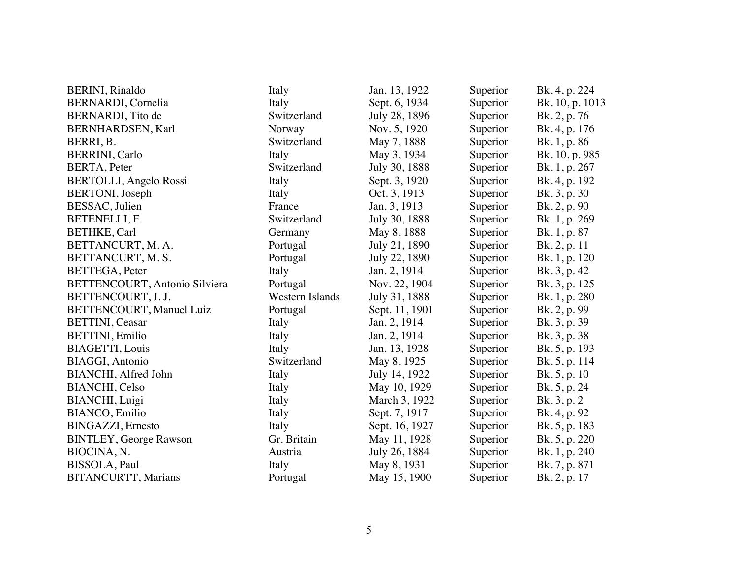| | | | | |
|---|---|---|---|---|
| BERINI, Rinaldo | Italy | Jan. 13, 1922 | Superior | Bk. 4, p. 224 |
| BERNARDI, Cornelia | Italy | Sept. 6, 1934 | Superior | Bk. 10, p. 1013 |
| BERNARDI, Tito de | Switzerland | July 28, 1896 | Superior | Bk. 2, p. 76 |
| BERNHARDSEN, Karl | Norway | Nov. 5, 1920 | Superior | Bk. 4, p. 176 |
| BERRI, B. | Switzerland | May 7, 1888 | Superior | Bk. 1, p. 86 |
| BERRINI, Carlo | Italy | May 3, 1934 | Superior | Bk. 10, p. 985 |
| BERTA, Peter | Switzerland | July 30, 1888 | Superior | Bk. 1, p. 267 |
| BERTOLLI, Angelo Rossi | Italy | Sept. 3, 1920 | Superior | Bk. 4, p. 192 |
| BERTONI, Joseph | Italy | Oct. 3, 1913 | Superior | Bk. 3, p. 30 |
| BESSAC, Julien | France | Jan. 3, 1913 | Superior | Bk. 2, p. 90 |
| BETENELLI, F. | Switzerland | July 30, 1888 | Superior | Bk. 1, p. 269 |
| BETHKE, Carl | Germany | May 8, 1888 | Superior | Bk. 1, p. 87 |
| BETTANCURT, M. A. | Portugal | July 21, 1890 | Superior | Bk. 2, p. 11 |
| BETTANCURT, M. S. | Portugal | July 22, 1890 | Superior | Bk. 1, p. 120 |
| BETTEGA, Peter | Italy | Jan. 2, 1914 | Superior | Bk. 3, p. 42 |
| BETTENCOURT, Antonio Silviera | Portugal | Nov. 22, 1904 | Superior | Bk. 3, p. 125 |
| BETTENCOURT, J. J. | Western Islands | July 31, 1888 | Superior | Bk. 1, p. 280 |
| BETTENCOURT, Manuel Luiz | Portugal | Sept. 11, 1901 | Superior | Bk. 2, p. 99 |
| BETTINI, Ceasar | Italy | Jan. 2, 1914 | Superior | Bk. 3, p. 39 |
| BETTINI, Emilio | Italy | Jan. 2, 1914 | Superior | Bk. 3, p. 38 |
| BIAGETTI, Louis | Italy | Jan. 13, 1928 | Superior | Bk. 5, p. 193 |
| BIAGGI, Antonio | Switzerland | May 8, 1925 | Superior | Bk. 5, p. 114 |
| BIANCHI, Alfred John | Italy | July 14, 1922 | Superior | Bk. 5, p. 10 |
| BIANCHI, Celso | Italy | May 10, 1929 | Superior | Bk. 5, p. 24 |
| BIANCHI, Luigi | Italy | March 3, 1922 | Superior | Bk. 3, p. 2 |
| BIANCO, Emilio | Italy | Sept. 7, 1917 | Superior | Bk. 4, p. 92 |
| BINGAZZI, Ernesto | Italy | Sept. 16, 1927 | Superior | Bk. 5, p. 183 |
| BINTLEY, George Rawson | Gr. Britain | May 11, 1928 | Superior | Bk. 5, p. 220 |
| BIOCINA, N. | Austria | July 26, 1884 | Superior | Bk. 1, p. 240 |
| BISSOLA, Paul | Italy | May 8, 1931 | Superior | Bk. 7, p. 871 |
| BITANCURTT, Marians | Portugal | May 15, 1900 | Superior | Bk. 2, p. 17 |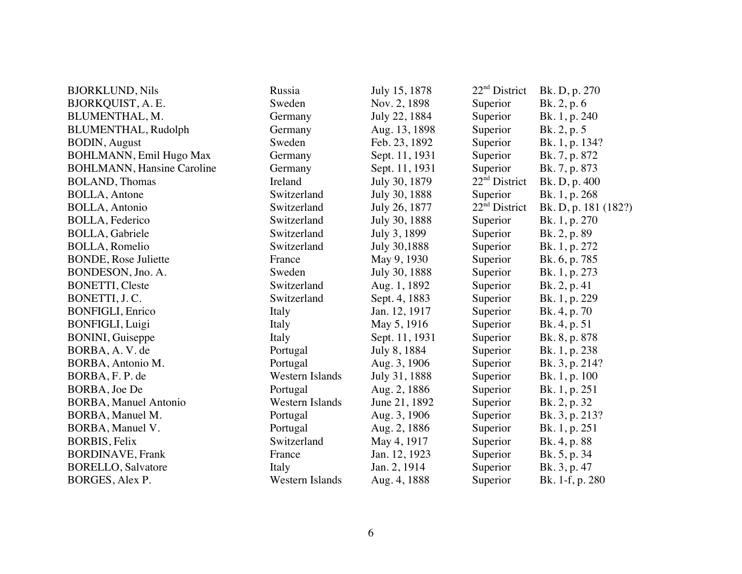| | | | | |
|---|---|---|---|---|
| BJORKLUND, Nils | Russia | July 15, 1878 | 22nd District | Bk. D, p. 270 |
| BJORKQUIST, A. E. | Sweden | Nov. 2, 1898 | Superior | Bk. 2, p. 6 |
| BLUMENTHAL, M. | Germany | July 22, 1884 | Superior | Bk. 1, p. 240 |
| BLUMENTHAL, Rudolph | Germany | Aug. 13, 1898 | Superior | Bk. 2, p. 5 |
| BODIN, August | Sweden | Feb. 23, 1892 | Superior | Bk. 1, p. 134? |
| BOHLMANN, Emil Hugo Max | Germany | Sept. 11, 1931 | Superior | Bk. 7, p. 872 |
| BOHLMANN, Hansine Caroline | Germany | Sept. 11, 1931 | Superior | Bk. 7, p. 873 |
| BOLAND, Thomas | Ireland | July 30, 1879 | 22nd District | Bk. D, p. 400 |
| BOLLA, Antone | Switzerland | July 30, 1888 | Superior | Bk. 1, p. 268 |
| BOLLA, Antonio | Switzerland | July 26, 1877 | 22nd District | Bk. D, p. 181 (182?) |
| BOLLA, Federico | Switzerland | July 30, 1888 | Superior | Bk. 1, p. 270 |
| BOLLA, Gabriele | Switzerland | July 3, 1899 | Superior | Bk. 2, p. 89 |
| BOLLA, Romelio | Switzerland | July 30,1888 | Superior | Bk. 1, p. 272 |
| BONDE, Rose Juliette | France | May 9, 1930 | Superior | Bk. 6, p. 785 |
| BONDESON, Jno. A. | Sweden | July 30, 1888 | Superior | Bk. 1, p. 273 |
| BONETTI, Cleste | Switzerland | Aug. 1, 1892 | Superior | Bk. 2, p. 41 |
| BONETTI, J. C. | Switzerland | Sept. 4, 1883 | Superior | Bk. 1, p. 229 |
| BONFIGLI, Enrico | Italy | Jan. 12, 1917 | Superior | Bk. 4, p. 70 |
| BONFIGLI, Luigi | Italy | May 5, 1916 | Superior | Bk. 4, p. 51 |
| BONINI, Guiseppe | Italy | Sept. 11, 1931 | Superior | Bk. 8, p. 878 |
| BORBA, A. V. de | Portugal | July 8, 1884 | Superior | Bk. 1, p. 238 |
| BORBA, Antonio M. | Portugal | Aug. 3, 1906 | Superior | Bk. 3, p. 214? |
| BORBA, F. P. de | Western Islands | July 31, 1888 | Superior | Bk. 1, p. 100 |
| BORBA, Joe De | Portugal | Aug. 2, 1886 | Superior | Bk. 1, p. 251 |
| BORBA, Manuel Antonio | Western Islands | June 21, 1892 | Superior | Bk. 2, p. 32 |
| BORBA, Manuel M. | Portugal | Aug. 3, 1906 | Superior | Bk. 3, p. 213? |
| BORBA, Manuel V. | Portugal | Aug. 2, 1886 | Superior | Bk. 1, p. 251 |
| BORBIS, Felix | Switzerland | May 4, 1917 | Superior | Bk. 4, p. 88 |
| BORDINAVE, Frank | France | Jan. 12, 1923 | Superior | Bk. 5, p. 34 |
| BORELLO, Salvatore | Italy | Jan. 2, 1914 | Superior | Bk. 3, p. 47 |
| BORGES, Alex P. | Western Islands | Aug. 4, 1888 | Superior | Bk. 1-f, p. 280 |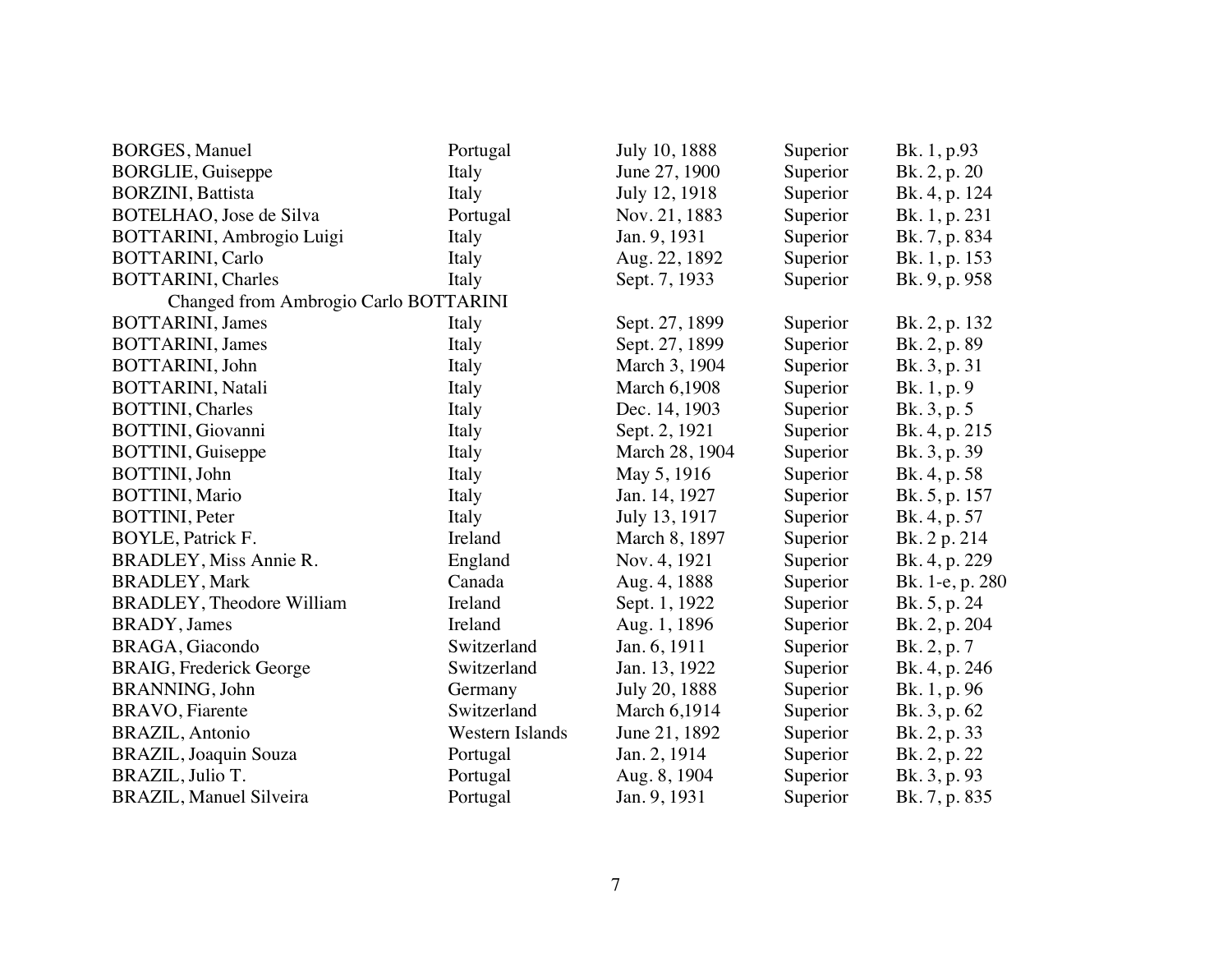| | | | | |
|---|---|---|---|---|
| BORGES, Manuel | Portugal | July 10, 1888 | Superior | Bk. 1, p.93 |
| BORGLIE, Guiseppe | Italy | June 27, 1900 | Superior | Bk. 2, p. 20 |
| BORZINI, Battista | Italy | July 12, 1918 | Superior | Bk. 4, p. 124 |
| BOTELHAO, Jose de Silva | Portugal | Nov. 21, 1883 | Superior | Bk. 1, p. 231 |
| BOTTARINI, Ambrogio Luigi | Italy | Jan. 9, 1931 | Superior | Bk. 7, p. 834 |
| BOTTARINI, Carlo | Italy | Aug. 22, 1892 | Superior | Bk. 1, p. 153 |
| BOTTARINI, Charles | Italy | Sept. 7, 1933 | Superior | Bk. 9, p. 958 |
| Changed from Ambrogio Carlo BOTTARINI | | | | |
| BOTTARINI, James | Italy | Sept. 27, 1899 | Superior | Bk. 2, p. 132 |
| BOTTARINI, James | Italy | Sept. 27, 1899 | Superior | Bk. 2, p. 89 |
| BOTTARINI, John | Italy | March 3, 1904 | Superior | Bk. 3, p. 31 |
| BOTTARINI, Natali | Italy | March 6,1908 | Superior | Bk. 1, p. 9 |
| BOTTINI, Charles | Italy | Dec. 14, 1903 | Superior | Bk. 3, p. 5 |
| BOTTINI, Giovanni | Italy | Sept. 2, 1921 | Superior | Bk. 4, p. 215 |
| BOTTINI, Guiseppe | Italy | March 28, 1904 | Superior | Bk. 3, p. 39 |
| BOTTINI, John | Italy | May 5, 1916 | Superior | Bk. 4, p. 58 |
| BOTTINI, Mario | Italy | Jan. 14, 1927 | Superior | Bk. 5, p. 157 |
| BOTTINI, Peter | Italy | July 13, 1917 | Superior | Bk. 4, p. 57 |
| BOYLE, Patrick F. | Ireland | March 8, 1897 | Superior | Bk. 2 p. 214 |
| BRADLEY, Miss Annie R. | England | Nov. 4, 1921 | Superior | Bk. 4, p. 229 |
| BRADLEY, Mark | Canada | Aug. 4, 1888 | Superior | Bk. 1-e, p. 280 |
| BRADLEY, Theodore William | Ireland | Sept. 1, 1922 | Superior | Bk. 5, p. 24 |
| BRADY, James | Ireland | Aug. 1, 1896 | Superior | Bk. 2, p. 204 |
| BRAGA, Giacondo | Switzerland | Jan. 6, 1911 | Superior | Bk. 2, p. 7 |
| BRAIG, Frederick George | Switzerland | Jan. 13, 1922 | Superior | Bk. 4, p. 246 |
| BRANNING, John | Germany | July 20, 1888 | Superior | Bk. 1, p. 96 |
| BRAVO, Fiarente | Switzerland | March 6,1914 | Superior | Bk. 3, p. 62 |
| BRAZIL, Antonio | Western Islands | June 21, 1892 | Superior | Bk. 2, p. 33 |
| BRAZIL, Joaquin Souza | Portugal | Jan. 2, 1914 | Superior | Bk. 2, p. 22 |
| BRAZIL, Julio T. | Portugal | Aug. 8, 1904 | Superior | Bk. 3, p. 93 |
| BRAZIL, Manuel Silveira | Portugal | Jan. 9, 1931 | Superior | Bk. 7, p. 835 |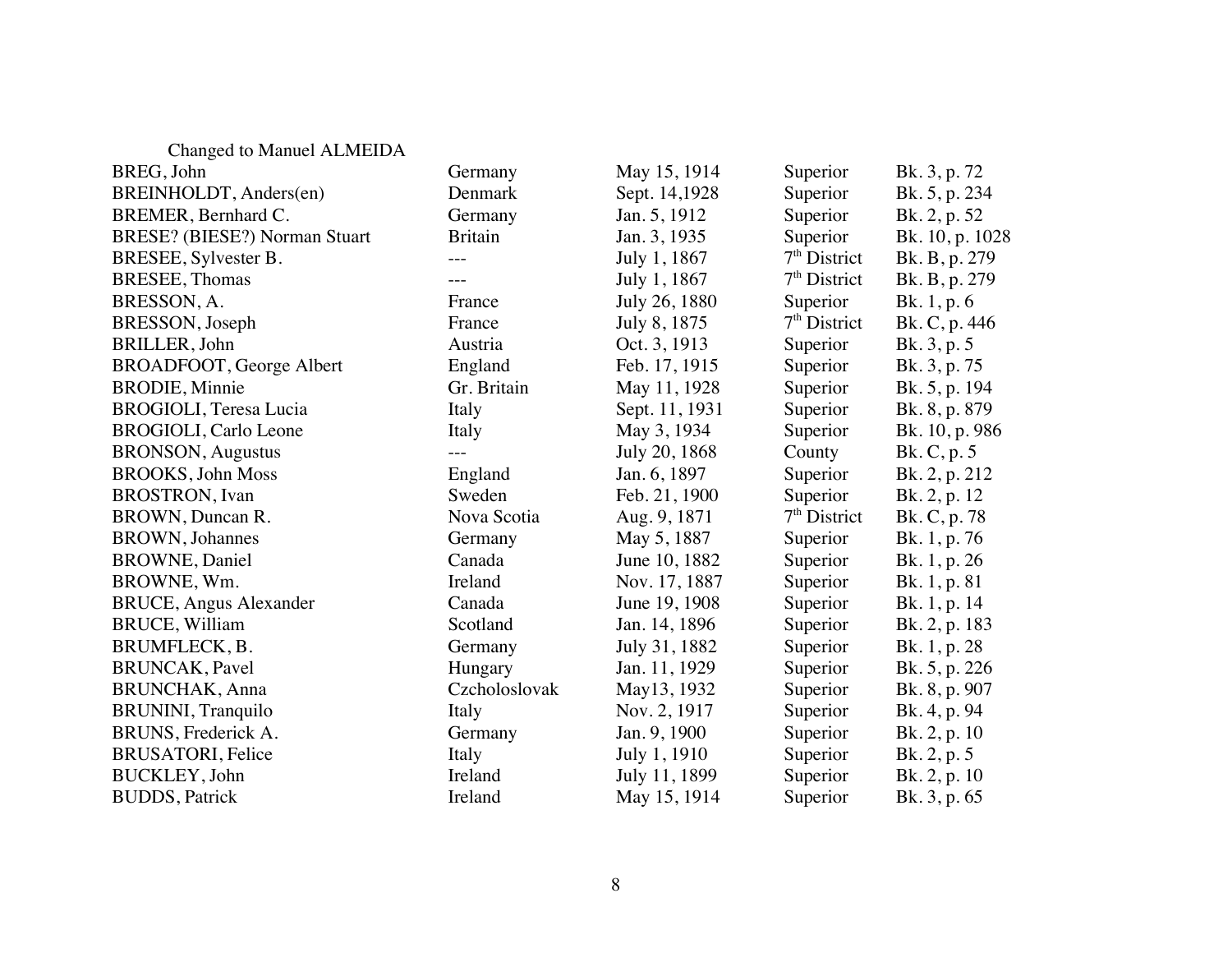Changed to Manuel ALMEIDA

| | | | | |
|---|---|---|---|---|
| BREG, John | Germany | May 15, 1914 | Superior | Bk. 3, p. 72 |
| BREINHOLDT, Anders(en) | Denmark | Sept. 14,1928 | Superior | Bk. 5, p. 234 |
| BREMER, Bernhard C. | Germany | Jan. 5, 1912 | Superior | Bk. 2, p. 52 |
| BRESE? (BIESE?) Norman Stuart | Britain | Jan. 3, 1935 | Superior | Bk. 10, p. 1028 |
| BRESEE, Sylvester B. | --- | July 1, 1867 | 7th District | Bk. B, p. 279 |
| BRESEE, Thomas | --- | July 1, 1867 | 7th District | Bk. B, p. 279 |
| BRESSON, A. | France | July 26, 1880 | Superior | Bk. 1, p. 6 |
| BRESSON, Joseph | France | July 8, 1875 | 7th District | Bk. C, p. 446 |
| BRILLER, John | Austria | Oct. 3, 1913 | Superior | Bk. 3, p. 5 |
| BROADFOOT, George Albert | England | Feb. 17, 1915 | Superior | Bk. 3, p. 75 |
| BRODIE, Minnie | Gr. Britain | May 11, 1928 | Superior | Bk. 5, p. 194 |
| BROGIOLI, Teresa Lucia | Italy | Sept. 11, 1931 | Superior | Bk. 8, p. 879 |
| BROGIOLI, Carlo Leone | Italy | May 3, 1934 | Superior | Bk. 10, p. 986 |
| BRONSON, Augustus | --- | July 20, 1868 | County | Bk. C, p. 5 |
| BROOKS, John Moss | England | Jan. 6, 1897 | Superior | Bk. 2, p. 212 |
| BROSTRON, Ivan | Sweden | Feb. 21, 1900 | Superior | Bk. 2, p. 12 |
| BROWN, Duncan R. | Nova Scotia | Aug. 9, 1871 | 7th District | Bk. C, p. 78 |
| BROWN, Johannes | Germany | May 5, 1887 | Superior | Bk. 1, p. 76 |
| BROWNE, Daniel | Canada | June 10, 1882 | Superior | Bk. 1, p. 26 |
| BROWNE, Wm. | Ireland | Nov. 17, 1887 | Superior | Bk. 1, p. 81 |
| BRUCE, Angus Alexander | Canada | June 19, 1908 | Superior | Bk. 1, p. 14 |
| BRUCE, William | Scotland | Jan. 14, 1896 | Superior | Bk. 2, p. 183 |
| BRUMFLECK, B. | Germany | July 31, 1882 | Superior | Bk. 1, p. 28 |
| BRUNCAK, Pavel | Hungary | Jan. 11, 1929 | Superior | Bk. 5, p. 226 |
| BRUNCHAK, Anna | Czcholoslovak | May13, 1932 | Superior | Bk. 8, p. 907 |
| BRUNINI, Tranquilo | Italy | Nov. 2, 1917 | Superior | Bk. 4, p. 94 |
| BRUNS, Frederick A. | Germany | Jan. 9, 1900 | Superior | Bk. 2, p. 10 |
| BRUSATORI, Felice | Italy | July 1, 1910 | Superior | Bk. 2, p. 5 |
| BUCKLEY, John | Ireland | July 11, 1899 | Superior | Bk. 2, p. 10 |
| BUDDS, Patrick | Ireland | May 15, 1914 | Superior | Bk. 3, p. 65 |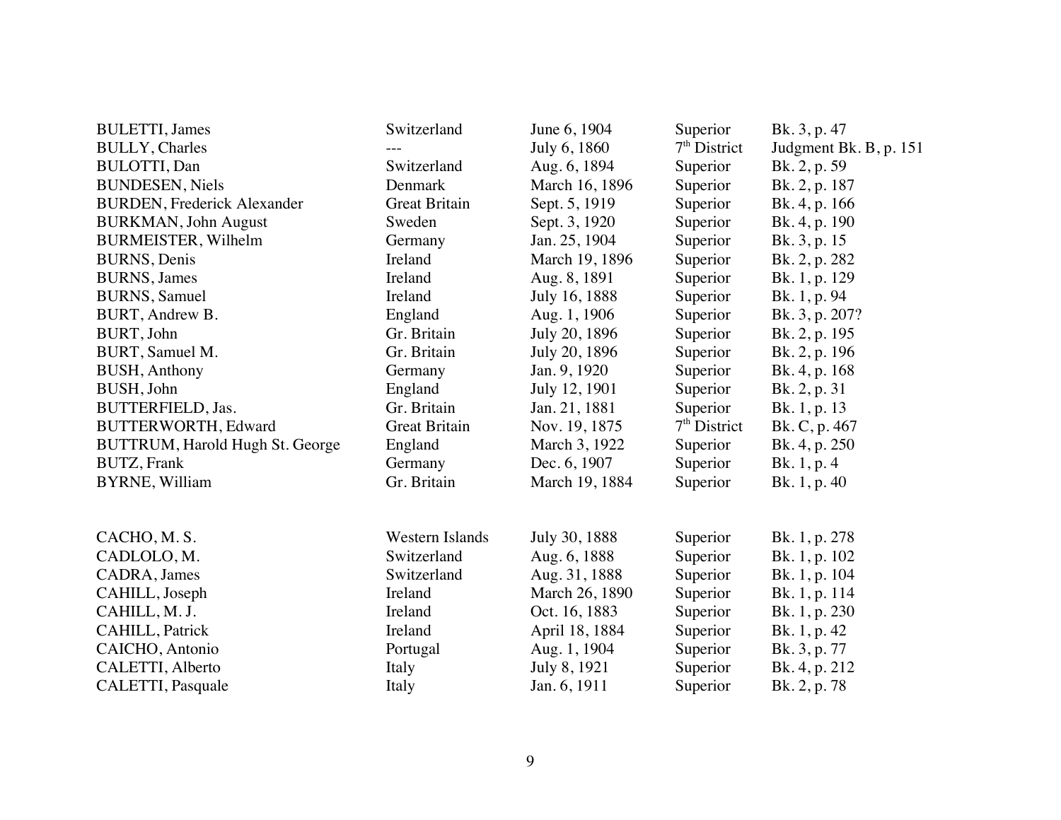| | | | | |
|---|---|---|---|---|
| BULETTI, James | Switzerland | June 6, 1904 | Superior | Bk. 3, p. 47 |
| BULLY, Charles | --- | July 6, 1860 | 7th District | Judgment Bk. B, p. 151 |
| BULOTTI, Dan | Switzerland | Aug. 6, 1894 | Superior | Bk. 2, p. 59 |
| BUNDESEN, Niels | Denmark | March 16, 1896 | Superior | Bk. 2, p. 187 |
| BURDEN, Frederick Alexander | Great Britain | Sept. 5, 1919 | Superior | Bk. 4, p. 166 |
| BURKMAN, John August | Sweden | Sept. 3, 1920 | Superior | Bk. 4, p. 190 |
| BURMEISTER, Wilhelm | Germany | Jan. 25, 1904 | Superior | Bk. 3, p. 15 |
| BURNS, Denis | Ireland | March 19, 1896 | Superior | Bk. 2, p. 282 |
| BURNS, James | Ireland | Aug. 8, 1891 | Superior | Bk. 1, p. 129 |
| BURNS, Samuel | Ireland | July 16, 1888 | Superior | Bk. 1, p. 94 |
| BURT, Andrew B. | England | Aug. 1, 1906 | Superior | Bk. 3, p. 207? |
| BURT, John | Gr. Britain | July 20, 1896 | Superior | Bk. 2, p. 195 |
| BURT, Samuel M. | Gr. Britain | July 20, 1896 | Superior | Bk. 2, p. 196 |
| BUSH, Anthony | Germany | Jan. 9, 1920 | Superior | Bk. 4, p. 168 |
| BUSH, John | England | July 12, 1901 | Superior | Bk. 2, p. 31 |
| BUTTERFIELD, Jas. | Gr. Britain | Jan. 21, 1881 | Superior | Bk. 1, p. 13 |
| BUTTERWORTH, Edward | Great Britain | Nov. 19, 1875 | 7th District | Bk. C, p. 467 |
| BUTTRUM, Harold Hugh St. George | England | March 3, 1922 | Superior | Bk. 4, p. 250 |
| BUTZ, Frank | Germany | Dec. 6, 1907 | Superior | Bk. 1, p. 4 |
| BYRNE, William | Gr. Britain | March 19, 1884 | Superior | Bk. 1, p. 40 |
| | | | | |
| CACHO, M. S. | Western Islands | July 30, 1888 | Superior | Bk. 1, p. 278 |
| CADLOLO, M. | Switzerland | Aug. 6, 1888 | Superior | Bk. 1, p. 102 |
| CADRA, James | Switzerland | Aug. 31, 1888 | Superior | Bk. 1, p. 104 |
| CAHILL, Joseph | Ireland | March 26, 1890 | Superior | Bk. 1, p. 114 |
| CAHILL, M. J. | Ireland | Oct. 16, 1883 | Superior | Bk. 1, p. 230 |
| CAHILL, Patrick | Ireland | April 18, 1884 | Superior | Bk. 1, p. 42 |
| CAICHO, Antonio | Portugal | Aug. 1, 1904 | Superior | Bk. 3, p. 77 |
| CALETTI, Alberto | Italy | July 8, 1921 | Superior | Bk. 4, p. 212 |
| CALETTI, Pasquale | Italy | Jan. 6, 1911 | Superior | Bk. 2, p. 78 |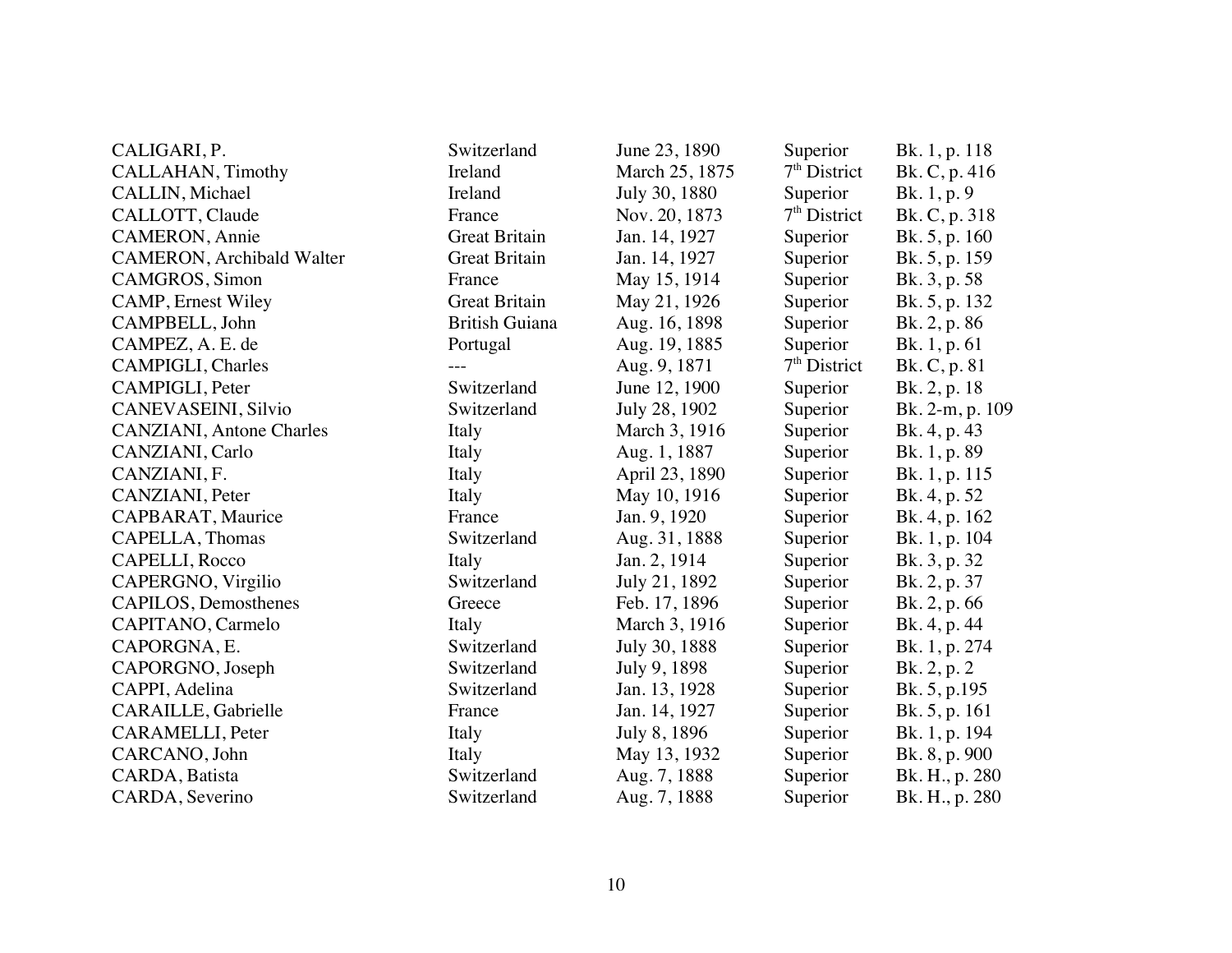| | | | | |
|---|---|---|---|---|
| CALIGARI, P. | Switzerland | June 23, 1890 | Superior | Bk. 1, p. 118 |
| CALLAHAN, Timothy | Ireland | March 25, 1875 | 7th District | Bk. C, p. 416 |
| CALLIN, Michael | Ireland | July 30, 1880 | Superior | Bk. 1, p. 9 |
| CALLOTT, Claude | France | Nov. 20, 1873 | 7th District | Bk. C, p. 318 |
| CAMERON, Annie | Great Britain | Jan. 14, 1927 | Superior | Bk. 5, p. 160 |
| CAMERON, Archibald Walter | Great Britain | Jan. 14, 1927 | Superior | Bk. 5, p. 159 |
| CAMGROS, Simon | France | May 15, 1914 | Superior | Bk. 3, p. 58 |
| CAMP, Ernest Wiley | Great Britain | May 21, 1926 | Superior | Bk. 5, p. 132 |
| CAMPBELL, John | British Guiana | Aug. 16, 1898 | Superior | Bk. 2, p. 86 |
| CAMPEZ, A. E. de | Portugal | Aug. 19, 1885 | Superior | Bk. 1, p. 61 |
| CAMPIGLI, Charles | --- | Aug. 9, 1871 | 7th District | Bk. C, p. 81 |
| CAMPIGLI, Peter | Switzerland | June 12, 1900 | Superior | Bk. 2, p. 18 |
| CANEVASEINI, Silvio | Switzerland | July 28, 1902 | Superior | Bk. 2-m, p. 109 |
| CANZIANI, Antone Charles | Italy | March 3, 1916 | Superior | Bk. 4, p. 43 |
| CANZIANI, Carlo | Italy | Aug. 1, 1887 | Superior | Bk. 1, p. 89 |
| CANZIANI, F. | Italy | April 23, 1890 | Superior | Bk. 1, p. 115 |
| CANZIANI, Peter | Italy | May 10, 1916 | Superior | Bk. 4, p. 52 |
| CAPBARAT, Maurice | France | Jan. 9, 1920 | Superior | Bk. 4, p. 162 |
| CAPELLA, Thomas | Switzerland | Aug. 31, 1888 | Superior | Bk. 1, p. 104 |
| CAPELLI, Rocco | Italy | Jan. 2, 1914 | Superior | Bk. 3, p. 32 |
| CAPERGNO, Virgilio | Switzerland | July 21, 1892 | Superior | Bk. 2, p. 37 |
| CAPILOS, Demosthenes | Greece | Feb. 17, 1896 | Superior | Bk. 2, p. 66 |
| CAPITANO, Carmelo | Italy | March 3, 1916 | Superior | Bk. 4, p. 44 |
| CAPORGNA, E. | Switzerland | July 30, 1888 | Superior | Bk. 1, p. 274 |
| CAPORGNO, Joseph | Switzerland | July 9, 1898 | Superior | Bk. 2, p. 2 |
| CAPPI, Adelina | Switzerland | Jan. 13, 1928 | Superior | Bk. 5, p.195 |
| CARAILLE, Gabrielle | France | Jan. 14, 1927 | Superior | Bk. 5, p. 161 |
| CARAMELLI, Peter | Italy | July 8, 1896 | Superior | Bk. 1, p. 194 |
| CARCANO, John | Italy | May 13, 1932 | Superior | Bk. 8, p. 900 |
| CARDA, Batista | Switzerland | Aug. 7, 1888 | Superior | Bk. H., p. 280 |
| CARDA, Severino | Switzerland | Aug. 7, 1888 | Superior | Bk. H., p. 280 |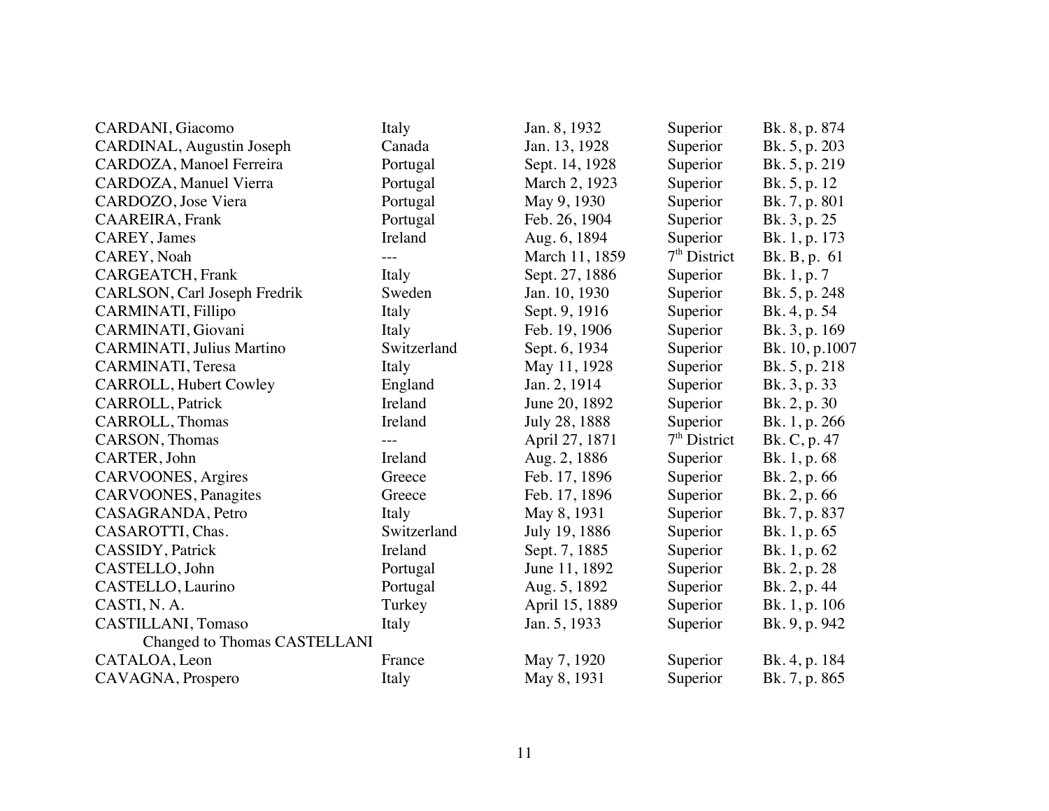| | | | | |
|---|---|---|---|---|
| CARDANI, Giacomo | Italy | Jan. 8, 1932 | Superior | Bk. 8, p. 874 |
| CARDINAL, Augustin Joseph | Canada | Jan. 13, 1928 | Superior | Bk. 5, p. 203 |
| CARDOZA, Manoel Ferreira | Portugal | Sept. 14, 1928 | Superior | Bk. 5, p. 219 |
| CARDOZA, Manuel Vierra | Portugal | March 2, 1923 | Superior | Bk. 5, p. 12 |
| CARDOZO, Jose Viera | Portugal | May 9, 1930 | Superior | Bk. 7, p. 801 |
| CAAREIRA, Frank | Portugal | Feb. 26, 1904 | Superior | Bk. 3, p. 25 |
| CAREY, James | Ireland | Aug. 6, 1894 | Superior | Bk. 1, p. 173 |
| CAREY, Noah | --- | March 11, 1859 | 7th District | Bk. B, p. 61 |
| CARGEATCH, Frank | Italy | Sept. 27, 1886 | Superior | Bk. 1, p. 7 |
| CARLSON, Carl Joseph Fredrik | Sweden | Jan. 10, 1930 | Superior | Bk. 5, p. 248 |
| CARMINATI, Fillipo | Italy | Sept. 9, 1916 | Superior | Bk. 4, p. 54 |
| CARMINATI, Giovani | Italy | Feb. 19, 1906 | Superior | Bk. 3, p. 169 |
| CARMINATI, Julius Martino | Switzerland | Sept. 6, 1934 | Superior | Bk. 10, p.1007 |
| CARMINATI, Teresa | Italy | May 11, 1928 | Superior | Bk. 5, p. 218 |
| CARROLL, Hubert Cowley | England | Jan. 2, 1914 | Superior | Bk. 3, p. 33 |
| CARROLL, Patrick | Ireland | June 20, 1892 | Superior | Bk. 2, p. 30 |
| CARROLL, Thomas | Ireland | July 28, 1888 | Superior | Bk. 1, p. 266 |
| CARSON, Thomas | --- | April 27, 1871 | 7th District | Bk. C, p. 47 |
| CARTER, John | Ireland | Aug. 2, 1886 | Superior | Bk. 1, p. 68 |
| CARVOONES, Argires | Greece | Feb. 17, 1896 | Superior | Bk. 2, p. 66 |
| CARVOONES, Panagites | Greece | Feb. 17, 1896 | Superior | Bk. 2, p. 66 |
| CASAGRANDA, Petro | Italy | May 8, 1931 | Superior | Bk. 7, p. 837 |
| CASAROTTI, Chas. | Switzerland | July 19, 1886 | Superior | Bk. 1, p. 65 |
| CASSIDY, Patrick | Ireland | Sept. 7, 1885 | Superior | Bk. 1, p. 62 |
| CASTELLO, John | Portugal | June 11, 1892 | Superior | Bk. 2, p. 28 |
| CASTELLO, Laurino | Portugal | Aug. 5, 1892 | Superior | Bk. 2, p. 44 |
| CASTI, N. A. | Turkey | April 15, 1889 | Superior | Bk. 1, p. 106 |
| CASTILLANI, Tomaso | Italy | Jan. 5, 1933 | Superior | Bk. 9, p. 942 |
| Changed to Thomas CASTELLANI | | | | |
| CATALOA, Leon | France | May 7, 1920 | Superior | Bk. 4, p. 184 |
| CAVAGNA, Prospero | Italy | May 8, 1931 | Superior | Bk. 7, p. 865 |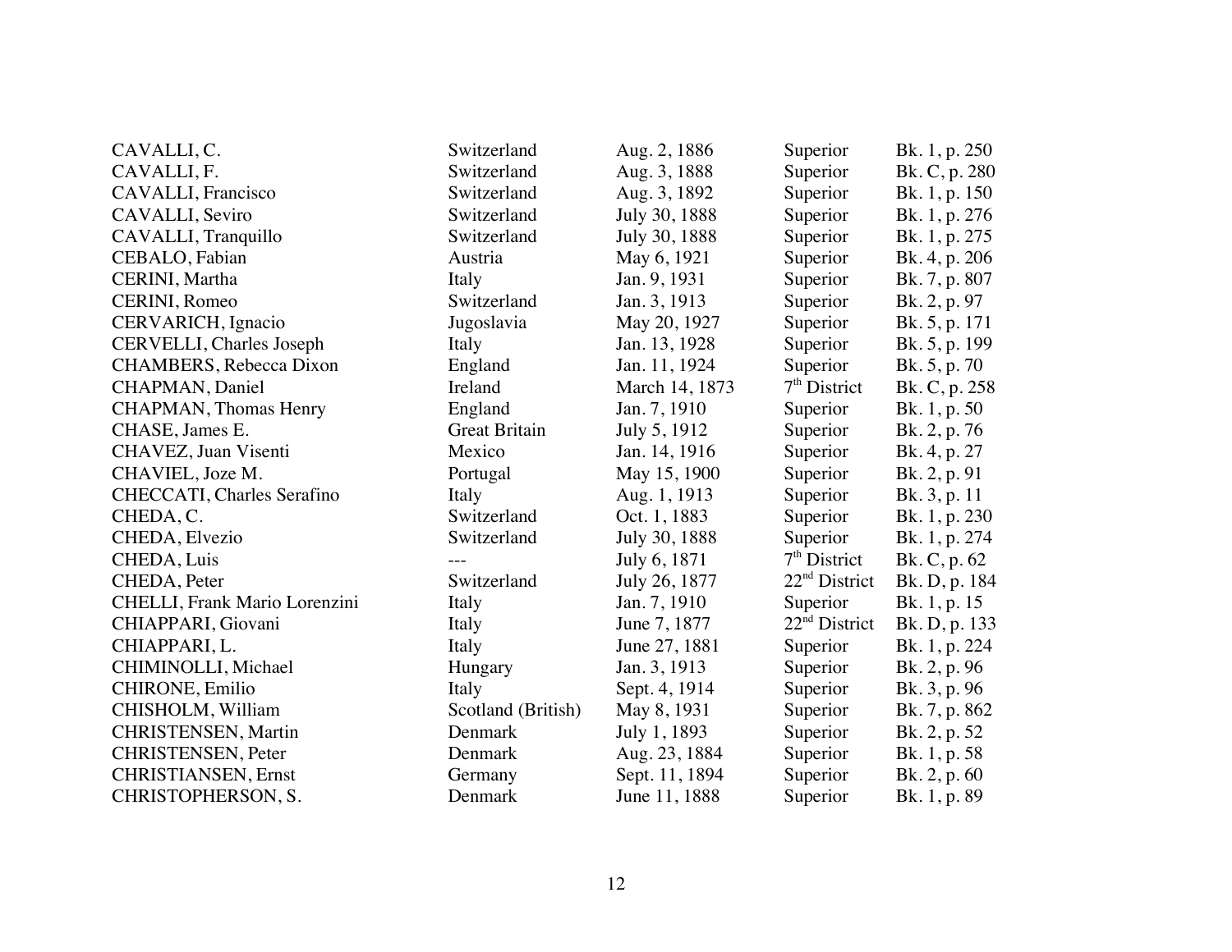| | | | | |
|---|---|---|---|---|
| CAVALLI, C. | Switzerland | Aug. 2, 1886 | Superior | Bk. 1, p. 250 |
| CAVALLI, F. | Switzerland | Aug. 3, 1888 | Superior | Bk. C, p. 280 |
| CAVALLI, Francisco | Switzerland | Aug. 3, 1892 | Superior | Bk. 1, p. 150 |
| CAVALLI, Seviro | Switzerland | July 30, 1888 | Superior | Bk. 1, p. 276 |
| CAVALLI, Tranquillo | Switzerland | July 30, 1888 | Superior | Bk. 1, p. 275 |
| CEBALO, Fabian | Austria | May 6, 1921 | Superior | Bk. 4, p. 206 |
| CERINI, Martha | Italy | Jan. 9, 1931 | Superior | Bk. 7, p. 807 |
| CERINI, Romeo | Switzerland | Jan. 3, 1913 | Superior | Bk. 2, p. 97 |
| CERVARICH, Ignacio | Jugoslavia | May 20, 1927 | Superior | Bk. 5, p. 171 |
| CERVELLI, Charles Joseph | Italy | Jan. 13, 1928 | Superior | Bk. 5, p. 199 |
| CHAMBERS, Rebecca Dixon | England | Jan. 11, 1924 | Superior | Bk. 5, p. 70 |
| CHAPMAN, Daniel | Ireland | March 14, 1873 | 7th District | Bk. C, p. 258 |
| CHAPMAN, Thomas Henry | England | Jan. 7, 1910 | Superior | Bk. 1, p. 50 |
| CHASE, James E. | Great Britain | July 5, 1912 | Superior | Bk. 2, p. 76 |
| CHAVEZ, Juan Visenti | Mexico | Jan. 14, 1916 | Superior | Bk. 4, p. 27 |
| CHAVIEL, Joze M. | Portugal | May 15, 1900 | Superior | Bk. 2, p. 91 |
| CHECCATI, Charles Serafino | Italy | Aug. 1, 1913 | Superior | Bk. 3, p. 11 |
| CHEDA, C. | Switzerland | Oct. 1, 1883 | Superior | Bk. 1, p. 230 |
| CHEDA, Elvezio | Switzerland | July 30, 1888 | Superior | Bk. 1, p. 274 |
| CHEDA, Luis | --- | July 6, 1871 | 7th District | Bk. C, p. 62 |
| CHEDA, Peter | Switzerland | July 26, 1877 | 22nd District | Bk. D, p. 184 |
| CHELLI, Frank Mario Lorenzini | Italy | Jan. 7, 1910 | Superior | Bk. 1, p. 15 |
| CHIAPPARI, Giovani | Italy | June 7, 1877 | 22nd District | Bk. D, p. 133 |
| CHIAPPARI, L. | Italy | June 27, 1881 | Superior | Bk. 1, p. 224 |
| CHIMINOLLI, Michael | Hungary | Jan. 3, 1913 | Superior | Bk. 2, p. 96 |
| CHIRONE, Emilio | Italy | Sept. 4, 1914 | Superior | Bk. 3, p. 96 |
| CHISHOLM, William | Scotland (British) | May 8, 1931 | Superior | Bk. 7, p. 862 |
| CHRISTENSEN, Martin | Denmark | July 1, 1893 | Superior | Bk. 2, p. 52 |
| CHRISTENSEN, Peter | Denmark | Aug. 23, 1884 | Superior | Bk. 1, p. 58 |
| CHRISTIANSEN, Ernst | Germany | Sept. 11, 1894 | Superior | Bk. 2, p. 60 |
| CHRISTOPHERSON, S. | Denmark | June 11, 1888 | Superior | Bk. 1, p. 89 |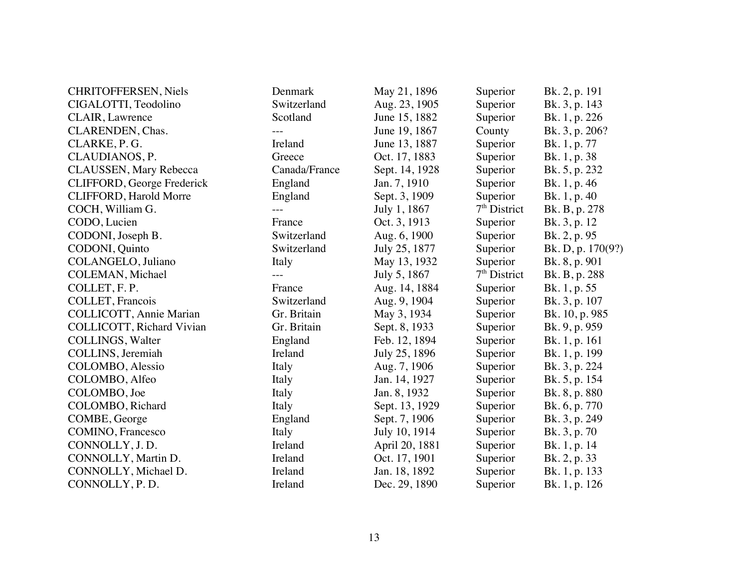| | | | | |
|---|---|---|---|---|
| CHRITOFFERSEN, Niels | Denmark | May 21, 1896 | Superior | Bk. 2, p. 191 |
| CIGALOTTI, Teodolino | Switzerland | Aug. 23, 1905 | Superior | Bk. 3, p. 143 |
| CLAIR, Lawrence | Scotland | June 15, 1882 | Superior | Bk. 1, p. 226 |
| CLARENDEN, Chas. | --- | June 19, 1867 | County | Bk. 3, p. 206? |
| CLARKE, P. G. | Ireland | June 13, 1887 | Superior | Bk. 1, p. 77 |
| CLAUDIANOS, P. | Greece | Oct. 17, 1883 | Superior | Bk. 1, p. 38 |
| CLAUSSEN, Mary Rebecca | Canada/France | Sept. 14, 1928 | Superior | Bk. 5, p. 232 |
| CLIFFORD, George Frederick | England | Jan. 7, 1910 | Superior | Bk. 1, p. 46 |
| CLIFFORD, Harold Morre | England | Sept. 3, 1909 | Superior | Bk. 1, p. 40 |
| COCH, William G. | --- | July 1, 1867 | 7th District | Bk. B, p. 278 |
| CODO, Lucien | France | Oct. 3, 1913 | Superior | Bk. 3, p. 12 |
| CODONI, Joseph B. | Switzerland | Aug. 6, 1900 | Superior | Bk. 2, p. 95 |
| CODONI, Quinto | Switzerland | July 25, 1877 | Superior | Bk. D, p. 170(9?) |
| COLANGELO, Juliano | Italy | May 13, 1932 | Superior | Bk. 8, p. 901 |
| COLEMAN, Michael | --- | July 5, 1867 | 7th District | Bk. B, p. 288 |
| COLLET, F. P. | France | Aug. 14, 1884 | Superior | Bk. 1, p. 55 |
| COLLET, Francois | Switzerland | Aug. 9, 1904 | Superior | Bk. 3, p. 107 |
| COLLICOTT, Annie Marian | Gr. Britain | May 3, 1934 | Superior | Bk. 10, p. 985 |
| COLLICOTT, Richard Vivian | Gr. Britain | Sept. 8, 1933 | Superior | Bk. 9, p. 959 |
| COLLINGS, Walter | England | Feb. 12, 1894 | Superior | Bk. 1, p. 161 |
| COLLINS, Jeremiah | Ireland | July 25, 1896 | Superior | Bk. 1, p. 199 |
| COLOMBO, Alessio | Italy | Aug. 7, 1906 | Superior | Bk. 3, p. 224 |
| COLOMBO, Alfeo | Italy | Jan. 14, 1927 | Superior | Bk. 5, p. 154 |
| COLOMBO, Joe | Italy | Jan. 8, 1932 | Superior | Bk. 8, p. 880 |
| COLOMBO, Richard | Italy | Sept. 13, 1929 | Superior | Bk. 6, p. 770 |
| COMBE, George | England | Sept. 7, 1906 | Superior | Bk. 3, p. 249 |
| COMINO, Francesco | Italy | July 10, 1914 | Superior | Bk. 3, p. 70 |
| CONNOLLY, J. D. | Ireland | April 20, 1881 | Superior | Bk. 1, p. 14 |
| CONNOLLY, Martin D. | Ireland | Oct. 17, 1901 | Superior | Bk. 2, p. 33 |
| CONNOLLY, Michael D. | Ireland | Jan. 18, 1892 | Superior | Bk. 1, p. 133 |
| CONNOLLY, P. D. | Ireland | Dec. 29, 1890 | Superior | Bk. 1, p. 126 |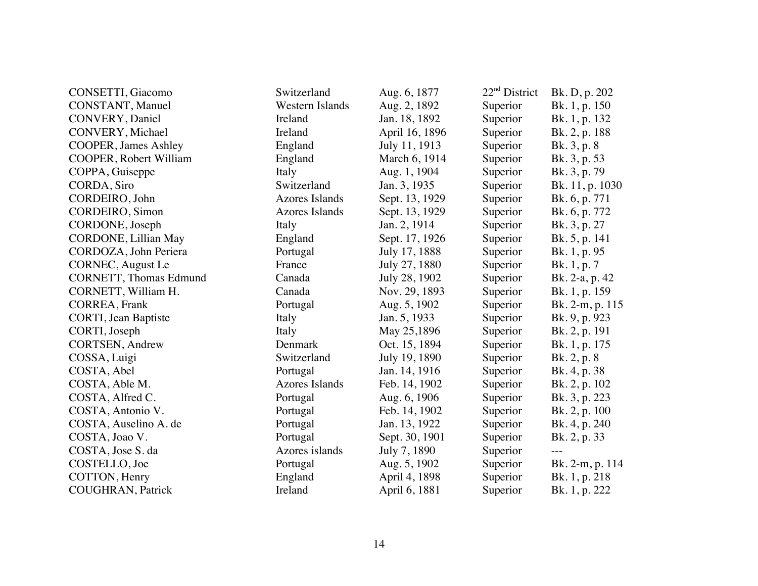| | | | | |
|---|---|---|---|---|
| CONSETTI, Giacomo | Switzerland | Aug. 6, 1877 | 22nd District | Bk. D, p. 202 |
| CONSTANT, Manuel | Western Islands | Aug. 2, 1892 | Superior | Bk. 1, p. 150 |
| CONVERY, Daniel | Ireland | Jan. 18, 1892 | Superior | Bk. 1, p. 132 |
| CONVERY, Michael | Ireland | April 16, 1896 | Superior | Bk. 2, p. 188 |
| COOPER, James Ashley | England | July 11, 1913 | Superior | Bk. 3, p. 8 |
| COOPER, Robert William | England | March 6, 1914 | Superior | Bk. 3, p. 53 |
| COPPA, Guiseppe | Italy | Aug. 1, 1904 | Superior | Bk. 3, p. 79 |
| CORDA, Siro | Switzerland | Jan. 3, 1935 | Superior | Bk. 11, p. 1030 |
| CORDEIRO, John | Azores Islands | Sept. 13, 1929 | Superior | Bk. 6, p. 771 |
| CORDEIRO, Simon | Azores Islands | Sept. 13, 1929 | Superior | Bk. 6, p. 772 |
| CORDONE, Joseph | Italy | Jan. 2, 1914 | Superior | Bk. 3, p. 27 |
| CORDONE, Lillian May | England | Sept. 17, 1926 | Superior | Bk. 5, p. 141 |
| CORDOZA, John Periera | Portugal | July 17, 1888 | Superior | Bk. 1, p. 95 |
| CORNEC, August Le | France | July 27, 1880 | Superior | Bk. 1, p. 7 |
| CORNETT, Thomas Edmund | Canada | July 28, 1902 | Superior | Bk. 2-a, p. 42 |
| CORNETT, William H. | Canada | Nov. 29, 1893 | Superior | Bk. 1, p. 159 |
| CORREA, Frank | Portugal | Aug. 5, 1902 | Superior | Bk. 2-m, p. 115 |
| CORTI, Jean Baptiste | Italy | Jan. 5, 1933 | Superior | Bk. 9, p. 923 |
| CORTI, Joseph | Italy | May 25,1896 | Superior | Bk. 2, p. 191 |
| CORTSEN, Andrew | Denmark | Oct. 15, 1894 | Superior | Bk. 1, p. 175 |
| COSSA, Luigi | Switzerland | July 19, 1890 | Superior | Bk. 2, p. 8 |
| COSTA, Abel | Portugal | Jan. 14, 1916 | Superior | Bk. 4, p. 38 |
| COSTA, Able M. | Azores Islands | Feb. 14, 1902 | Superior | Bk. 2, p. 102 |
| COSTA, Alfred C. | Portugal | Aug. 6, 1906 | Superior | Bk. 3, p. 223 |
| COSTA, Antonio V. | Portugal | Feb. 14, 1902 | Superior | Bk. 2, p. 100 |
| COSTA, Auselino A. de | Portugal | Jan. 13, 1922 | Superior | Bk. 4, p. 240 |
| COSTA, Joao V. | Portugal | Sept. 30, 1901 | Superior | Bk. 2, p. 33 |
| COSTA, Jose S. da | Azores islands | July 7, 1890 | Superior | --- |
| COSTELLO, Joe | Portugal | Aug. 5, 1902 | Superior | Bk. 2-m, p. 114 |
| COTTON, Henry | England | April 4, 1898 | Superior | Bk. 1, p. 218 |
| COUGHRAN, Patrick | Ireland | April 6, 1881 | Superior | Bk. 1, p. 222 |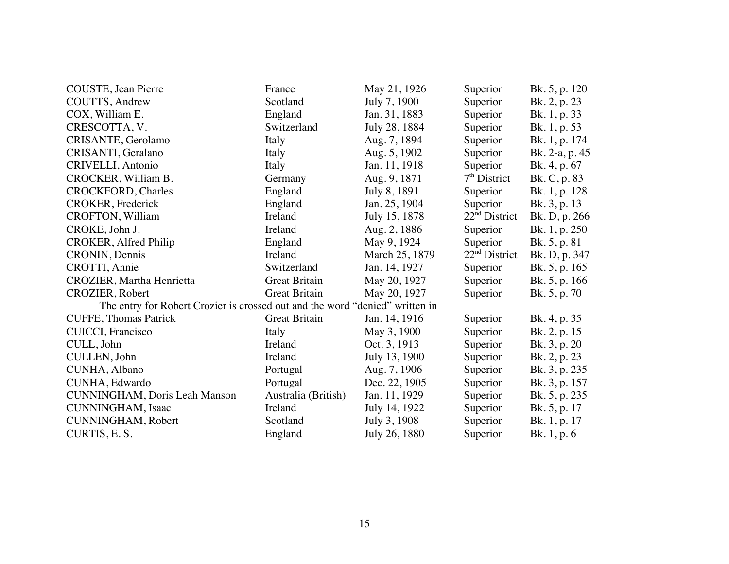| | | | | |
|---|---|---|---|---|
| COUSTE, Jean Pierre | France | May 21, 1926 | Superior | Bk. 5, p. 120 |
| COUTTS, Andrew | Scotland | July 7, 1900 | Superior | Bk. 2, p. 23 |
| COX, William E. | England | Jan. 31, 1883 | Superior | Bk. 1, p. 33 |
| CRESCOTTA, V. | Switzerland | July 28, 1884 | Superior | Bk. 1, p. 53 |
| CRISANTE, Gerolamo | Italy | Aug. 7, 1894 | Superior | Bk. 1, p. 174 |
| CRISANTI, Geralano | Italy | Aug. 5, 1902 | Superior | Bk. 2-a, p. 45 |
| CRIVELLI, Antonio | Italy | Jan. 11, 1918 | Superior | Bk. 4, p. 67 |
| CROCKER, William B. | Germany | Aug. 9, 1871 | 7th District | Bk. C, p. 83 |
| CROCKFORD, Charles | England | July 8, 1891 | Superior | Bk. 1, p. 128 |
| CROKER, Frederick | England | Jan. 25, 1904 | Superior | Bk. 3, p. 13 |
| CROFTON, William | Ireland | July 15, 1878 | 22nd District | Bk. D, p. 266 |
| CROKE, John J. | Ireland | Aug. 2, 1886 | Superior | Bk. 1, p. 250 |
| CROKER, Alfred Philip | England | May 9, 1924 | Superior | Bk. 5, p. 81 |
| CRONIN, Dennis | Ireland | March 25, 1879 | 22nd District | Bk. D, p. 347 |
| CROTTI, Annie | Switzerland | Jan. 14, 1927 | Superior | Bk. 5, p. 165 |
| CROZIER, Martha Henrietta | Great Britain | May 20, 1927 | Superior | Bk. 5, p. 166 |
| CROZIER, Robert | Great Britain | May 20, 1927 | Superior | Bk. 5, p. 70 |
| The entry for Robert Crozier is crossed out and the word "denied" written in | | | | |
| CUFFE, Thomas Patrick | Great Britain | Jan. 14, 1916 | Superior | Bk. 4, p. 35 |
| CUICCI, Francisco | Italy | May 3, 1900 | Superior | Bk. 2, p. 15 |
| CULL, John | Ireland | Oct. 3, 1913 | Superior | Bk. 3, p. 20 |
| CULLEN, John | Ireland | July 13, 1900 | Superior | Bk. 2, p. 23 |
| CUNHA, Albano | Portugal | Aug. 7, 1906 | Superior | Bk. 3, p. 235 |
| CUNHA, Edwardo | Portugal | Dec. 22, 1905 | Superior | Bk. 3, p. 157 |
| CUNNINGHAM, Doris Leah Manson | Australia (British) | Jan. 11, 1929 | Superior | Bk. 5, p. 235 |
| CUNNINGHAM, Isaac | Ireland | July 14, 1922 | Superior | Bk. 5, p. 17 |
| CUNNINGHAM, Robert | Scotland | July 3, 1908 | Superior | Bk. 1, p. 17 |
| CURTIS, E. S. | England | July 26, 1880 | Superior | Bk. 1, p. 6 |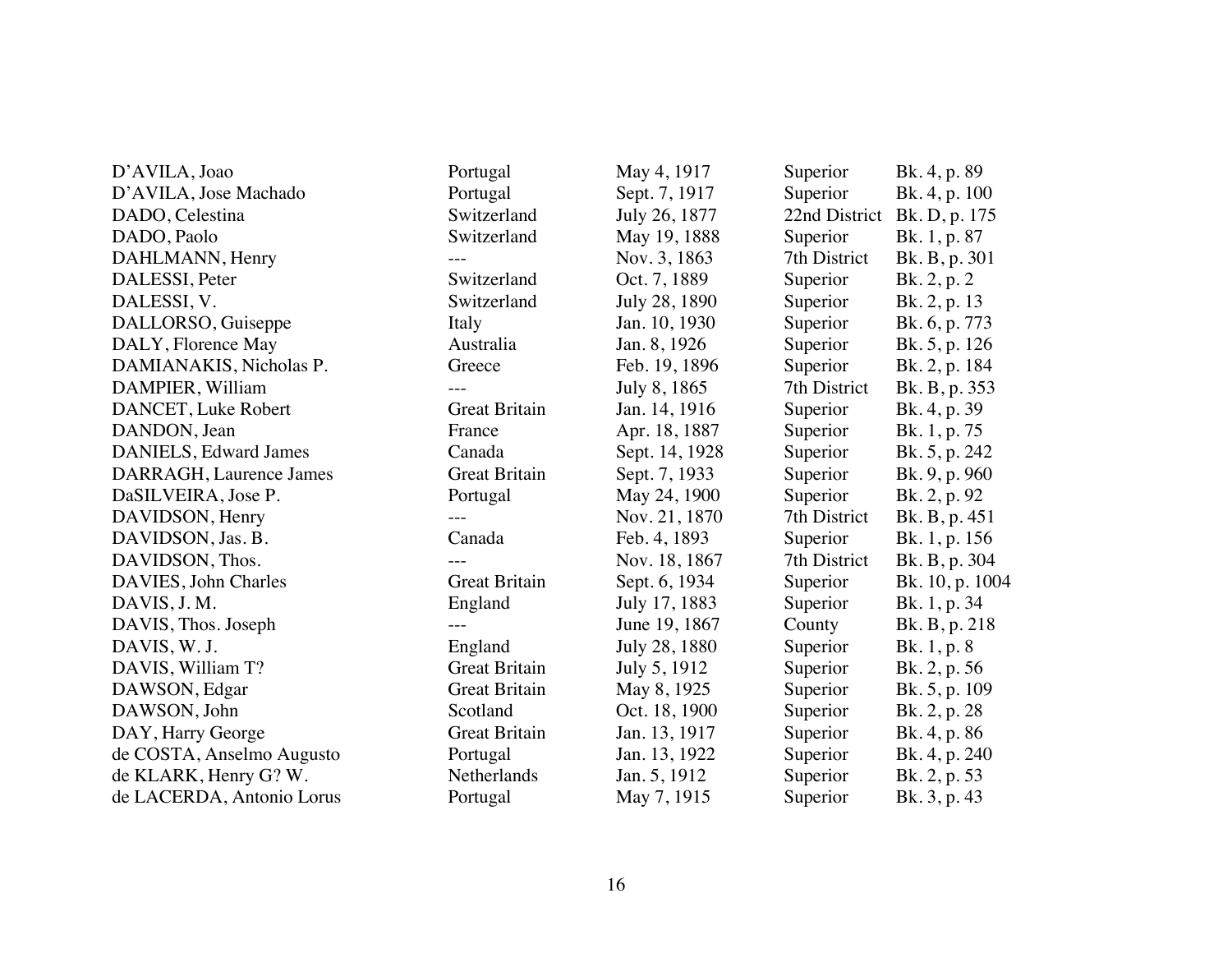| | | | | |
|---|---|---|---|---|
| D'AVILA, Joao | Portugal | May 4, 1917 | Superior | Bk. 4, p. 89 |
| D'AVILA, Jose Machado | Portugal | Sept. 7, 1917 | Superior | Bk. 4, p. 100 |
| DADO, Celestina | Switzerland | July 26, 1877 | 22nd District | Bk. D, p. 175 |
| DADO, Paolo | Switzerland | May 19, 1888 | Superior | Bk. 1, p. 87 |
| DAHLMANN, Henry | --- | Nov. 3, 1863 | 7th District | Bk. B, p. 301 |
| DALESSI, Peter | Switzerland | Oct. 7, 1889 | Superior | Bk. 2, p. 2 |
| DALESSI, V. | Switzerland | July 28, 1890 | Superior | Bk. 2, p. 13 |
| DALLORSO, Guiseppe | Italy | Jan. 10, 1930 | Superior | Bk. 6, p. 773 |
| DALY, Florence May | Australia | Jan. 8, 1926 | Superior | Bk. 5, p. 126 |
| DAMIANAKIS, Nicholas P. | Greece | Feb. 19, 1896 | Superior | Bk. 2, p. 184 |
| DAMPIER, William | --- | July 8, 1865 | 7th District | Bk. B, p. 353 |
| DANCET, Luke Robert | Great Britain | Jan. 14, 1916 | Superior | Bk. 4, p. 39 |
| DANDON, Jean | France | Apr. 18, 1887 | Superior | Bk. 1, p. 75 |
| DANIELS, Edward James | Canada | Sept. 14, 1928 | Superior | Bk. 5, p. 242 |
| DARRAGH, Laurence James | Great Britain | Sept. 7, 1933 | Superior | Bk. 9, p. 960 |
| DaSILVEIRA, Jose P. | Portugal | May 24, 1900 | Superior | Bk. 2, p. 92 |
| DAVIDSON, Henry | --- | Nov. 21, 1870 | 7th District | Bk. B, p. 451 |
| DAVIDSON, Jas. B. | Canada | Feb. 4, 1893 | Superior | Bk. 1, p. 156 |
| DAVIDSON, Thos. | --- | Nov. 18, 1867 | 7th District | Bk. B, p. 304 |
| DAVIES, John Charles | Great Britain | Sept. 6, 1934 | Superior | Bk. 10, p. 1004 |
| DAVIS, J. M. | England | July 17, 1883 | Superior | Bk. 1, p. 34 |
| DAVIS, Thos. Joseph | --- | June 19, 1867 | County | Bk. B, p. 218 |
| DAVIS, W. J. | England | July 28, 1880 | Superior | Bk. 1, p. 8 |
| DAVIS, William T? | Great Britain | July 5, 1912 | Superior | Bk. 2, p. 56 |
| DAWSON, Edgar | Great Britain | May 8, 1925 | Superior | Bk. 5, p. 109 |
| DAWSON, John | Scotland | Oct. 18, 1900 | Superior | Bk. 2, p. 28 |
| DAY, Harry George | Great Britain | Jan. 13, 1917 | Superior | Bk. 4, p. 86 |
| de COSTA, Anselmo Augusto | Portugal | Jan. 13, 1922 | Superior | Bk. 4, p. 240 |
| de KLARK, Henry G? W. | Netherlands | Jan. 5, 1912 | Superior | Bk. 2, p. 53 |
| de LACERDA, Antonio Lorus | Portugal | May 7, 1915 | Superior | Bk. 3, p. 43 |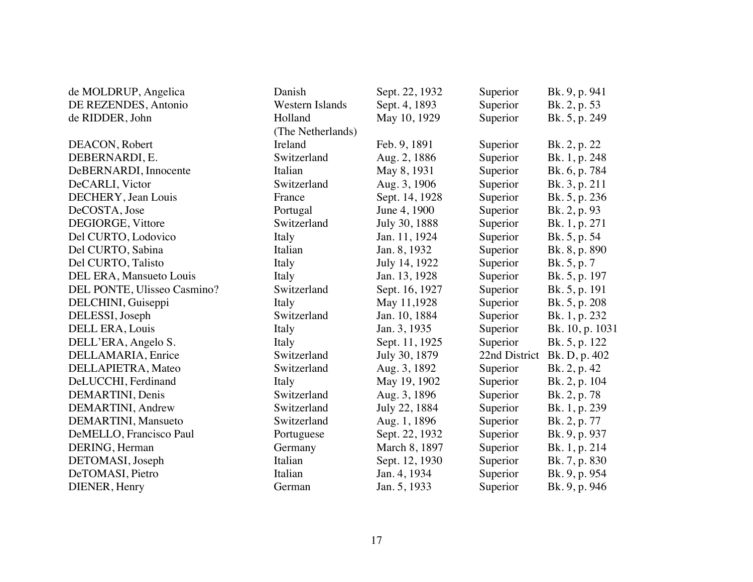| | | | | |
|---|---|---|---|---|
| de MOLDRUP, Angelica | Danish | Sept. 22, 1932 | Superior | Bk. 9, p. 941 |
| DE REZENDES, Antonio | Western Islands | Sept. 4, 1893 | Superior | Bk. 2, p. 53 |
| de RIDDER, John | Holland (The Netherlands) | May 10, 1929 | Superior | Bk. 5, p. 249 |
| DEACON, Robert | Ireland | Feb. 9, 1891 | Superior | Bk. 2, p. 22 |
| DEBERNARDI, E. | Switzerland | Aug. 2, 1886 | Superior | Bk. 1, p. 248 |
| DeBERNARDI, Innocente | Italian | May 8, 1931 | Superior | Bk. 6, p. 784 |
| DeCARLI, Victor | Switzerland | Aug. 3, 1906 | Superior | Bk. 3, p. 211 |
| DECHERY, Jean Louis | France | Sept. 14, 1928 | Superior | Bk. 5, p. 236 |
| DeCOSTA, Jose | Portugal | June 4, 1900 | Superior | Bk. 2, p. 93 |
| DEGIORGE, Vittore | Switzerland | July 30, 1888 | Superior | Bk. 1, p. 271 |
| Del CURTO, Lodovico | Italy | Jan. 11, 1924 | Superior | Bk. 5, p. 54 |
| Del CURTO, Sabina | Italian | Jan. 8, 1932 | Superior | Bk. 8, p. 890 |
| Del CURTO, Talisto | Italy | July 14, 1922 | Superior | Bk. 5, p. 7 |
| DEL ERA, Mansueto Louis | Italy | Jan. 13, 1928 | Superior | Bk. 5, p. 197 |
| DEL PONTE, Ulisseo Casmino? | Switzerland | Sept. 16, 1927 | Superior | Bk. 5, p. 191 |
| DELCHINI, Guiseppi | Italy | May 11,1928 | Superior | Bk. 5, p. 208 |
| DELESSI, Joseph | Switzerland | Jan. 10, 1884 | Superior | Bk. 1, p. 232 |
| DELL ERA, Louis | Italy | Jan. 3, 1935 | Superior | Bk. 10, p. 1031 |
| DELL'ERA, Angelo S. | Italy | Sept. 11, 1925 | Superior | Bk. 5, p. 122 |
| DELLAMARIA, Enrice | Switzerland | July 30, 1879 | 22nd District | Bk. D, p. 402 |
| DELLAPIETRA, Mateo | Switzerland | Aug. 3, 1892 | Superior | Bk. 2, p. 42 |
| DeLUCCHI, Ferdinand | Italy | May 19, 1902 | Superior | Bk. 2, p. 104 |
| DEMARTINI, Denis | Switzerland | Aug. 3, 1896 | Superior | Bk. 2, p. 78 |
| DEMARTINI, Andrew | Switzerland | July 22, 1884 | Superior | Bk. 1, p. 239 |
| DEMARTINI, Mansueto | Switzerland | Aug. 1, 1896 | Superior | Bk. 2, p. 77 |
| DeMELLO, Francisco Paul | Portuguese | Sept. 22, 1932 | Superior | Bk. 9, p. 937 |
| DERING, Herman | Germany | March 8, 1897 | Superior | Bk. 1, p. 214 |
| DETOMASI, Joseph | Italian | Sept. 12, 1930 | Superior | Bk. 7, p. 830 |
| DeTOMASI, Pietro | Italian | Jan. 4, 1934 | Superior | Bk. 9, p. 954 |
| DIENER, Henry | German | Jan. 5, 1933 | Superior | Bk. 9, p. 946 |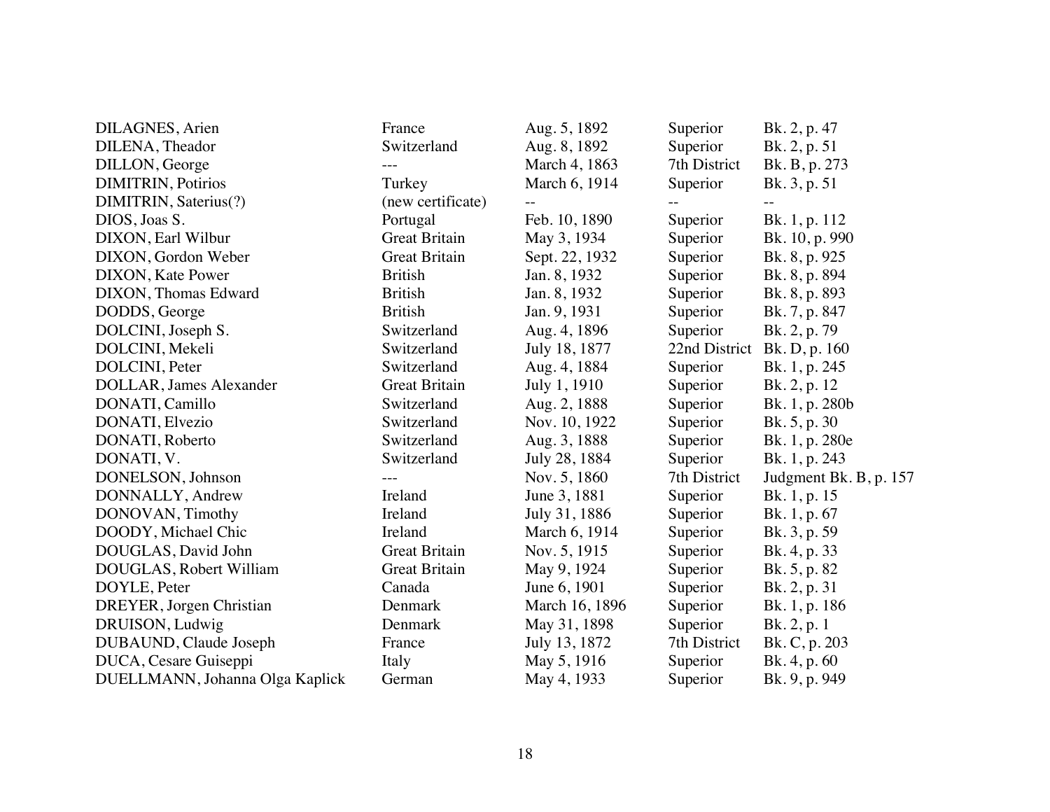| | | | | |
|---|---|---|---|---|
| DILAGNES, Arien | France | Aug. 5, 1892 | Superior | Bk. 2, p. 47 |
| DILENA, Theador | Switzerland | Aug. 8, 1892 | Superior | Bk. 2, p. 51 |
| DILLON, George | --- | March 4, 1863 | 7th District | Bk. B, p. 273 |
| DIMITRIN, Potirios | Turkey | March 6, 1914 | Superior | Bk. 3, p. 51 |
| DIMITRIN, Saterius(?) | (new certificate) | -- | -- | -- |
| DIOS, Joas S. | Portugal | Feb. 10, 1890 | Superior | Bk. 1, p. 112 |
| DIXON, Earl Wilbur | Great Britain | May 3, 1934 | Superior | Bk. 10, p. 990 |
| DIXON, Gordon Weber | Great Britain | Sept. 22, 1932 | Superior | Bk. 8, p. 925 |
| DIXON, Kate Power | British | Jan. 8, 1932 | Superior | Bk. 8, p. 894 |
| DIXON, Thomas Edward | British | Jan. 8, 1932 | Superior | Bk. 8, p. 893 |
| DODDS, George | British | Jan. 9, 1931 | Superior | Bk. 7, p. 847 |
| DOLCINI, Joseph S. | Switzerland | Aug. 4, 1896 | Superior | Bk. 2, p. 79 |
| DOLCINI, Mekeli | Switzerland | July 18, 1877 | 22nd District | Bk. D, p. 160 |
| DOLCINI, Peter | Switzerland | Aug. 4, 1884 | Superior | Bk. 1, p. 245 |
| DOLLAR, James Alexander | Great Britain | July 1, 1910 | Superior | Bk. 2, p. 12 |
| DONATI, Camillo | Switzerland | Aug. 2, 1888 | Superior | Bk. 1, p. 280b |
| DONATI, Elvezio | Switzerland | Nov. 10, 1922 | Superior | Bk. 5, p. 30 |
| DONATI, Roberto | Switzerland | Aug. 3, 1888 | Superior | Bk. 1, p. 280e |
| DONATI, V. | Switzerland | July 28, 1884 | Superior | Bk. 1, p. 243 |
| DONELSON, Johnson | --- | Nov. 5, 1860 | 7th District | Judgment Bk. B, p. 157 |
| DONNALLY, Andrew | Ireland | June 3, 1881 | Superior | Bk. 1, p. 15 |
| DONOVAN, Timothy | Ireland | July 31, 1886 | Superior | Bk. 1, p. 67 |
| DOODY, Michael Chic | Ireland | March 6, 1914 | Superior | Bk. 3, p. 59 |
| DOUGLAS, David John | Great Britain | Nov. 5, 1915 | Superior | Bk. 4, p. 33 |
| DOUGLAS, Robert William | Great Britain | May 9, 1924 | Superior | Bk. 5, p. 82 |
| DOYLE, Peter | Canada | June 6, 1901 | Superior | Bk. 2, p. 31 |
| DREYER, Jorgen Christian | Denmark | March 16, 1896 | Superior | Bk. 1, p. 186 |
| DRUISON, Ludwig | Denmark | May 31, 1898 | Superior | Bk. 2, p. 1 |
| DUBAUND, Claude Joseph | France | July 13, 1872 | 7th District | Bk. C, p. 203 |
| DUCA, Cesare Guiseppi | Italy | May 5, 1916 | Superior | Bk. 4, p. 60 |
| DUELLMANN, Johanna Olga Kaplick | German | May 4, 1933 | Superior | Bk. 9, p. 949 |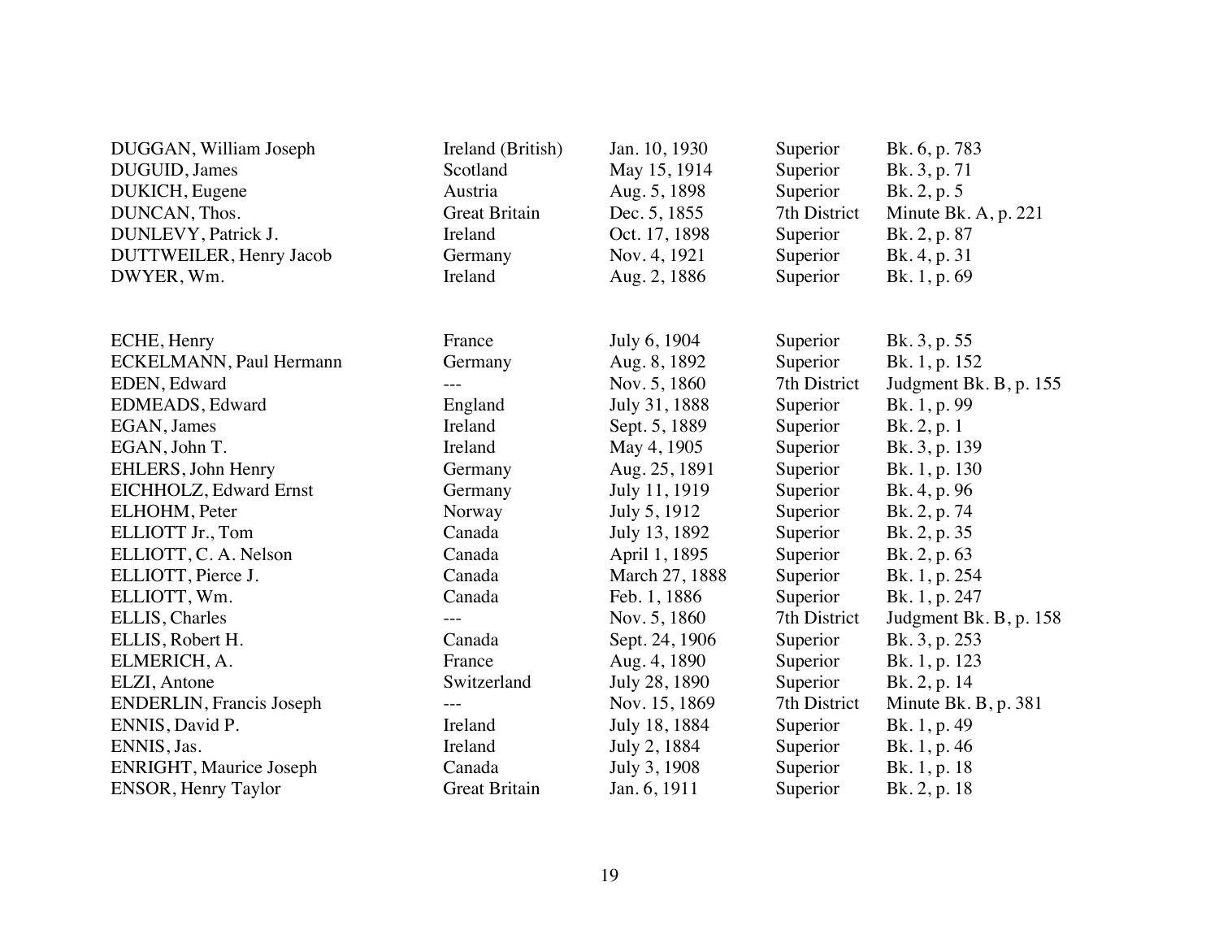| | | | | |
|---|---|---|---|---|
| DUGGAN, William Joseph | Ireland (British) | Jan. 10, 1930 | Superior | Bk. 6, p. 783 |
| DUGUID, James | Scotland | May 15, 1914 | Superior | Bk. 3, p. 71 |
| DUKICH, Eugene | Austria | Aug. 5, 1898 | Superior | Bk. 2, p. 5 |
| DUNCAN, Thos. | Great Britain | Dec. 5, 1855 | 7th District | Minute Bk. A, p. 221 |
| DUNLEVY, Patrick J. | Ireland | Oct. 17, 1898 | Superior | Bk. 2, p. 87 |
| DUTTWEILER, Henry Jacob | Germany | Nov. 4, 1921 | Superior | Bk. 4, p. 31 |
| DWYER, Wm. | Ireland | Aug. 2, 1886 | Superior | Bk. 1, p. 69 |

| | | | | |
|---|---|---|---|---|
| ECHE, Henry | France | July 6, 1904 | Superior | Bk. 3, p. 55 |
| ECKELMANN, Paul Hermann | Germany | Aug. 8, 1892 | Superior | Bk. 1, p. 152 |
| EDEN, Edward | --- | Nov. 5, 1860 | 7th District | Judgment Bk. B, p. 155 |
| EDMEADS, Edward | England | July 31, 1888 | Superior | Bk. 1, p. 99 |
| EGAN, James | Ireland | Sept. 5, 1889 | Superior | Bk. 2, p. 1 |
| EGAN, John T. | Ireland | May 4, 1905 | Superior | Bk. 3, p. 139 |
| EHLERS, John Henry | Germany | Aug. 25, 1891 | Superior | Bk. 1, p. 130 |
| EICHHOLZ, Edward Ernst | Germany | July 11, 1919 | Superior | Bk. 4, p. 96 |
| ELHOHM, Peter | Norway | July 5, 1912 | Superior | Bk. 2, p. 74 |
| ELLIOTT Jr., Tom | Canada | July 13, 1892 | Superior | Bk. 2, p. 35 |
| ELLIOTT, C. A. Nelson | Canada | April 1, 1895 | Superior | Bk. 2, p. 63 |
| ELLIOTT, Pierce J. | Canada | March 27, 1888 | Superior | Bk. 1, p. 254 |
| ELLIOTT, Wm. | Canada | Feb. 1, 1886 | Superior | Bk. 1, p. 247 |
| ELLIS, Charles | --- | Nov. 5, 1860 | 7th District | Judgment Bk. B, p. 158 |
| ELLIS, Robert H. | Canada | Sept. 24, 1906 | Superior | Bk. 3, p. 253 |
| ELMERICH, A. | France | Aug. 4, 1890 | Superior | Bk. 1, p. 123 |
| ELZI, Antone | Switzerland | July 28, 1890 | Superior | Bk. 2, p. 14 |
| ENDERLIN, Francis Joseph | --- | Nov. 15, 1869 | 7th District | Minute Bk. B, p. 381 |
| ENNIS, David P. | Ireland | July 18, 1884 | Superior | Bk. 1, p. 49 |
| ENNIS, Jas. | Ireland | July 2, 1884 | Superior | Bk. 1, p. 46 |
| ENRIGHT, Maurice Joseph | Canada | July 3, 1908 | Superior | Bk. 1, p. 18 |
| ENSOR, Henry Taylor | Great Britain | Jan. 6, 1911 | Superior | Bk. 2, p. 18 |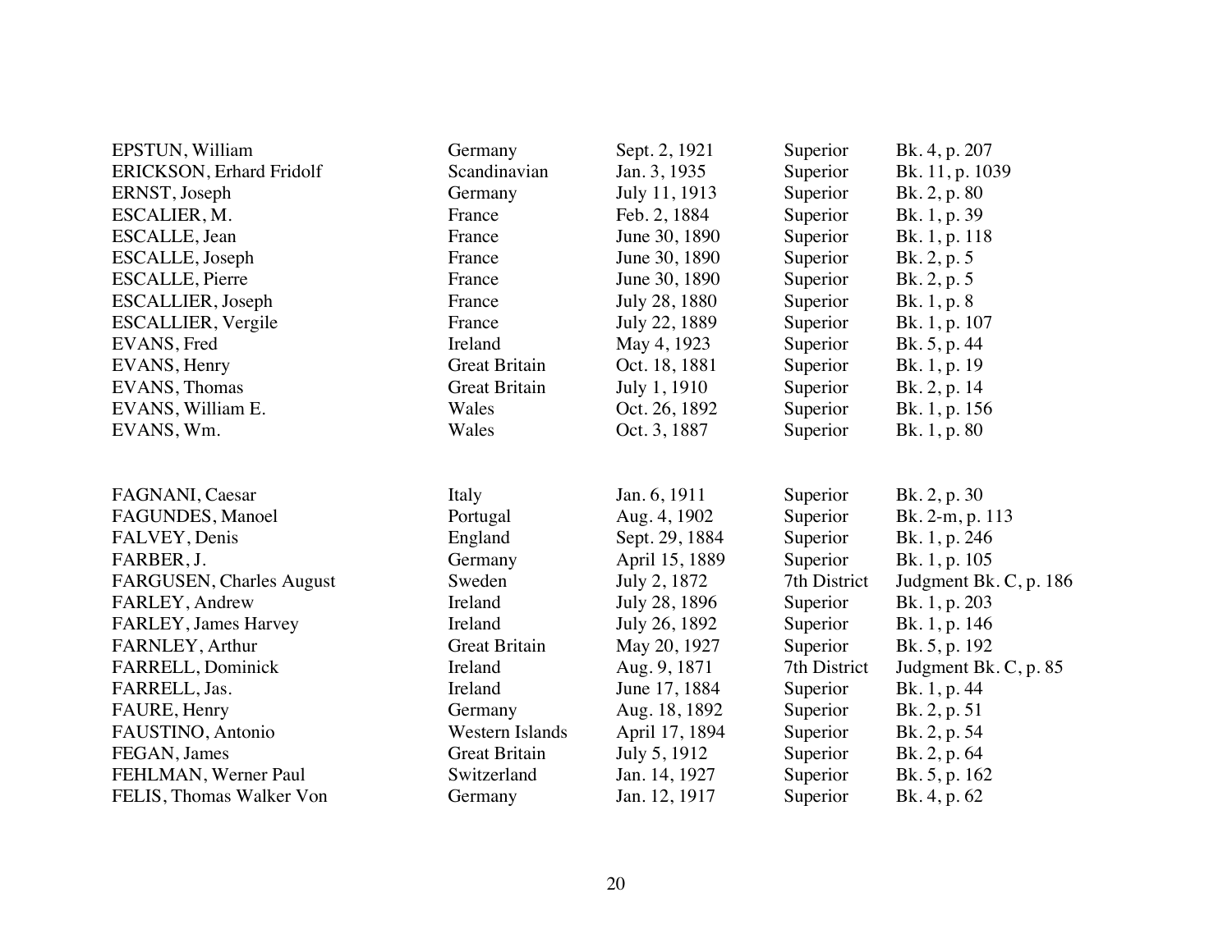| | | | | |
|---|---|---|---|---|
| EPSTUN, William | Germany | Sept. 2, 1921 | Superior | Bk. 4, p. 207 |
| ERICKSON, Erhard Fridolf | Scandinavian | Jan. 3, 1935 | Superior | Bk. 11, p. 1039 |
| ERNST, Joseph | Germany | July 11, 1913 | Superior | Bk. 2, p. 80 |
| ESCALIER, M. | France | Feb. 2, 1884 | Superior | Bk. 1, p. 39 |
| ESCALLE, Jean | France | June 30, 1890 | Superior | Bk. 1, p. 118 |
| ESCALLE, Joseph | France | June 30, 1890 | Superior | Bk. 2, p. 5 |
| ESCALLE, Pierre | France | June 30, 1890 | Superior | Bk. 2, p. 5 |
| ESCALLIER, Joseph | France | July 28, 1880 | Superior | Bk. 1, p. 8 |
| ESCALLIER, Vergile | France | July 22, 1889 | Superior | Bk. 1, p. 107 |
| EVANS, Fred | Ireland | May 4, 1923 | Superior | Bk. 5, p. 44 |
| EVANS, Henry | Great Britain | Oct. 18, 1881 | Superior | Bk. 1, p. 19 |
| EVANS, Thomas | Great Britain | July 1, 1910 | Superior | Bk. 2, p. 14 |
| EVANS, William E. | Wales | Oct. 26, 1892 | Superior | Bk. 1, p. 156 |
| EVANS, Wm. | Wales | Oct. 3, 1887 | Superior | Bk. 1, p. 80 |
| | | | | |
| FAGNANI, Caesar | Italy | Jan. 6, 1911 | Superior | Bk. 2, p. 30 |
| FAGUNDES, Manoel | Portugal | Aug. 4, 1902 | Superior | Bk. 2-m, p. 113 |
| FALVEY, Denis | England | Sept. 29, 1884 | Superior | Bk. 1, p. 246 |
| FARBER, J. | Germany | April 15, 1889 | Superior | Bk. 1, p. 105 |
| FARGUSEN, Charles August | Sweden | July 2, 1872 | 7th District | Judgment Bk. C, p. 186 |
| FARLEY, Andrew | Ireland | July 28, 1896 | Superior | Bk. 1, p. 203 |
| FARLEY, James Harvey | Ireland | July 26, 1892 | Superior | Bk. 1, p. 146 |
| FARNLEY, Arthur | Great Britain | May 20, 1927 | Superior | Bk. 5, p. 192 |
| FARRELL, Dominick | Ireland | Aug. 9, 1871 | 7th District | Judgment Bk. C, p. 85 |
| FARRELL, Jas. | Ireland | June 17, 1884 | Superior | Bk. 1, p. 44 |
| FAURE, Henry | Germany | Aug. 18, 1892 | Superior | Bk. 2, p. 51 |
| FAUSTINO, Antonio | Western Islands | April 17, 1894 | Superior | Bk. 2, p. 54 |
| FEGAN, James | Great Britain | July 5, 1912 | Superior | Bk. 2, p. 64 |
| FEHLMAN, Werner Paul | Switzerland | Jan. 14, 1927 | Superior | Bk. 5, p. 162 |
| FELIS, Thomas Walker Von | Germany | Jan. 12, 1917 | Superior | Bk. 4, p. 62 |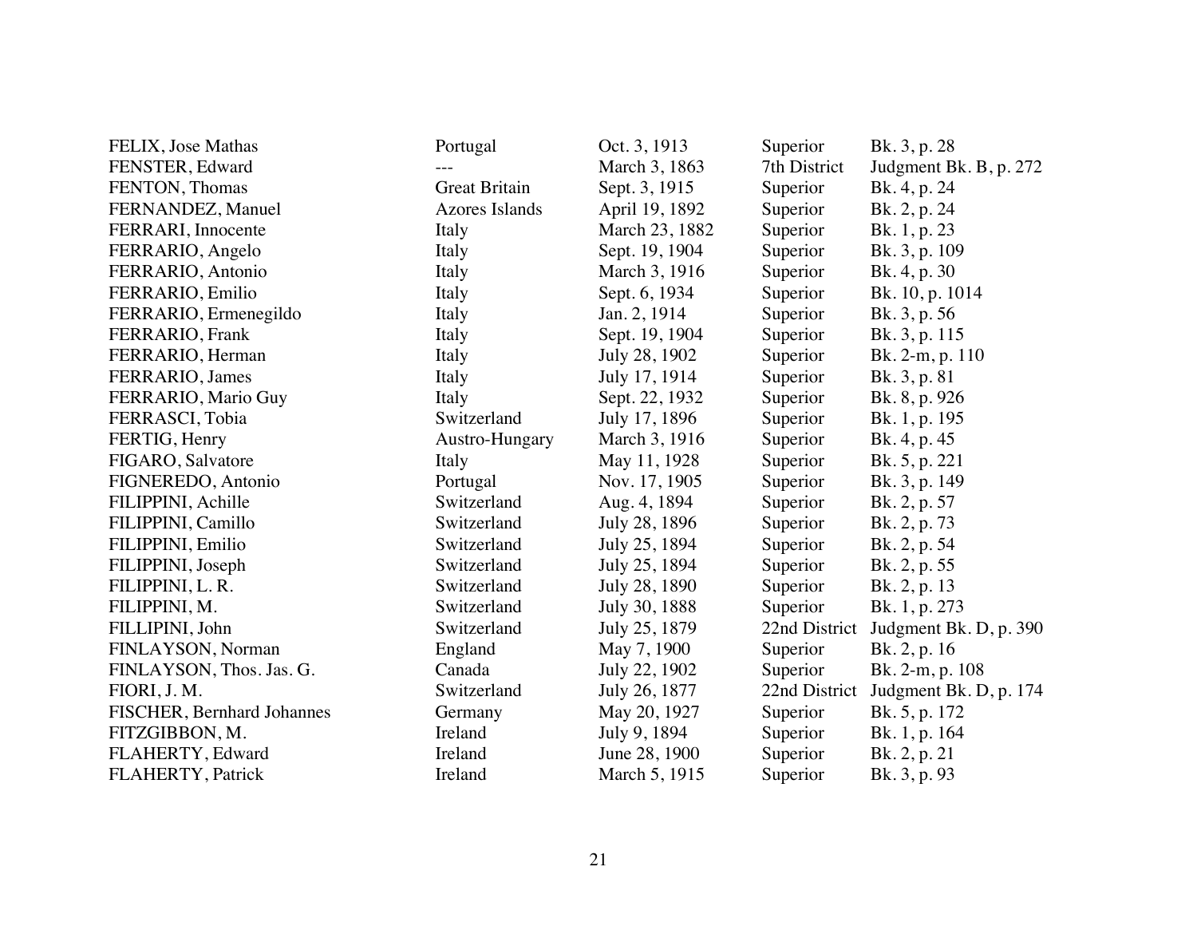| | | | | |
|---|---|---|---|---|
| FELIX, Jose Mathas | Portugal | Oct. 3, 1913 | Superior | Bk. 3, p. 28 |
| FENSTER, Edward | --- | March 3, 1863 | 7th District | Judgment Bk. B, p. 272 |
| FENTON, Thomas | Great Britain | Sept. 3, 1915 | Superior | Bk. 4, p. 24 |
| FERNANDEZ, Manuel | Azores Islands | April 19, 1892 | Superior | Bk. 2, p. 24 |
| FERRARI, Innocente | Italy | March 23, 1882 | Superior | Bk. 1, p. 23 |
| FERRARIO, Angelo | Italy | Sept. 19, 1904 | Superior | Bk. 3, p. 109 |
| FERRARIO, Antonio | Italy | March 3, 1916 | Superior | Bk. 4, p. 30 |
| FERRARIO, Emilio | Italy | Sept. 6, 1934 | Superior | Bk. 10, p. 1014 |
| FERRARIO, Ermenegildo | Italy | Jan. 2, 1914 | Superior | Bk. 3, p. 56 |
| FERRARIO, Frank | Italy | Sept. 19, 1904 | Superior | Bk. 3, p. 115 |
| FERRARIO, Herman | Italy | July 28, 1902 | Superior | Bk. 2-m, p. 110 |
| FERRARIO, James | Italy | July 17, 1914 | Superior | Bk. 3, p. 81 |
| FERRARIO, Mario Guy | Italy | Sept. 22, 1932 | Superior | Bk. 8, p. 926 |
| FERRASCI, Tobia | Switzerland | July 17, 1896 | Superior | Bk. 1, p. 195 |
| FERTIG, Henry | Austro-Hungary | March 3, 1916 | Superior | Bk. 4, p. 45 |
| FIGARO, Salvatore | Italy | May 11, 1928 | Superior | Bk. 5, p. 221 |
| FIGNEREDO, Antonio | Portugal | Nov. 17, 1905 | Superior | Bk. 3, p. 149 |
| FILIPPINI, Achille | Switzerland | Aug. 4, 1894 | Superior | Bk. 2, p. 57 |
| FILIPPINI, Camillo | Switzerland | July 28, 1896 | Superior | Bk. 2, p. 73 |
| FILIPPINI, Emilio | Switzerland | July 25, 1894 | Superior | Bk. 2, p. 54 |
| FILIPPINI, Joseph | Switzerland | July 25, 1894 | Superior | Bk. 2, p. 55 |
| FILIPPINI, L. R. | Switzerland | July 28, 1890 | Superior | Bk. 2, p. 13 |
| FILIPPINI, M. | Switzerland | July 30, 1888 | Superior | Bk. 1, p. 273 |
| FILLIPINI, John | Switzerland | July 25, 1879 | 22nd District | Judgment Bk. D, p. 390 |
| FINLAYSON, Norman | England | May 7, 1900 | Superior | Bk. 2, p. 16 |
| FINLAYSON, Thos. Jas. G. | Canada | July 22, 1902 | Superior | Bk. 2-m, p. 108 |
| FIORI, J. M. | Switzerland | July 26, 1877 | 22nd District | Judgment Bk. D, p. 174 |
| FISCHER, Bernhard Johannes | Germany | May 20, 1927 | Superior | Bk. 5, p. 172 |
| FITZGIBBON, M. | Ireland | July 9, 1894 | Superior | Bk. 1, p. 164 |
| FLAHERTY, Edward | Ireland | June 28, 1900 | Superior | Bk. 2, p. 21 |
| FLAHERTY, Patrick | Ireland | March 5, 1915 | Superior | Bk. 3, p. 93 |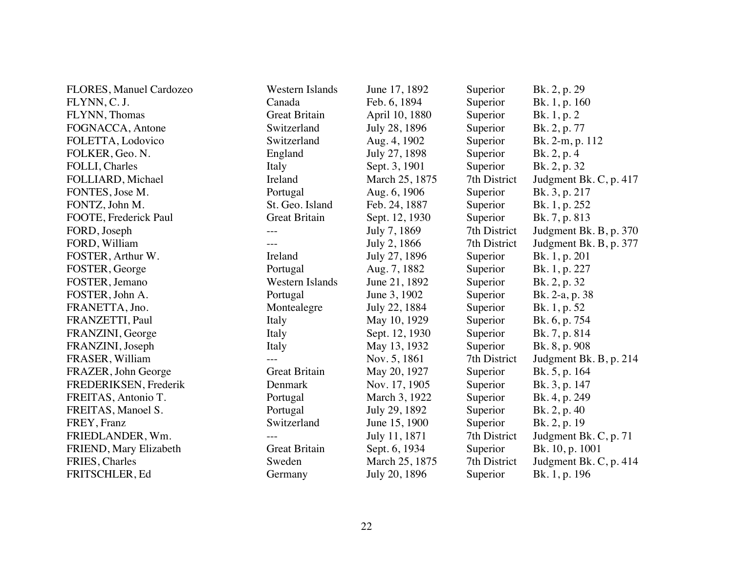| | | | | |
|---|---|---|---|---|
| FLORES, Manuel Cardozeo | Western Islands | June 17, 1892 | Superior | Bk. 2, p. 29 |
| FLYNN, C. J. | Canada | Feb. 6, 1894 | Superior | Bk. 1, p. 160 |
| FLYNN, Thomas | Great Britain | April 10, 1880 | Superior | Bk. 1, p. 2 |
| FOGNACCA, Antone | Switzerland | July 28, 1896 | Superior | Bk. 2, p. 77 |
| FOLETTA, Lodovico | Switzerland | Aug. 4, 1902 | Superior | Bk. 2-m, p. 112 |
| FOLKER, Geo. N. | England | July 27, 1898 | Superior | Bk. 2, p. 4 |
| FOLLI, Charles | Italy | Sept. 3, 1901 | Superior | Bk. 2, p. 32 |
| FOLLIARD, Michael | Ireland | March 25, 1875 | 7th District | Judgment Bk. C, p. 417 |
| FONTES, Jose M. | Portugal | Aug. 6, 1906 | Superior | Bk. 3, p. 217 |
| FONTZ, John M. | St. Geo. Island | Feb. 24, 1887 | Superior | Bk. 1, p. 252 |
| FOOTE, Frederick Paul | Great Britain | Sept. 12, 1930 | Superior | Bk. 7, p. 813 |
| FORD, Joseph | --- | July 7, 1869 | 7th District | Judgment Bk. B, p. 370 |
| FORD, William | --- | July 2, 1866 | 7th District | Judgment Bk. B, p. 377 |
| FOSTER, Arthur W. | Ireland | July 27, 1896 | Superior | Bk. 1, p. 201 |
| FOSTER, George | Portugal | Aug. 7, 1882 | Superior | Bk. 1, p. 227 |
| FOSTER, Jemano | Western Islands | June 21, 1892 | Superior | Bk. 2, p. 32 |
| FOSTER, John A. | Portugal | June 3, 1902 | Superior | Bk. 2-a, p. 38 |
| FRANETTA, Jno. | Montealegre | July 22, 1884 | Superior | Bk. 1, p. 52 |
| FRANZETTI, Paul | Italy | May 10, 1929 | Superior | Bk. 6, p. 754 |
| FRANZINI, George | Italy | Sept. 12, 1930 | Superior | Bk. 7, p. 814 |
| FRANZINI, Joseph | Italy | May 13, 1932 | Superior | Bk. 8, p. 908 |
| FRASER, William | --- | Nov. 5, 1861 | 7th District | Judgment Bk. B, p. 214 |
| FRAZER, John George | Great Britain | May 20, 1927 | Superior | Bk. 5, p. 164 |
| FREDERIKSEN, Frederik | Denmark | Nov. 17, 1905 | Superior | Bk. 3, p. 147 |
| FREITAS, Antonio T. | Portugal | March 3, 1922 | Superior | Bk. 4, p. 249 |
| FREITAS, Manoel S. | Portugal | July 29, 1892 | Superior | Bk. 2, p. 40 |
| FREY, Franz | Switzerland | June 15, 1900 | Superior | Bk. 2, p. 19 |
| FRIEDLANDER, Wm. | --- | July 11, 1871 | 7th District | Judgment Bk. C, p. 71 |
| FRIEND, Mary Elizabeth | Great Britain | Sept. 6, 1934 | Superior | Bk. 10, p. 1001 |
| FRIES, Charles | Sweden | March 25, 1875 | 7th District | Judgment Bk. C, p. 414 |
| FRITSCHLER, Ed | Germany | July 20, 1896 | Superior | Bk. 1, p. 196 |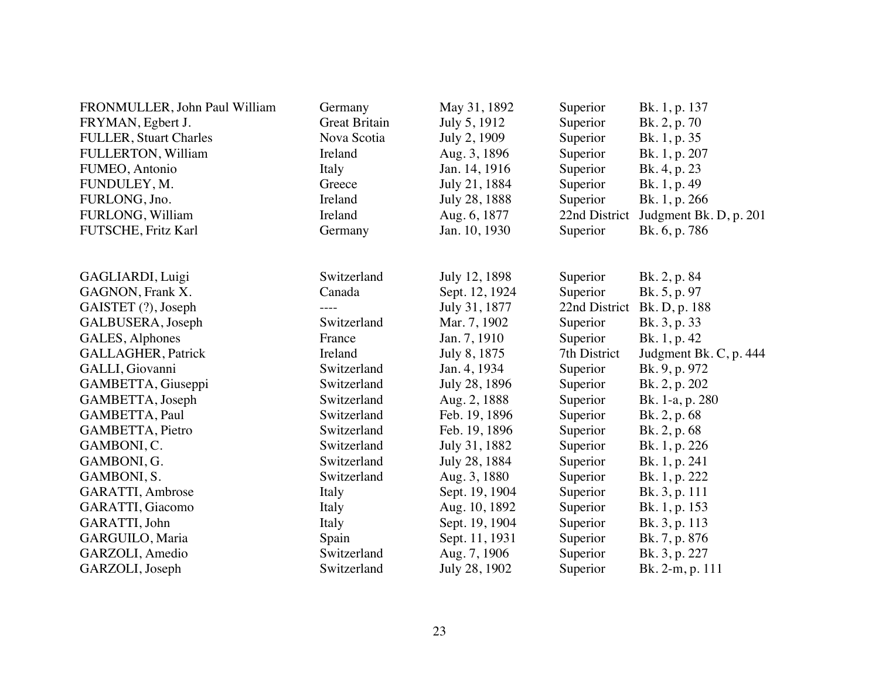| | | | | |
|---|---|---|---|---|
| FRONMULLER, John Paul William | Germany | May 31, 1892 | Superior | Bk. 1, p. 137 |
| FRYMAN, Egbert J. | Great Britain | July 5, 1912 | Superior | Bk. 2, p. 70 |
| FULLER, Stuart Charles | Nova Scotia | July 2, 1909 | Superior | Bk. 1, p. 35 |
| FULLERTON, William | Ireland | Aug. 3, 1896 | Superior | Bk. 1, p. 207 |
| FUMEO, Antonio | Italy | Jan. 14, 1916 | Superior | Bk. 4, p. 23 |
| FUNDULEY, M. | Greece | July 21, 1884 | Superior | Bk. 1, p. 49 |
| FURLONG, Jno. | Ireland | July 28, 1888 | Superior | Bk. 1, p. 266 |
| FURLONG, William | Ireland | Aug. 6, 1877 | 22nd District | Judgment Bk. D, p. 201 |
| FUTSCHE, Fritz Karl | Germany | Jan. 10, 1930 | Superior | Bk. 6, p. 786 |
| | | | | |
| GAGLIARDI, Luigi | Switzerland | July 12, 1898 | Superior | Bk. 2, p. 84 |
| GAGNON, Frank X. | Canada | Sept. 12, 1924 | Superior | Bk. 5, p. 97 |
| GAISTET (?), Joseph | ---- | July 31, 1877 | 22nd District | Bk. D, p. 188 |
| GALBUSERA, Joseph | Switzerland | Mar. 7, 1902 | Superior | Bk. 3, p. 33 |
| GALES, Alphones | France | Jan. 7, 1910 | Superior | Bk. 1, p. 42 |
| GALLAGHER, Patrick | Ireland | July 8, 1875 | 7th District | Judgment Bk. C, p. 444 |
| GALLI, Giovanni | Switzerland | Jan. 4, 1934 | Superior | Bk. 9, p. 972 |
| GAMBETTA, Giuseppi | Switzerland | July 28, 1896 | Superior | Bk. 2, p. 202 |
| GAMBETTA, Joseph | Switzerland | Aug. 2, 1888 | Superior | Bk. 1-a, p. 280 |
| GAMBETTA, Paul | Switzerland | Feb. 19, 1896 | Superior | Bk. 2, p. 68 |
| GAMBETTA, Pietro | Switzerland | Feb. 19, 1896 | Superior | Bk. 2, p. 68 |
| GAMBONI, C. | Switzerland | July 31, 1882 | Superior | Bk. 1, p. 226 |
| GAMBONI, G. | Switzerland | July 28, 1884 | Superior | Bk. 1, p. 241 |
| GAMBONI, S. | Switzerland | Aug. 3, 1880 | Superior | Bk. 1, p. 222 |
| GARATTI, Ambrose | Italy | Sept. 19, 1904 | Superior | Bk. 3, p. 111 |
| GARATTI, Giacomo | Italy | Aug. 10, 1892 | Superior | Bk. 1, p. 153 |
| GARATTI, John | Italy | Sept. 19, 1904 | Superior | Bk. 3, p. 113 |
| GARGUILO, Maria | Spain | Sept. 11, 1931 | Superior | Bk. 7, p. 876 |
| GARZOLI, Amedio | Switzerland | Aug. 7, 1906 | Superior | Bk. 3, p. 227 |
| GARZOLI, Joseph | Switzerland | July 28, 1902 | Superior | Bk. 2-m, p. 111 |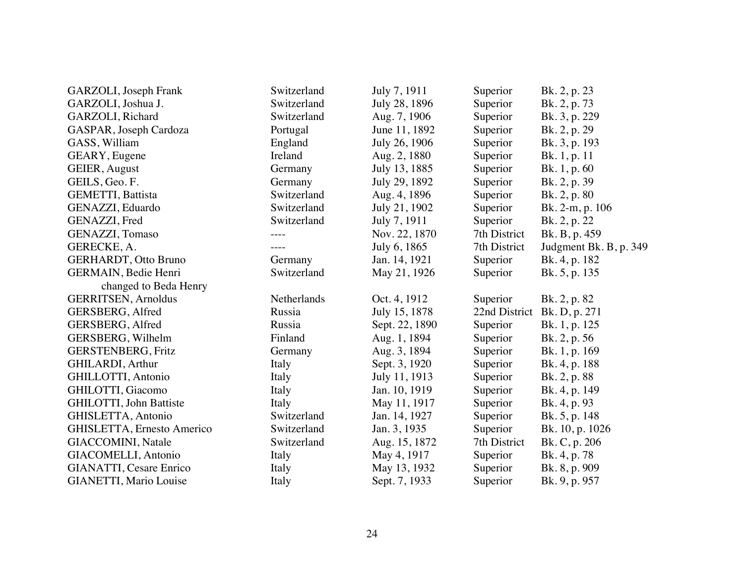| | | | | |
|---|---|---|---|---|
| GARZOLI, Joseph Frank | Switzerland | July 7, 1911 | Superior | Bk. 2, p. 23 |
| GARZOLI, Joshua J. | Switzerland | July 28, 1896 | Superior | Bk. 2, p. 73 |
| GARZOLI, Richard | Switzerland | Aug. 7, 1906 | Superior | Bk. 3, p. 229 |
| GASPAR, Joseph Cardoza | Portugal | June 11, 1892 | Superior | Bk. 2, p. 29 |
| GASS, William | England | July 26, 1906 | Superior | Bk. 3, p. 193 |
| GEARY, Eugene | Ireland | Aug. 2, 1880 | Superior | Bk. 1, p. 11 |
| GEIER, August | Germany | July 13, 1885 | Superior | Bk. 1, p. 60 |
| GEILS, Geo. F. | Germany | July 29, 1892 | Superior | Bk. 2, p. 39 |
| GEMETTI, Battista | Switzerland | Aug. 4, 1896 | Superior | Bk. 2, p. 80 |
| GENAZZI, Eduardo | Switzerland | July 21, 1902 | Superior | Bk. 2-m, p. 106 |
| GENAZZI, Fred | Switzerland | July 7, 1911 | Superior | Bk. 2, p. 22 |
| GENAZZI, Tomaso | ---- | Nov. 22, 1870 | 7th District | Bk. B, p. 459 |
| GERECKE, A. | ---- | July 6, 1865 | 7th District | Judgment Bk. B, p. 349 |
| GERHARDT, Otto Bruno | Germany | Jan. 14, 1921 | Superior | Bk. 4, p. 182 |
| GERMAIN, Bedie Henri changed to Beda Henry | Switzerland | May 21, 1926 | Superior | Bk. 5, p. 135 |
| GERRITSEN, Arnoldus | Netherlands | Oct. 4, 1912 | Superior | Bk. 2, p. 82 |
| GERSBERG, Alfred | Russia | July 15, 1878 | 22nd District | Bk. D, p. 271 |
| GERSBERG, Alfred | Russia | Sept. 22, 1890 | Superior | Bk. 1, p. 125 |
| GERSBERG, Wilhelm | Finland | Aug. 1, 1894 | Superior | Bk. 2, p. 56 |
| GERSTENBERG, Fritz | Germany | Aug. 3, 1894 | Superior | Bk. 1, p. 169 |
| GHILARDI, Arthur | Italy | Sept. 3, 1920 | Superior | Bk. 4, p. 188 |
| GHILLOTTI, Antonio | Italy | July 11, 1913 | Superior | Bk. 2, p. 88 |
| GHILOTTI, Giacomo | Italy | Jan. 10, 1919 | Superior | Bk. 4, p. 149 |
| GHILOTTI, John Battiste | Italy | May 11, 1917 | Superior | Bk. 4, p. 93 |
| GHISLETTA, Antonio | Switzerland | Jan. 14, 1927 | Superior | Bk. 5, p. 148 |
| GHISLETTA, Ernesto Americo | Switzerland | Jan. 3, 1935 | Superior | Bk. 10, p. 1026 |
| GIACCOMINI, Natale | Switzerland | Aug. 15, 1872 | 7th District | Bk. C, p. 206 |
| GIACOMELLI, Antonio | Italy | May 4, 1917 | Superior | Bk. 4, p. 78 |
| GIANATTI, Cesare Enrico | Italy | May 13, 1932 | Superior | Bk. 8, p. 909 |
| GIANETTI, Mario Louise | Italy | Sept. 7, 1933 | Superior | Bk. 9, p. 957 |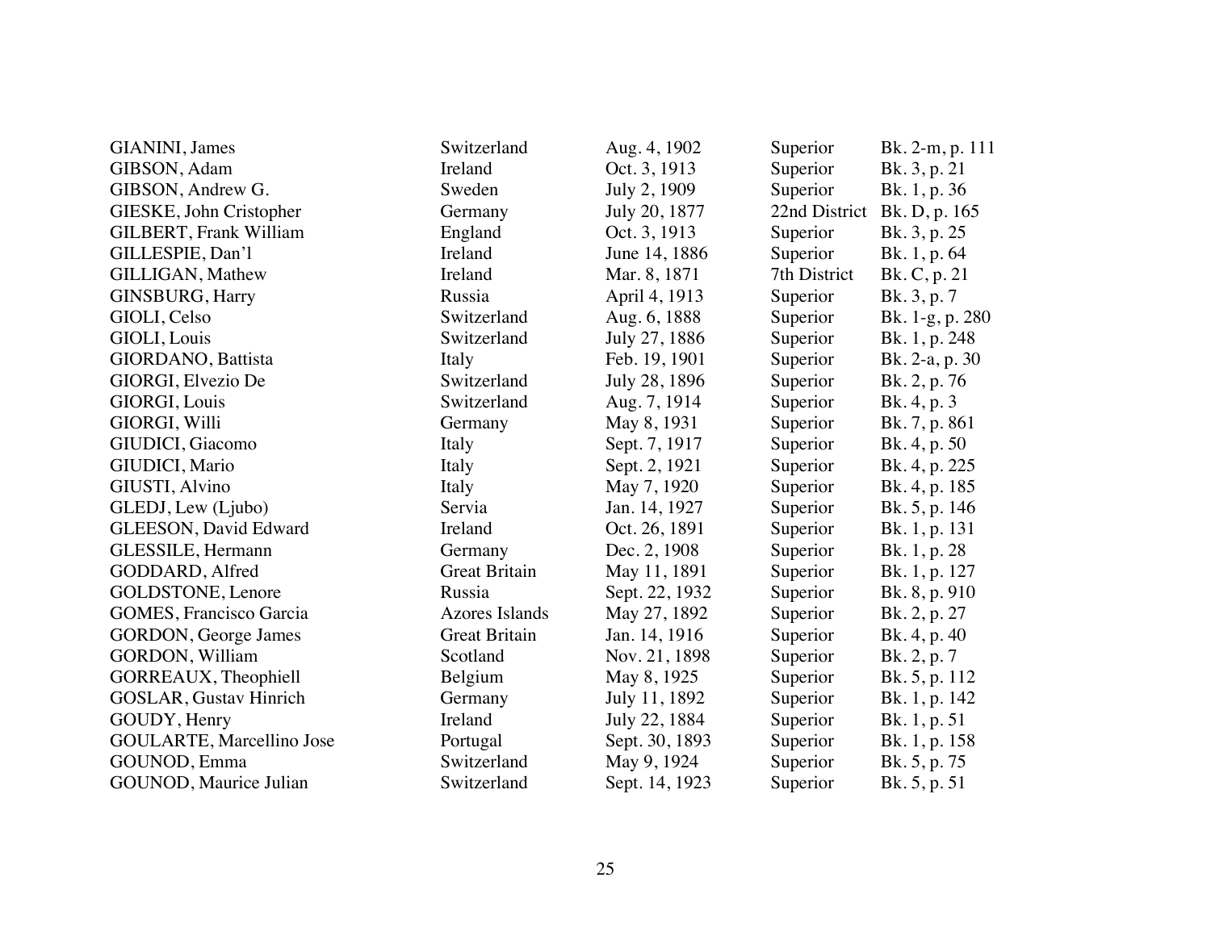| | | | | |
|---|---|---|---|---|
| GIANINI, James | Switzerland | Aug. 4, 1902 | Superior | Bk. 2-m, p. 111 |
| GIBSON, Adam | Ireland | Oct. 3, 1913 | Superior | Bk. 3, p. 21 |
| GIBSON, Andrew G. | Sweden | July 2, 1909 | Superior | Bk. 1, p. 36 |
| GIESKE, John Cristopher | Germany | July 20, 1877 | 22nd District | Bk. D, p. 165 |
| GILBERT, Frank William | England | Oct. 3, 1913 | Superior | Bk. 3, p. 25 |
| GILLESPIE, Dan'l | Ireland | June 14, 1886 | Superior | Bk. 1, p. 64 |
| GILLIGAN, Mathew | Ireland | Mar. 8, 1871 | 7th District | Bk. C, p. 21 |
| GINSBURG, Harry | Russia | April 4, 1913 | Superior | Bk. 3, p. 7 |
| GIOLI, Celso | Switzerland | Aug. 6, 1888 | Superior | Bk. 1-g, p. 280 |
| GIOLI, Louis | Switzerland | July 27, 1886 | Superior | Bk. 1, p. 248 |
| GIORDANO, Battista | Italy | Feb. 19, 1901 | Superior | Bk. 2-a, p. 30 |
| GIORGI, Elvezio De | Switzerland | July 28, 1896 | Superior | Bk. 2, p. 76 |
| GIORGI, Louis | Switzerland | Aug. 7, 1914 | Superior | Bk. 4, p. 3 |
| GIORGI, Willi | Germany | May 8, 1931 | Superior | Bk. 7, p. 861 |
| GIUDICI, Giacomo | Italy | Sept. 7, 1917 | Superior | Bk. 4, p. 50 |
| GIUDICI, Mario | Italy | Sept. 2, 1921 | Superior | Bk. 4, p. 225 |
| GIUSTI, Alvino | Italy | May 7, 1920 | Superior | Bk. 4, p. 185 |
| GLEDJ, Lew (Ljubo) | Servia | Jan. 14, 1927 | Superior | Bk. 5, p. 146 |
| GLEESON, David Edward | Ireland | Oct. 26, 1891 | Superior | Bk. 1, p. 131 |
| GLESSILE, Hermann | Germany | Dec. 2, 1908 | Superior | Bk. 1, p. 28 |
| GODDARD, Alfred | Great Britain | May 11, 1891 | Superior | Bk. 1, p. 127 |
| GOLDSTONE, Lenore | Russia | Sept. 22, 1932 | Superior | Bk. 8, p. 910 |
| GOMES, Francisco Garcia | Azores Islands | May 27, 1892 | Superior | Bk. 2, p. 27 |
| GORDON, George James | Great Britain | Jan. 14, 1916 | Superior | Bk. 4, p. 40 |
| GORDON, William | Scotland | Nov. 21, 1898 | Superior | Bk. 2, p. 7 |
| GORREAUX, Theophiell | Belgium | May 8, 1925 | Superior | Bk. 5, p. 112 |
| GOSLAR, Gustav Hinrich | Germany | July 11, 1892 | Superior | Bk. 1, p. 142 |
| GOUDY, Henry | Ireland | July 22, 1884 | Superior | Bk. 1, p. 51 |
| GOULARTE, Marcellino Jose | Portugal | Sept. 30, 1893 | Superior | Bk. 1, p. 158 |
| GOUNOD, Emma | Switzerland | May 9, 1924 | Superior | Bk. 5, p. 75 |
| GOUNOD, Maurice Julian | Switzerland | Sept. 14, 1923 | Superior | Bk. 5, p. 51 |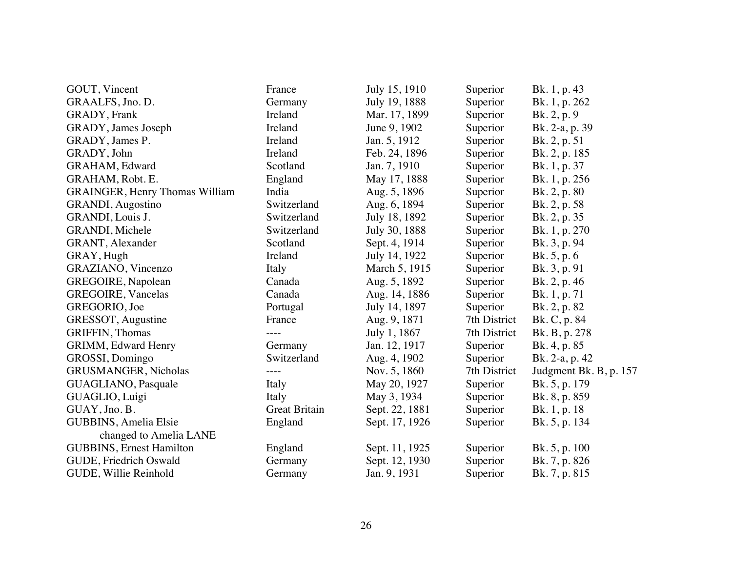| | | | | |
|---|---|---|---|---|
| GOUT, Vincent | France | July 15, 1910 | Superior | Bk. 1, p. 43 |
| GRAALFS, Jno. D. | Germany | July 19, 1888 | Superior | Bk. 1, p. 262 |
| GRADY, Frank | Ireland | Mar. 17, 1899 | Superior | Bk. 2, p. 9 |
| GRADY, James Joseph | Ireland | June 9, 1902 | Superior | Bk. 2-a, p. 39 |
| GRADY, James P. | Ireland | Jan. 5, 1912 | Superior | Bk. 2, p. 51 |
| GRADY, John | Ireland | Feb. 24, 1896 | Superior | Bk. 2, p. 185 |
| GRAHAM, Edward | Scotland | Jan. 7, 1910 | Superior | Bk. 1, p. 37 |
| GRAHAM, Robt. E. | England | May 17, 1888 | Superior | Bk. 1, p. 256 |
| GRAINGER, Henry Thomas William | India | Aug. 5, 1896 | Superior | Bk. 2, p. 80 |
| GRANDI, Augostino | Switzerland | Aug. 6, 1894 | Superior | Bk. 2, p. 58 |
| GRANDI, Louis J. | Switzerland | July 18, 1892 | Superior | Bk. 2, p. 35 |
| GRANDI, Michele | Switzerland | July 30, 1888 | Superior | Bk. 1, p. 270 |
| GRANT, Alexander | Scotland | Sept. 4, 1914 | Superior | Bk. 3, p. 94 |
| GRAY, Hugh | Ireland | July 14, 1922 | Superior | Bk. 5, p. 6 |
| GRAZIANO, Vincenzo | Italy | March 5, 1915 | Superior | Bk. 3, p. 91 |
| GREGOIRE, Napolean | Canada | Aug. 5, 1892 | Superior | Bk. 2, p. 46 |
| GREGOIRE, Vancelas | Canada | Aug. 14, 1886 | Superior | Bk. 1, p. 71 |
| GREGORIO, Joe | Portugal | July 14, 1897 | Superior | Bk. 2, p. 82 |
| GRESSOT, Augustine | France | Aug. 9, 1871 | 7th District | Bk. C, p. 84 |
| GRIFFIN, Thomas | ---- | July 1, 1867 | 7th District | Bk. B, p. 278 |
| GRIMM, Edward Henry | Germany | Jan. 12, 1917 | Superior | Bk. 4, p. 85 |
| GROSSI, Domingo | Switzerland | Aug. 4, 1902 | Superior | Bk. 2-a, p. 42 |
| GRUSMANGER, Nicholas | ---- | Nov. 5, 1860 | 7th District | Judgment Bk. B, p. 157 |
| GUAGLIANO, Pasquale | Italy | May 20, 1927 | Superior | Bk. 5, p. 179 |
| GUAGLIO, Luigi | Italy | May 3, 1934 | Superior | Bk. 8, p. 859 |
| GUAY, Jno. B. | Great Britain | Sept. 22, 1881 | Superior | Bk. 1, p. 18 |
| GUBBINS, Amelia Elsie changed to Amelia LANE | England | Sept. 17, 1926 | Superior | Bk. 5, p. 134 |
| GUBBINS, Ernest Hamilton | England | Sept. 11, 1925 | Superior | Bk. 5, p. 100 |
| GUDE, Friedrich Oswald | Germany | Sept. 12, 1930 | Superior | Bk. 7, p. 826 |
| GUDE, Willie Reinhold | Germany | Jan. 9, 1931 | Superior | Bk. 7, p. 815 |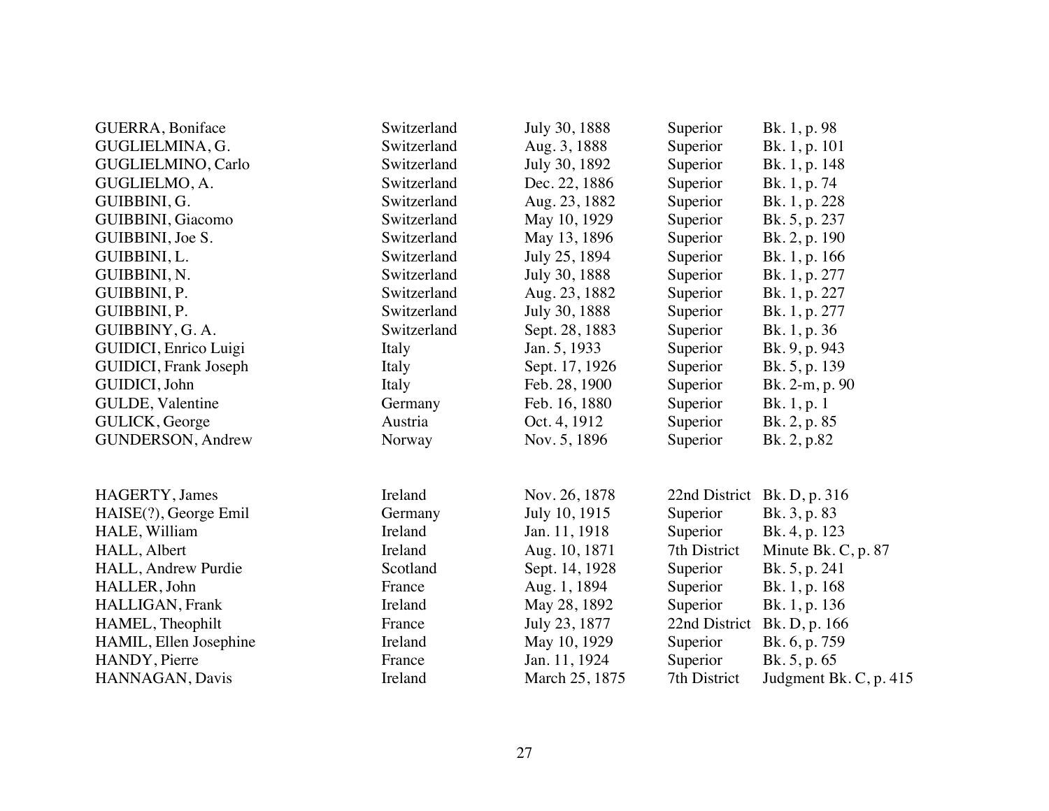| | | | | |
|---|---|---|---|---|
| GUERRA, Boniface | Switzerland | July 30, 1888 | Superior | Bk. 1, p. 98 |
| GUGLIELMINA, G. | Switzerland | Aug. 3, 1888 | Superior | Bk. 1, p. 101 |
| GUGLIELMINO, Carlo | Switzerland | July 30, 1892 | Superior | Bk. 1, p. 148 |
| GUGLIELMO, A. | Switzerland | Dec. 22, 1886 | Superior | Bk. 1, p. 74 |
| GUIBBINI, G. | Switzerland | Aug. 23, 1882 | Superior | Bk. 1, p. 228 |
| GUIBBINI, Giacomo | Switzerland | May 10, 1929 | Superior | Bk. 5, p. 237 |
| GUIBBINI, Joe S. | Switzerland | May 13, 1896 | Superior | Bk. 2, p. 190 |
| GUIBBINI, L. | Switzerland | July 25, 1894 | Superior | Bk. 1, p. 166 |
| GUIBBINI, N. | Switzerland | July 30, 1888 | Superior | Bk. 1, p. 277 |
| GUIBBINI, P. | Switzerland | Aug. 23, 1882 | Superior | Bk. 1, p. 227 |
| GUIBBINI, P. | Switzerland | July 30, 1888 | Superior | Bk. 1, p. 277 |
| GUIBBINY, G. A. | Switzerland | Sept. 28, 1883 | Superior | Bk. 1, p. 36 |
| GUIDICI, Enrico Luigi | Italy | Jan. 5, 1933 | Superior | Bk. 9, p. 943 |
| GUIDICI, Frank Joseph | Italy | Sept. 17, 1926 | Superior | Bk. 5, p. 139 |
| GUIDICI, John | Italy | Feb. 28, 1900 | Superior | Bk. 2-m, p. 90 |
| GULDE, Valentine | Germany | Feb. 16, 1880 | Superior | Bk. 1, p. 1 |
| GULICK, George | Austria | Oct. 4, 1912 | Superior | Bk. 2, p. 85 |
| GUNDERSON, Andrew | Norway | Nov. 5, 1896 | Superior | Bk. 2, p.82 |
| | | | | |
| HAGERTY, James | Ireland | Nov. 26, 1878 | 22nd District | Bk. D, p. 316 |
| HAISE(?), George Emil | Germany | July 10, 1915 | Superior | Bk. 3, p. 83 |
| HALE, William | Ireland | Jan. 11, 1918 | Superior | Bk. 4, p. 123 |
| HALL, Albert | Ireland | Aug. 10, 1871 | 7th District | Minute Bk. C, p. 87 |
| HALL, Andrew Purdie | Scotland | Sept. 14, 1928 | Superior | Bk. 5, p. 241 |
| HALLER, John | France | Aug. 1, 1894 | Superior | Bk. 1, p. 168 |
| HALLIGAN, Frank | Ireland | May 28, 1892 | Superior | Bk. 1, p. 136 |
| HAMEL, Theophilt | France | July 23, 1877 | 22nd District | Bk. D, p. 166 |
| HAMIL, Ellen Josephine | Ireland | May 10, 1929 | Superior | Bk. 6, p. 759 |
| HANDY, Pierre | France | Jan. 11, 1924 | Superior | Bk. 5, p. 65 |
| HANNAGAN, Davis | Ireland | March 25, 1875 | 7th District | Judgment Bk. C, p. 415 |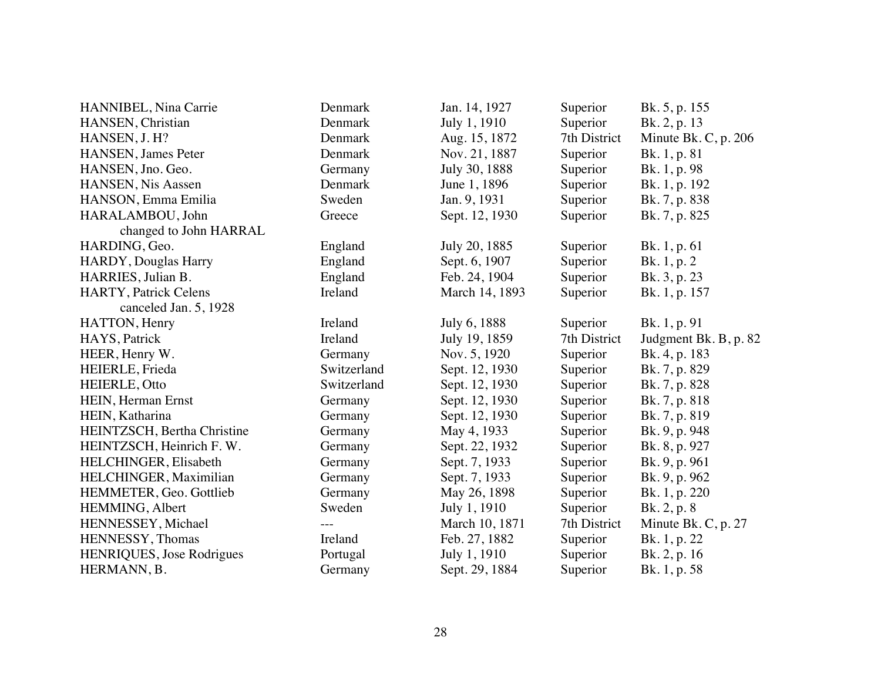| Name | Country | Date | Court | Reference |
|---|---|---|---|---|
| HANNIBEL, Nina Carrie | Denmark | Jan. 14, 1927 | Superior | Bk. 5, p. 155 |
| HANSEN, Christian | Denmark | July 1, 1910 | Superior | Bk. 2, p. 13 |
| HANSEN, J. H? | Denmark | Aug. 15, 1872 | 7th District | Minute Bk. C, p. 206 |
| HANSEN, James Peter | Denmark | Nov. 21, 1887 | Superior | Bk. 1, p. 81 |
| HANSEN, Jno. Geo. | Germany | July 30, 1888 | Superior | Bk. 1, p. 98 |
| HANSEN, Nis Aassen | Denmark | June 1, 1896 | Superior | Bk. 1, p. 192 |
| HANSON, Emma Emilia | Sweden | Jan. 9, 1931 | Superior | Bk. 7, p. 838 |
| HARALAMBOU, John changed to John HARRAL | Greece | Sept. 12, 1930 | Superior | Bk. 7, p. 825 |
| HARDING, Geo. | England | July 20, 1885 | Superior | Bk. 1, p. 61 |
| HARDY, Douglas Harry | England | Sept. 6, 1907 | Superior | Bk. 1, p. 2 |
| HARRIES, Julian B. | England | Feb. 24, 1904 | Superior | Bk. 3, p. 23 |
| HARTY, Patrick Celens canceled Jan. 5, 1928 | Ireland | March 14, 1893 | Superior | Bk. 1, p. 157 |
| HATTON, Henry | Ireland | July 6, 1888 | Superior | Bk. 1, p. 91 |
| HAYS, Patrick | Ireland | July 19, 1859 | 7th District | Judgment Bk. B, p. 82 |
| HEER, Henry W. | Germany | Nov. 5, 1920 | Superior | Bk. 4, p. 183 |
| HEIERLE, Frieda | Switzerland | Sept. 12, 1930 | Superior | Bk. 7, p. 829 |
| HEIERLE, Otto | Switzerland | Sept. 12, 1930 | Superior | Bk. 7, p. 828 |
| HEIN, Herman Ernst | Germany | Sept. 12, 1930 | Superior | Bk. 7, p. 818 |
| HEIN, Katharina | Germany | Sept. 12, 1930 | Superior | Bk. 7, p. 819 |
| HEINTZSCH, Bertha Christine | Germany | May 4, 1933 | Superior | Bk. 9, p. 948 |
| HEINTZSCH, Heinrich F. W. | Germany | Sept. 22, 1932 | Superior | Bk. 8, p. 927 |
| HELCHINGER, Elisabeth | Germany | Sept. 7, 1933 | Superior | Bk. 9, p. 961 |
| HELCHINGER, Maximilian | Germany | Sept. 7, 1933 | Superior | Bk. 9, p. 962 |
| HEMMETER, Geo. Gottlieb | Germany | May 26, 1898 | Superior | Bk. 1, p. 220 |
| HEMMING, Albert | Sweden | July 1, 1910 | Superior | Bk. 2, p. 8 |
| HENNESSEY, Michael | --- | March 10, 1871 | 7th District | Minute Bk. C, p. 27 |
| HENNESSY, Thomas | Ireland | Feb. 27, 1882 | Superior | Bk. 1, p. 22 |
| HENRIQUES, Jose Rodrigues | Portugal | July 1, 1910 | Superior | Bk. 2, p. 16 |
| HERMANN, B. | Germany | Sept. 29, 1884 | Superior | Bk. 1, p. 58 |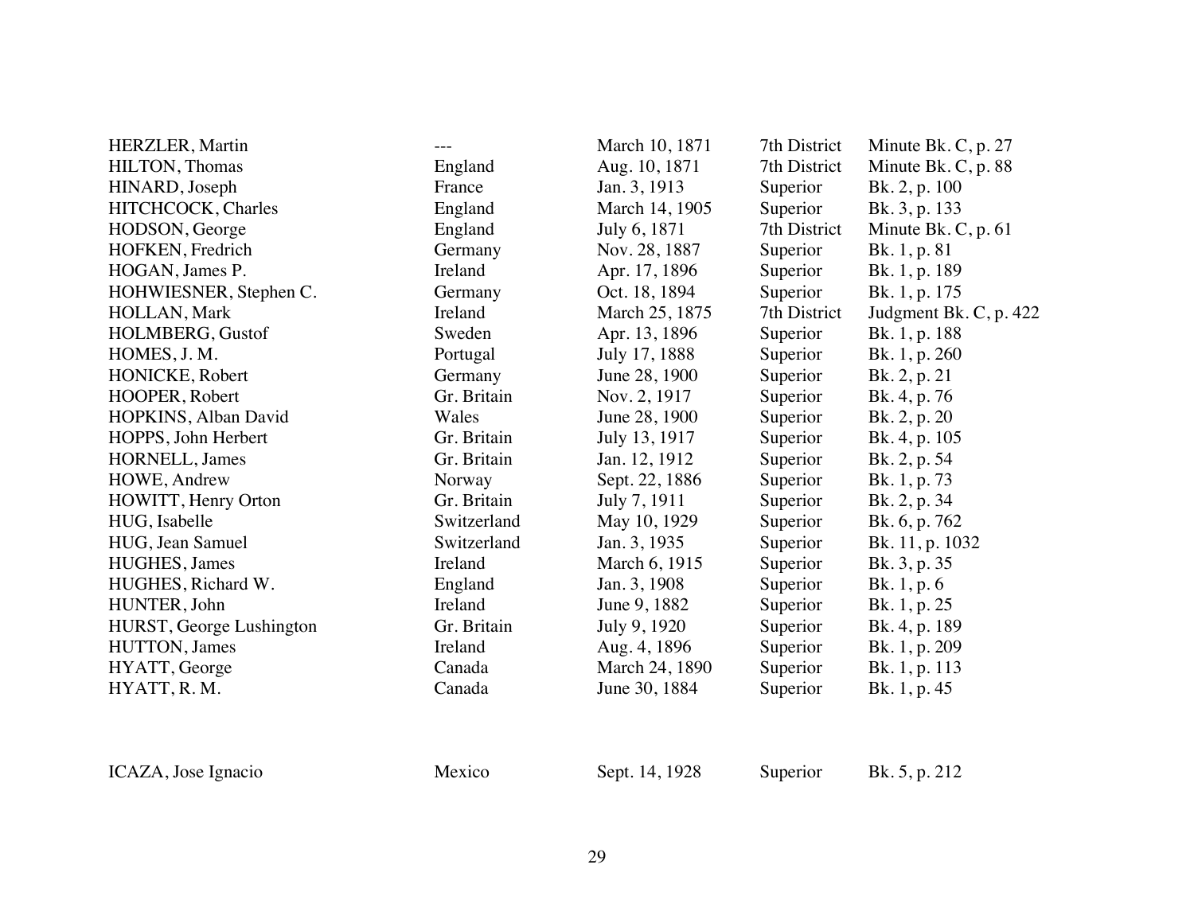| | | | | |
|---|---|---|---|---|
| HERZLER, Martin | --- | March 10, 1871 | 7th District | Minute Bk. C, p. 27 |
| HILTON, Thomas | England | Aug. 10, 1871 | 7th District | Minute Bk. C, p. 88 |
| HINARD, Joseph | France | Jan. 3, 1913 | Superior | Bk. 2, p. 100 |
| HITCHCOCK, Charles | England | March 14, 1905 | Superior | Bk. 3, p. 133 |
| HODSON, George | England | July 6, 1871 | 7th District | Minute Bk. C, p. 61 |
| HOFKEN, Fredrich | Germany | Nov. 28, 1887 | Superior | Bk. 1, p. 81 |
| HOGAN, James P. | Ireland | Apr. 17, 1896 | Superior | Bk. 1, p. 189 |
| HOHWIESNER, Stephen C. | Germany | Oct. 18, 1894 | Superior | Bk. 1, p. 175 |
| HOLLAN, Mark | Ireland | March 25, 1875 | 7th District | Judgment Bk. C, p. 422 |
| HOLMBERG, Gustof | Sweden | Apr. 13, 1896 | Superior | Bk. 1, p. 188 |
| HOMES, J. M. | Portugal | July 17, 1888 | Superior | Bk. 1, p. 260 |
| HONICKE, Robert | Germany | June 28, 1900 | Superior | Bk. 2, p. 21 |
| HOOPER, Robert | Gr. Britain | Nov. 2, 1917 | Superior | Bk. 4, p. 76 |
| HOPKINS, Alban David | Wales | June 28, 1900 | Superior | Bk. 2, p. 20 |
| HOPPS, John Herbert | Gr. Britain | July 13, 1917 | Superior | Bk. 4, p. 105 |
| HORNELL, James | Gr. Britain | Jan. 12, 1912 | Superior | Bk. 2, p. 54 |
| HOWE, Andrew | Norway | Sept. 22, 1886 | Superior | Bk. 1, p. 73 |
| HOWITT, Henry Orton | Gr. Britain | July 7, 1911 | Superior | Bk. 2, p. 34 |
| HUG, Isabelle | Switzerland | May 10, 1929 | Superior | Bk. 6, p. 762 |
| HUG, Jean Samuel | Switzerland | Jan. 3, 1935 | Superior | Bk. 11, p. 1032 |
| HUGHES, James | Ireland | March 6, 1915 | Superior | Bk. 3, p. 35 |
| HUGHES, Richard W. | England | Jan. 3, 1908 | Superior | Bk. 1, p. 6 |
| HUNTER, John | Ireland | June 9, 1882 | Superior | Bk. 1, p. 25 |
| HURST, George Lushington | Gr. Britain | July 9, 1920 | Superior | Bk. 4, p. 189 |
| HUTTON, James | Ireland | Aug. 4, 1896 | Superior | Bk. 1, p. 209 |
| HYATT, George | Canada | March 24, 1890 | Superior | Bk. 1, p. 113 |
| HYATT, R. M. | Canada | June 30, 1884 | Superior | Bk. 1, p. 45 |

| | | | | |
|---|---|---|---|---|
| ICAZA, Jose Ignacio | Mexico | Sept. 14, 1928 | Superior | Bk. 5, p. 212 |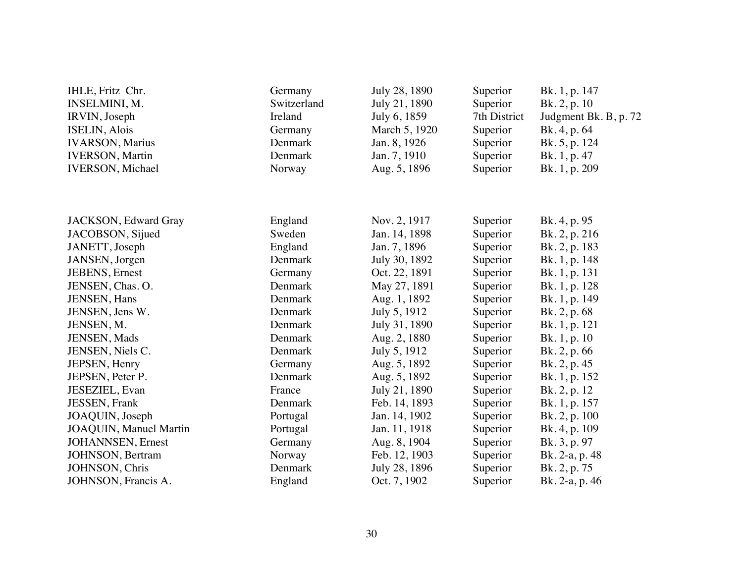| | | | | |
|---|---|---|---|---|
| IHLE, Fritz Chr. | Germany | July 28, 1890 | Superior | Bk. 1, p. 147 |
| INSELMINI, M. | Switzerland | July 21, 1890 | Superior | Bk. 2, p. 10 |
| IRVIN, Joseph | Ireland | July 6, 1859 | 7th District | Judgment Bk. B, p. 72 |
| ISELIN, Alois | Germany | March 5, 1920 | Superior | Bk. 4, p. 64 |
| IVARSON, Marius | Denmark | Jan. 8, 1926 | Superior | Bk. 5, p. 124 |
| IVERSON, Martin | Denmark | Jan. 7, 1910 | Superior | Bk. 1, p. 47 |
| IVERSON, Michael | Norway | Aug. 5, 1896 | Superior | Bk. 1, p. 209 |

| | | | | |
|---|---|---|---|---|
| JACKSON, Edward Gray | England | Nov. 2, 1917 | Superior | Bk. 4, p. 95 |
| JACOBSON, Sijued | Sweden | Jan. 14, 1898 | Superior | Bk. 2, p. 216 |
| JANETT, Joseph | England | Jan. 7, 1896 | Superior | Bk. 2, p. 183 |
| JANSEN, Jorgen | Denmark | July 30, 1892 | Superior | Bk. 1, p. 148 |
| JEBENS, Ernest | Germany | Oct. 22, 1891 | Superior | Bk. 1, p. 131 |
| JENSEN, Chas. O. | Denmark | May 27, 1891 | Superior | Bk. 1, p. 128 |
| JENSEN, Hans | Denmark | Aug. 1, 1892 | Superior | Bk. 1, p. 149 |
| JENSEN, Jens W. | Denmark | July 5, 1912 | Superior | Bk. 2, p. 68 |
| JENSEN, M. | Denmark | July 31, 1890 | Superior | Bk. 1, p. 121 |
| JENSEN, Mads | Denmark | Aug. 2, 1880 | Superior | Bk. 1, p. 10 |
| JENSEN, Niels C. | Denmark | July 5, 1912 | Superior | Bk. 2, p. 66 |
| JEPSEN, Henry | Germany | Aug. 5, 1892 | Superior | Bk. 2, p. 45 |
| JEPSEN, Peter P. | Denmark | Aug. 5, 1892 | Superior | Bk. 1, p. 152 |
| JESEZIEL, Evan | France | July 21, 1890 | Superior | Bk. 2, p. 12 |
| JESSEN, Frank | Denmark | Feb. 14, 1893 | Superior | Bk. 1, p. 157 |
| JOAQUIN, Joseph | Portugal | Jan. 14, 1902 | Superior | Bk. 2, p. 100 |
| JOAQUIN, Manuel Martin | Portugal | Jan. 11, 1918 | Superior | Bk. 4, p. 109 |
| JOHANNSEN, Ernest | Germany | Aug. 8, 1904 | Superior | Bk. 3, p. 97 |
| JOHNSON, Bertram | Norway | Feb. 12, 1903 | Superior | Bk. 2-a, p. 48 |
| JOHNSON, Chris | Denmark | July 28, 1896 | Superior | Bk. 2, p. 75 |
| JOHNSON, Francis A. | England | Oct. 7, 1902 | Superior | Bk. 2-a, p. 46 |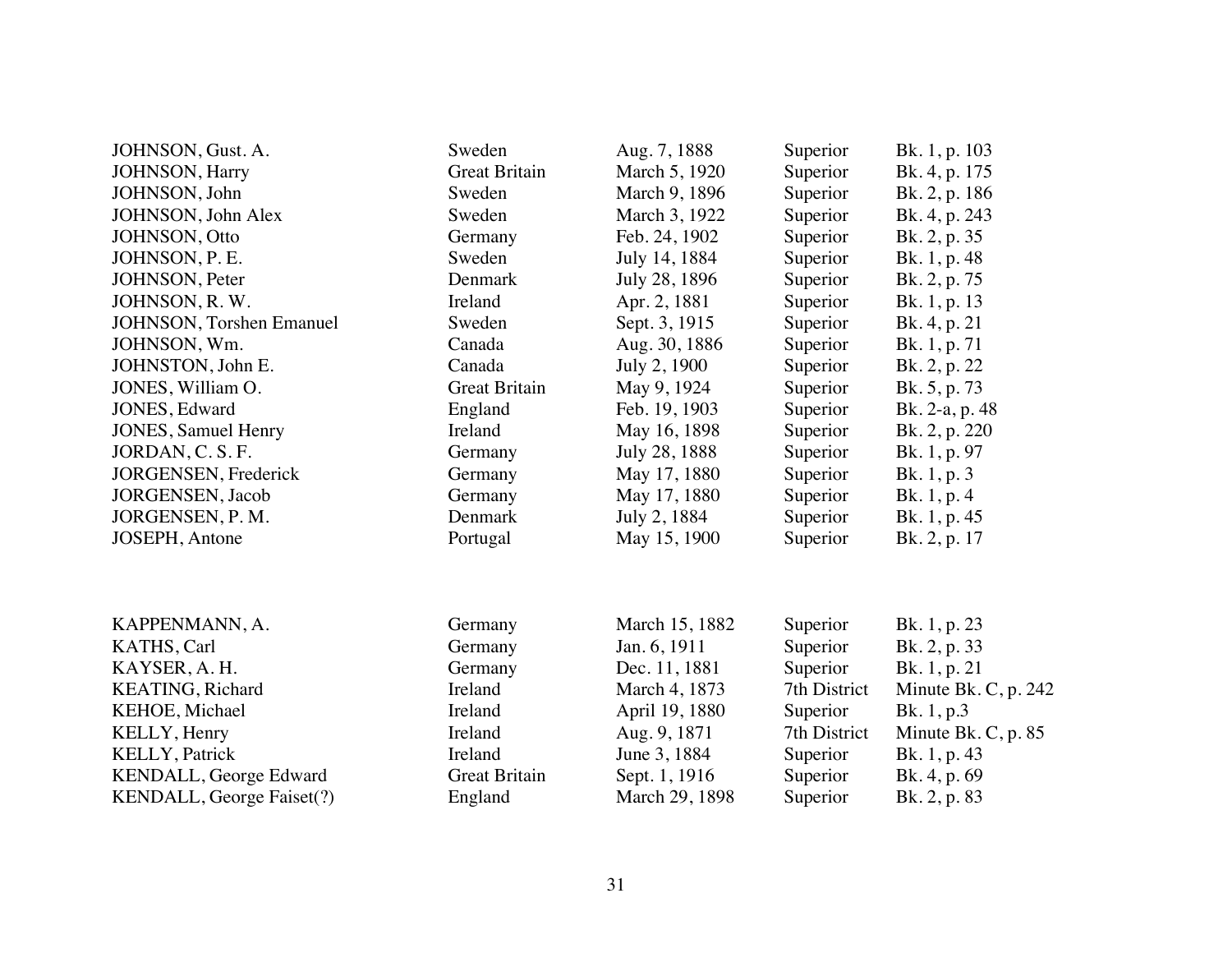| | | | | |
|---|---|---|---|---|
| JOHNSON, Gust. A. | Sweden | Aug. 7, 1888 | Superior | Bk. 1, p. 103 |
| JOHNSON, Harry | Great Britain | March 5, 1920 | Superior | Bk. 4, p. 175 |
| JOHNSON, John | Sweden | March 9, 1896 | Superior | Bk. 2, p. 186 |
| JOHNSON, John Alex | Sweden | March 3, 1922 | Superior | Bk. 4, p. 243 |
| JOHNSON, Otto | Germany | Feb. 24, 1902 | Superior | Bk. 2, p. 35 |
| JOHNSON, P. E. | Sweden | July 14, 1884 | Superior | Bk. 1, p. 48 |
| JOHNSON, Peter | Denmark | July 28, 1896 | Superior | Bk. 2, p. 75 |
| JOHNSON, R. W. | Ireland | Apr. 2, 1881 | Superior | Bk. 1, p. 13 |
| JOHNSON, Torshen Emanuel | Sweden | Sept. 3, 1915 | Superior | Bk. 4, p. 21 |
| JOHNSON, Wm. | Canada | Aug. 30, 1886 | Superior | Bk. 1, p. 71 |
| JOHNSTON, John E. | Canada | July 2, 1900 | Superior | Bk. 2, p. 22 |
| JONES, William O. | Great Britain | May 9, 1924 | Superior | Bk. 5, p. 73 |
| JONES, Edward | England | Feb. 19, 1903 | Superior | Bk. 2-a, p. 48 |
| JONES, Samuel Henry | Ireland | May 16, 1898 | Superior | Bk. 2, p. 220 |
| JORDAN, C. S. F. | Germany | July 28, 1888 | Superior | Bk. 1, p. 97 |
| JORGENSEN, Frederick | Germany | May 17, 1880 | Superior | Bk. 1, p. 3 |
| JORGENSEN, Jacob | Germany | May 17, 1880 | Superior | Bk. 1, p. 4 |
| JORGENSEN, P. M. | Denmark | July 2, 1884 | Superior | Bk. 1, p. 45 |
| JOSEPH, Antone | Portugal | May 15, 1900 | Superior | Bk. 2, p. 17 |

| | | | | |
|---|---|---|---|---|
| KAPPENMANN, A. | Germany | March 15, 1882 | Superior | Bk. 1, p. 23 |
| KATHS, Carl | Germany | Jan. 6, 1911 | Superior | Bk. 2, p. 33 |
| KAYSER, A. H. | Germany | Dec. 11, 1881 | Superior | Bk. 1, p. 21 |
| KEATING, Richard | Ireland | March 4, 1873 | 7th District | Minute Bk. C, p. 242 |
| KEHOE, Michael | Ireland | April 19, 1880 | Superior | Bk. 1, p.3 |
| KELLY, Henry | Ireland | Aug. 9, 1871 | 7th District | Minute Bk. C, p. 85 |
| KELLY, Patrick | Ireland | June 3, 1884 | Superior | Bk. 1, p. 43 |
| KENDALL, George Edward | Great Britain | Sept. 1, 1916 | Superior | Bk. 4, p. 69 |
| KENDALL, George Faiset(?) | England | March 29, 1898 | Superior | Bk. 2, p. 83 |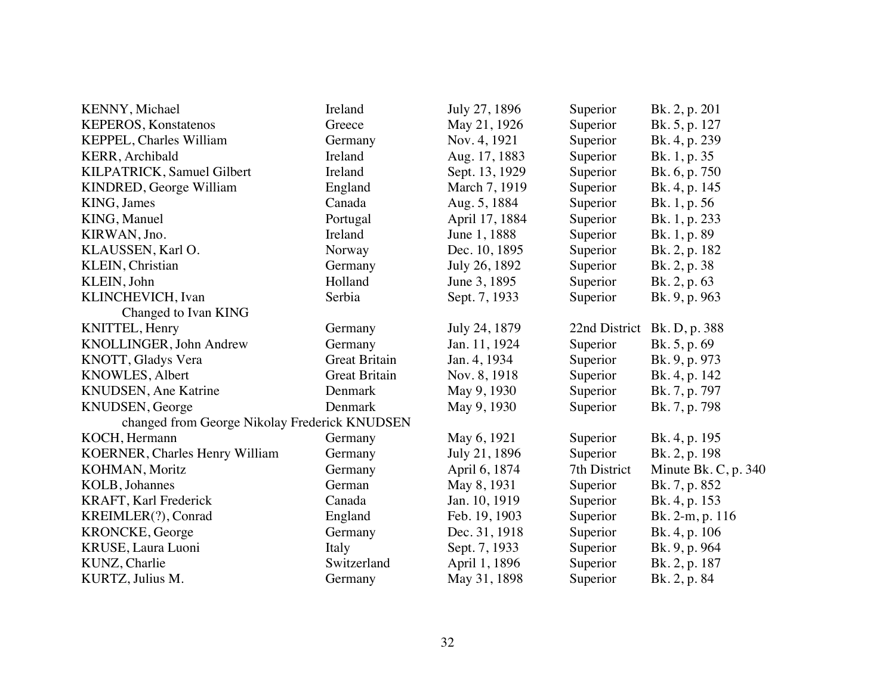| | | | | |
|---|---|---|---|---|
| KENNY, Michael | Ireland | July 27, 1896 | Superior | Bk. 2, p. 201 |
| KEPEROS, Konstatenos | Greece | May 21, 1926 | Superior | Bk. 5, p. 127 |
| KEPPEL, Charles William | Germany | Nov. 4, 1921 | Superior | Bk. 4, p. 239 |
| KERR, Archibald | Ireland | Aug. 17, 1883 | Superior | Bk. 1, p. 35 |
| KILPATRICK, Samuel Gilbert | Ireland | Sept. 13, 1929 | Superior | Bk. 6, p. 750 |
| KINDRED, George William | England | March 7, 1919 | Superior | Bk. 4, p. 145 |
| KING, James | Canada | Aug. 5, 1884 | Superior | Bk. 1, p. 56 |
| KING, Manuel | Portugal | April 17, 1884 | Superior | Bk. 1, p. 233 |
| KIRWAN, Jno. | Ireland | June 1, 1888 | Superior | Bk. 1, p. 89 |
| KLAUSSEN, Karl O. | Norway | Dec. 10, 1895 | Superior | Bk. 2, p. 182 |
| KLEIN, Christian | Germany | July 26, 1892 | Superior | Bk. 2, p. 38 |
| KLEIN, John | Holland | June 3, 1895 | Superior | Bk. 2, p. 63 |
| KLINCHEVICH, Ivan | Serbia | Sept. 7, 1933 | Superior | Bk. 9, p. 963 |
| Changed to Ivan KING | | | | |
| KNITTEL, Henry | Germany | July 24, 1879 | 22nd District | Bk. D, p. 388 |
| KNOLLINGER, John Andrew | Germany | Jan. 11, 1924 | Superior | Bk. 5, p. 69 |
| KNOTT, Gladys Vera | Great Britain | Jan. 4, 1934 | Superior | Bk. 9, p. 973 |
| KNOWLES, Albert | Great Britain | Nov. 8, 1918 | Superior | Bk. 4, p. 142 |
| KNUDSEN, Ane Katrine | Denmark | May 9, 1930 | Superior | Bk. 7, p. 797 |
| KNUDSEN, George | Denmark | May 9, 1930 | Superior | Bk. 7, p. 798 |
| changed from George Nikolay Frederick KNUDSEN | | | | |
| KOCH, Hermann | Germany | May 6, 1921 | Superior | Bk. 4, p. 195 |
| KOERNER, Charles Henry William | Germany | July 21, 1896 | Superior | Bk. 2, p. 198 |
| KOHMAN, Moritz | Germany | April 6, 1874 | 7th District | Minute Bk. C, p. 340 |
| KOLB, Johannes | German | May 8, 1931 | Superior | Bk. 7, p. 852 |
| KRAFT, Karl Frederick | Canada | Jan. 10, 1919 | Superior | Bk. 4, p. 153 |
| KREIMLER(?), Conrad | England | Feb. 19, 1903 | Superior | Bk. 2-m, p. 116 |
| KRONCKE, George | Germany | Dec. 31, 1918 | Superior | Bk. 4, p. 106 |
| KRUSE, Laura Luoni | Italy | Sept. 7, 1933 | Superior | Bk. 9, p. 964 |
| KUNZ, Charlie | Switzerland | April 1, 1896 | Superior | Bk. 2, p. 187 |
| KURTZ, Julius M. | Germany | May 31, 1898 | Superior | Bk. 2, p. 84 |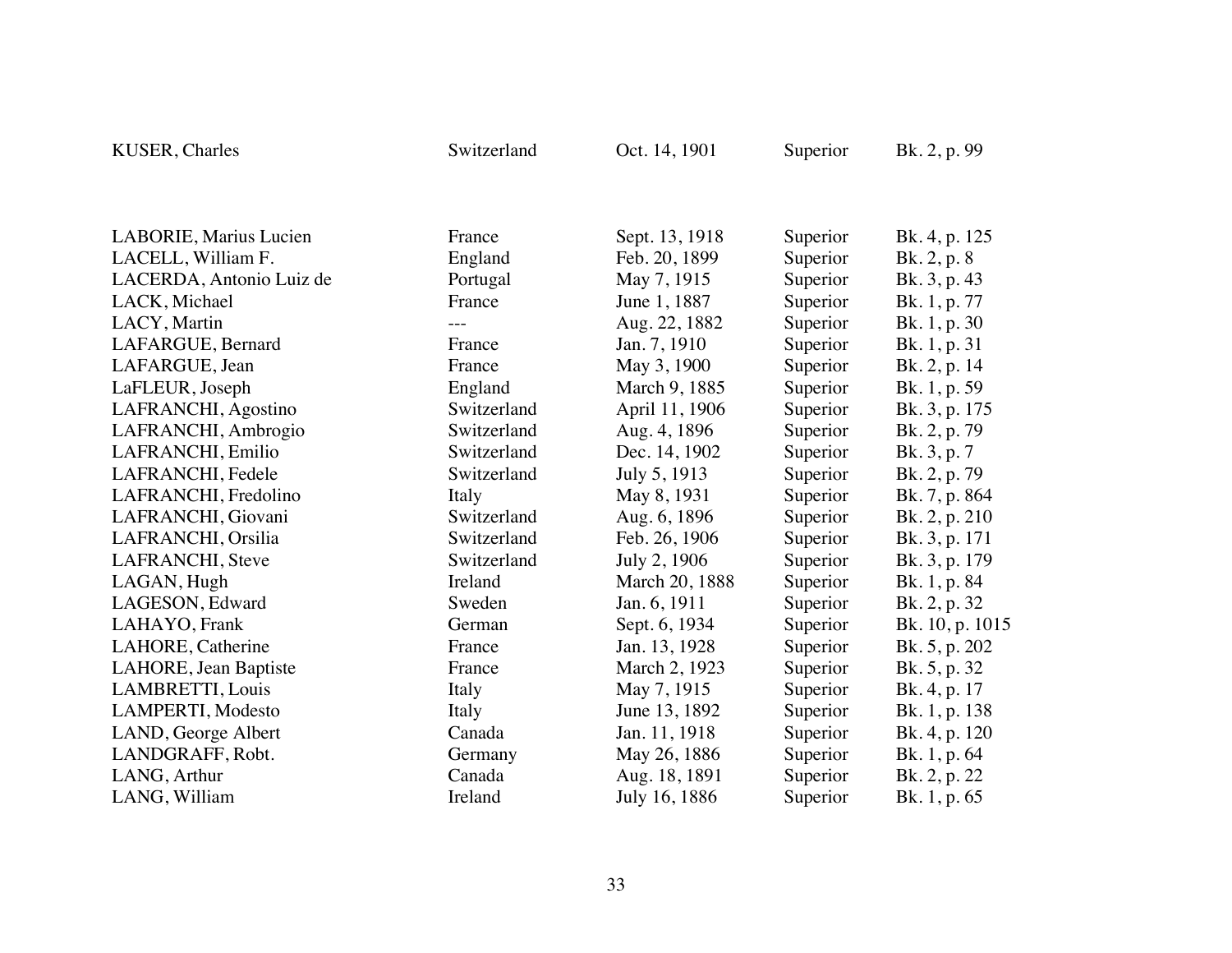| | | | | |
|---|---|---|---|---|
| KUSER, Charles | Switzerland | Oct. 14, 1901 | Superior | Bk. 2, p. 99 |
| | | | | |
| LABORIE, Marius Lucien | France | Sept. 13, 1918 | Superior | Bk. 4, p. 125 |
| LACELL, William F. | England | Feb. 20, 1899 | Superior | Bk. 2, p. 8 |
| LACERDA, Antonio Luiz de | Portugal | May 7, 1915 | Superior | Bk. 3, p. 43 |
| LACK, Michael | France | June 1, 1887 | Superior | Bk. 1, p. 77 |
| LACY, Martin | --- | Aug. 22, 1882 | Superior | Bk. 1, p. 30 |
| LAFARGUE, Bernard | France | Jan. 7, 1910 | Superior | Bk. 1, p. 31 |
| LAFARGUE, Jean | France | May 3, 1900 | Superior | Bk. 2, p. 14 |
| LaFLEUR, Joseph | England | March 9, 1885 | Superior | Bk. 1, p. 59 |
| LAFRANCHI, Agostino | Switzerland | April 11, 1906 | Superior | Bk. 3, p. 175 |
| LAFRANCHI, Ambrogio | Switzerland | Aug. 4, 1896 | Superior | Bk. 2, p. 79 |
| LAFRANCHI, Emilio | Switzerland | Dec. 14, 1902 | Superior | Bk. 3, p. 7 |
| LAFRANCHI, Fedele | Switzerland | July 5, 1913 | Superior | Bk. 2, p. 79 |
| LAFRANCHI, Fredolino | Italy | May 8, 1931 | Superior | Bk. 7, p. 864 |
| LAFRANCHI, Giovani | Switzerland | Aug. 6, 1896 | Superior | Bk. 2, p. 210 |
| LAFRANCHI, Orsilia | Switzerland | Feb. 26, 1906 | Superior | Bk. 3, p. 171 |
| LAFRANCHI, Steve | Switzerland | July 2, 1906 | Superior | Bk. 3, p. 179 |
| LAGAN, Hugh | Ireland | March 20, 1888 | Superior | Bk. 1, p. 84 |
| LAGESON, Edward | Sweden | Jan. 6, 1911 | Superior | Bk. 2, p. 32 |
| LAHAYO, Frank | German | Sept. 6, 1934 | Superior | Bk. 10, p. 1015 |
| LAHORE, Catherine | France | Jan. 13, 1928 | Superior | Bk. 5, p. 202 |
| LAHORE, Jean Baptiste | France | March 2, 1923 | Superior | Bk. 5, p. 32 |
| LAMBRETTI, Louis | Italy | May 7, 1915 | Superior | Bk. 4, p. 17 |
| LAMPERTI, Modesto | Italy | June 13, 1892 | Superior | Bk. 1, p. 138 |
| LAND, George Albert | Canada | Jan. 11, 1918 | Superior | Bk. 4, p. 120 |
| LANDGRAFF, Robt. | Germany | May 26, 1886 | Superior | Bk. 1, p. 64 |
| LANG, Arthur | Canada | Aug. 18, 1891 | Superior | Bk. 2, p. 22 |
| LANG, William | Ireland | July 16, 1886 | Superior | Bk. 1, p. 65 |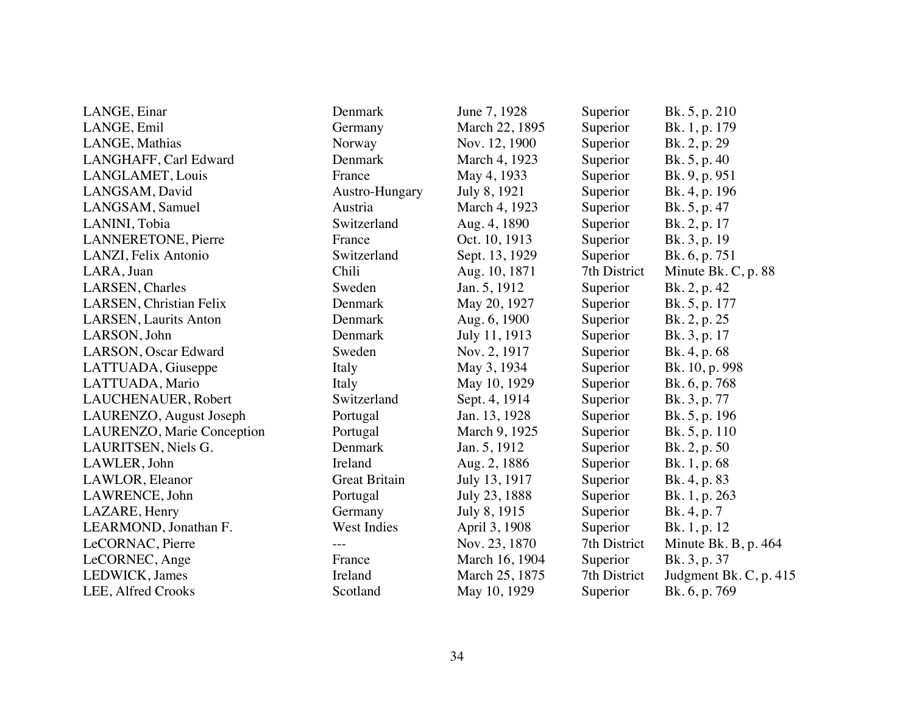| | | | | |
|---|---|---|---|---|
| LANGE, Einar | Denmark | June 7, 1928 | Superior | Bk. 5, p. 210 |
| LANGE, Emil | Germany | March 22, 1895 | Superior | Bk. 1, p. 179 |
| LANGE, Mathias | Norway | Nov. 12, 1900 | Superior | Bk. 2, p. 29 |
| LANGHAFF, Carl Edward | Denmark | March 4, 1923 | Superior | Bk. 5, p. 40 |
| LANGLAMET, Louis | France | May 4, 1933 | Superior | Bk. 9, p. 951 |
| LANGSAM, David | Austro-Hungary | July 8, 1921 | Superior | Bk. 4, p. 196 |
| LANGSAM, Samuel | Austria | March 4, 1923 | Superior | Bk. 5, p. 47 |
| LANINI, Tobia | Switzerland | Aug. 4, 1890 | Superior | Bk. 2, p. 17 |
| LANNERETONE, Pierre | France | Oct. 10, 1913 | Superior | Bk. 3, p. 19 |
| LANZI, Felix Antonio | Switzerland | Sept. 13, 1929 | Superior | Bk. 6, p. 751 |
| LARA, Juan | Chili | Aug. 10, 1871 | 7th District | Minute Bk. C, p. 88 |
| LARSEN, Charles | Sweden | Jan. 5, 1912 | Superior | Bk. 2, p. 42 |
| LARSEN, Christian Felix | Denmark | May 20, 1927 | Superior | Bk. 5, p. 177 |
| LARSEN, Laurits Anton | Denmark | Aug. 6, 1900 | Superior | Bk. 2, p. 25 |
| LARSON, John | Denmark | July 11, 1913 | Superior | Bk. 3, p. 17 |
| LARSON, Oscar Edward | Sweden | Nov. 2, 1917 | Superior | Bk. 4, p. 68 |
| LATTUADA, Giuseppe | Italy | May 3, 1934 | Superior | Bk. 10, p. 998 |
| LATTUADA, Mario | Italy | May 10, 1929 | Superior | Bk. 6, p. 768 |
| LAUCHENAUER, Robert | Switzerland | Sept. 4, 1914 | Superior | Bk. 3, p. 77 |
| LAURENZO, August Joseph | Portugal | Jan. 13, 1928 | Superior | Bk. 5, p. 196 |
| LAURENZO, Marie Conception | Portugal | March 9, 1925 | Superior | Bk. 5, p. 110 |
| LAURITSEN, Niels G. | Denmark | Jan. 5, 1912 | Superior | Bk. 2, p. 50 |
| LAWLER, John | Ireland | Aug. 2, 1886 | Superior | Bk. 1, p. 68 |
| LAWLOR, Eleanor | Great Britain | July 13, 1917 | Superior | Bk. 4, p. 83 |
| LAWRENCE, John | Portugal | July 23, 1888 | Superior | Bk. 1, p. 263 |
| LAZARE, Henry | Germany | July 8, 1915 | Superior | Bk. 4, p. 7 |
| LEARMOND, Jonathan F. | West Indies | April 3, 1908 | Superior | Bk. 1, p. 12 |
| LeCORNAC, Pierre | --- | Nov. 23, 1870 | 7th District | Minute Bk. B, p. 464 |
| LeCORNEC, Ange | France | March 16, 1904 | Superior | Bk. 3, p. 37 |
| LEDWICK, James | Ireland | March 25, 1875 | 7th District | Judgment Bk. C, p. 415 |
| LEE, Alfred Crooks | Scotland | May 10, 1929 | Superior | Bk. 6, p. 769 |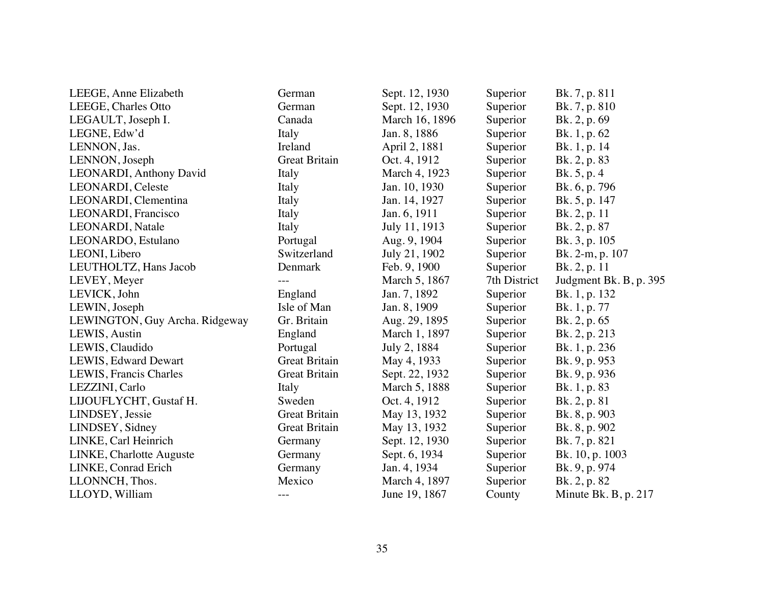| | | | | |
|---|---|---|---|---|
| LEEGE, Anne Elizabeth | German | Sept. 12, 1930 | Superior | Bk. 7, p. 811 |
| LEEGE, Charles Otto | German | Sept. 12, 1930 | Superior | Bk. 7, p. 810 |
| LEGAULT, Joseph I. | Canada | March 16, 1896 | Superior | Bk. 2, p. 69 |
| LEGNE, Edw'd | Italy | Jan. 8, 1886 | Superior | Bk. 1, p. 62 |
| LENNON, Jas. | Ireland | April 2, 1881 | Superior | Bk. 1, p. 14 |
| LENNON, Joseph | Great Britain | Oct. 4, 1912 | Superior | Bk. 2, p. 83 |
| LEONARDI, Anthony David | Italy | March 4, 1923 | Superior | Bk. 5, p. 4 |
| LEONARDI, Celeste | Italy | Jan. 10, 1930 | Superior | Bk. 6, p. 796 |
| LEONARDI, Clementina | Italy | Jan. 14, 1927 | Superior | Bk. 5, p. 147 |
| LEONARDI, Francisco | Italy | Jan. 6, 1911 | Superior | Bk. 2, p. 11 |
| LEONARDI, Natale | Italy | July 11, 1913 | Superior | Bk. 2, p. 87 |
| LEONARDO, Estulano | Portugal | Aug. 9, 1904 | Superior | Bk. 3, p. 105 |
| LEONI, Libero | Switzerland | July 21, 1902 | Superior | Bk. 2-m, p. 107 |
| LEUTHOLTZ, Hans Jacob | Denmark | Feb. 9, 1900 | Superior | Bk. 2, p. 11 |
| LEVEY, Meyer | --- | March 5, 1867 | 7th District | Judgment Bk. B, p. 395 |
| LEVICK, John | England | Jan. 7, 1892 | Superior | Bk. 1, p. 132 |
| LEWIN, Joseph | Isle of Man | Jan. 8, 1909 | Superior | Bk. 1, p. 77 |
| LEWINGTON, Guy Archa. Ridgeway | Gr. Britain | Aug. 29, 1895 | Superior | Bk. 2, p. 65 |
| LEWIS, Austin | England | March 1, 1897 | Superior | Bk. 2, p. 213 |
| LEWIS, Claudido | Portugal | July 2, 1884 | Superior | Bk. 1, p. 236 |
| LEWIS, Edward Dewart | Great Britain | May 4, 1933 | Superior | Bk. 9, p. 953 |
| LEWIS, Francis Charles | Great Britain | Sept. 22, 1932 | Superior | Bk. 9, p. 936 |
| LEZZINI, Carlo | Italy | March 5, 1888 | Superior | Bk. 1, p. 83 |
| LIJOUFLYCHT, Gustaf H. | Sweden | Oct. 4, 1912 | Superior | Bk. 2, p. 81 |
| LINDSEY, Jessie | Great Britain | May 13, 1932 | Superior | Bk. 8, p. 903 |
| LINDSEY, Sidney | Great Britain | May 13, 1932 | Superior | Bk. 8, p. 902 |
| LINKE, Carl Heinrich | Germany | Sept. 12, 1930 | Superior | Bk. 7, p. 821 |
| LINKE, Charlotte Auguste | Germany | Sept. 6, 1934 | Superior | Bk. 10, p. 1003 |
| LINKE, Conrad Erich | Germany | Jan. 4, 1934 | Superior | Bk. 9, p. 974 |
| LLONNCH, Thos. | Mexico | March 4, 1897 | Superior | Bk. 2, p. 82 |
| LLOYD, William | --- | June 19, 1867 | County | Minute Bk. B, p. 217 |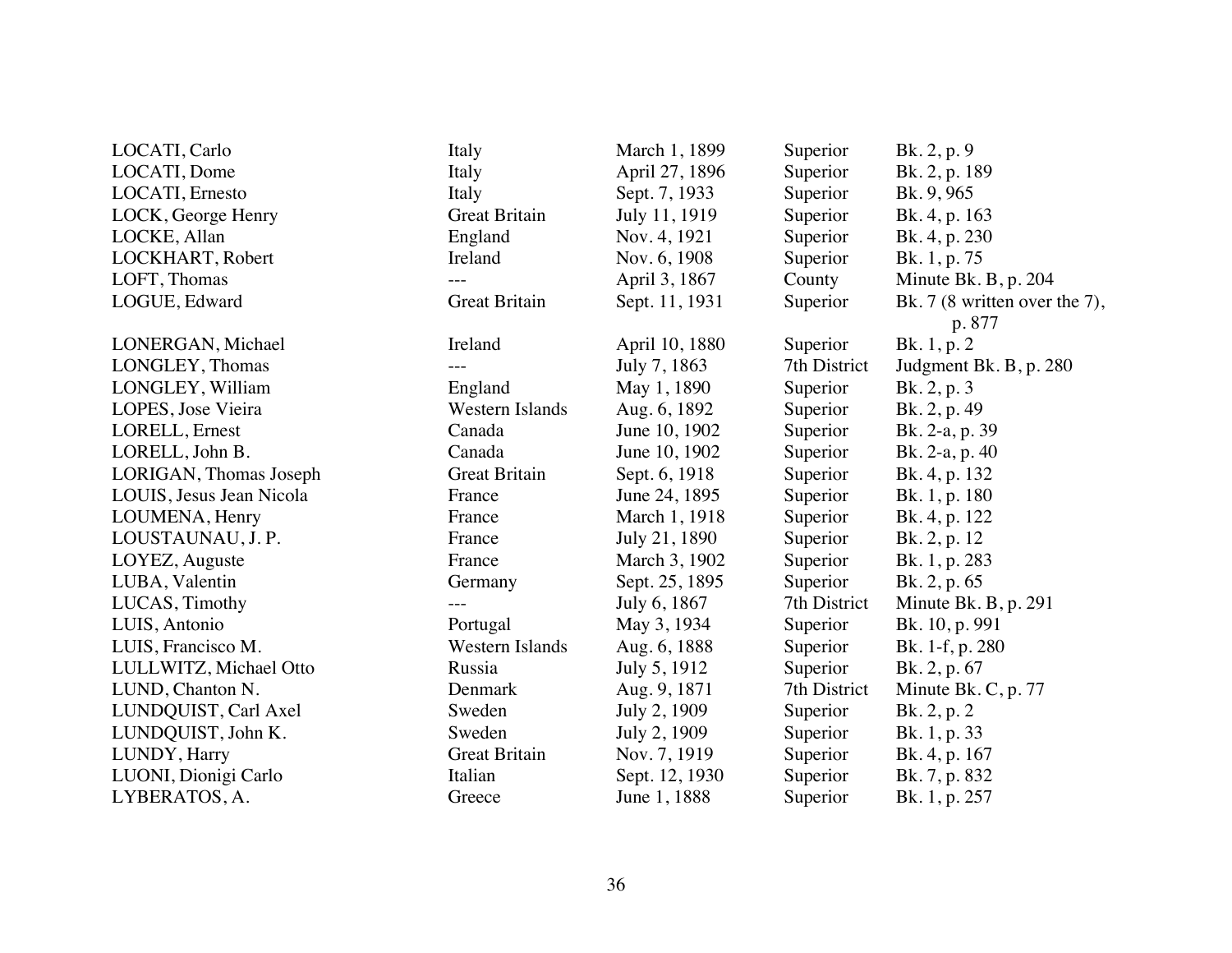| | | | | |
|---|---|---|---|---|
| LOCATI, Carlo | Italy | March 1, 1899 | Superior | Bk. 2, p. 9 |
| LOCATI, Dome | Italy | April 27, 1896 | Superior | Bk. 2, p. 189 |
| LOCATI, Ernesto | Italy | Sept. 7, 1933 | Superior | Bk. 9, 965 |
| LOCK, George Henry | Great Britain | July 11, 1919 | Superior | Bk. 4, p. 163 |
| LOCKE, Allan | England | Nov. 4, 1921 | Superior | Bk. 4, p. 230 |
| LOCKHART, Robert | Ireland | Nov. 6, 1908 | Superior | Bk. 1, p. 75 |
| LOFT, Thomas | --- | April 3, 1867 | County | Minute Bk. B, p. 204 |
| LOGUE, Edward | Great Britain | Sept. 11, 1931 | Superior | Bk. 7 (8 written over the 7), p. 877 |
| LONERGAN, Michael | Ireland | April 10, 1880 | Superior | Bk. 1, p. 2 |
| LONGLEY, Thomas | --- | July 7, 1863 | 7th District | Judgment Bk. B, p. 280 |
| LONGLEY, William | England | May 1, 1890 | Superior | Bk. 2, p. 3 |
| LOPES, Jose Vieira | Western Islands | Aug. 6, 1892 | Superior | Bk. 2, p. 49 |
| LORELL, Ernest | Canada | June 10, 1902 | Superior | Bk. 2-a, p. 39 |
| LORELL, John B. | Canada | June 10, 1902 | Superior | Bk. 2-a, p. 40 |
| LORIGAN, Thomas Joseph | Great Britain | Sept. 6, 1918 | Superior | Bk. 4, p. 132 |
| LOUIS, Jesus Jean Nicola | France | June 24, 1895 | Superior | Bk. 1, p. 180 |
| LOUMENA, Henry | France | March 1, 1918 | Superior | Bk. 4, p. 122 |
| LOUSTAUNAU, J. P. | France | July 21, 1890 | Superior | Bk. 2, p. 12 |
| LOYEZ, Auguste | France | March 3, 1902 | Superior | Bk. 1, p. 283 |
| LUBA, Valentin | Germany | Sept. 25, 1895 | Superior | Bk. 2, p. 65 |
| LUCAS, Timothy | --- | July 6, 1867 | 7th District | Minute Bk. B, p. 291 |
| LUIS, Antonio | Portugal | May 3, 1934 | Superior | Bk. 10, p. 991 |
| LUIS, Francisco M. | Western Islands | Aug. 6, 1888 | Superior | Bk. 1-f, p. 280 |
| LULLWITZ, Michael Otto | Russia | July 5, 1912 | Superior | Bk. 2, p. 67 |
| LUND, Chanton N. | Denmark | Aug. 9, 1871 | 7th District | Minute Bk. C, p. 77 |
| LUNDQUIST, Carl Axel | Sweden | July 2, 1909 | Superior | Bk. 2, p. 2 |
| LUNDQUIST, John K. | Sweden | July 2, 1909 | Superior | Bk. 1, p. 33 |
| LUNDY, Harry | Great Britain | Nov. 7, 1919 | Superior | Bk. 4, p. 167 |
| LUONI, Dionigi Carlo | Italian | Sept. 12, 1930 | Superior | Bk. 7, p. 832 |
| LYBERATOS, A. | Greece | June 1, 1888 | Superior | Bk. 1, p. 257 |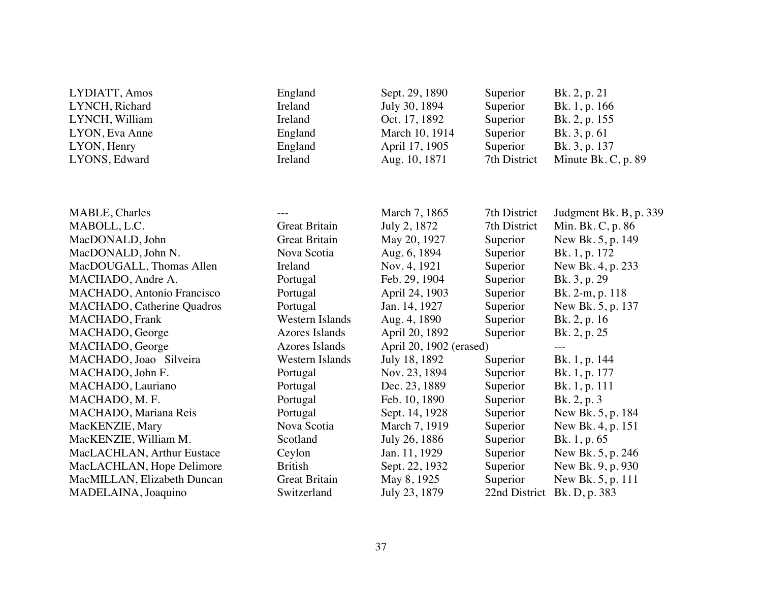| | | | | |
|---|---|---|---|---|
| LYDIATT, Amos | England | Sept. 29, 1890 | Superior | Bk. 2, p. 21 |
| LYNCH, Richard | Ireland | July 30, 1894 | Superior | Bk. 1, p. 166 |
| LYNCH, William | Ireland | Oct. 17, 1892 | Superior | Bk. 2, p. 155 |
| LYON, Eva Anne | England | March 10, 1914 | Superior | Bk. 3, p. 61 |
| LYON, Henry | England | April 17, 1905 | Superior | Bk. 3, p. 137 |
| LYONS, Edward | Ireland | Aug. 10, 1871 | 7th District | Minute Bk. C, p. 89 |

| | | | | |
|---|---|---|---|---|
| MABLE, Charles | --- | March 7, 1865 | 7th District | Judgment Bk. B, p. 339 |
| MABOLL, L.C. | Great Britain | July 2, 1872 | 7th District | Min. Bk. C, p. 86 |
| MacDONALD, John | Great Britain | May 20, 1927 | Superior | New Bk. 5, p. 149 |
| MacDONALD, John N. | Nova Scotia | Aug. 6, 1894 | Superior | Bk. 1, p. 172 |
| MacDOUGALL, Thomas Allen | Ireland | Nov. 4, 1921 | Superior | New Bk. 4, p. 233 |
| MACHADO, Andre A. | Portugal | Feb. 29, 1904 | Superior | Bk. 3, p. 29 |
| MACHADO, Antonio Francisco | Portugal | April 24, 1903 | Superior | Bk. 2-m, p. 118 |
| MACHADO, Catherine Quadros | Portugal | Jan. 14, 1927 | Superior | New Bk. 5, p. 137 |
| MACHADO, Frank | Western Islands | Aug. 4, 1890 | Superior | Bk. 2, p. 16 |
| MACHADO, George | Azores Islands | April 20, 1892 | Superior | Bk. 2, p. 25 |
| MACHADO, George | Azores Islands | April 20, 1902 (erased) | | --- |
| MACHADO, Joao Silveira | Western Islands | July 18, 1892 | Superior | Bk. 1, p. 144 |
| MACHADO, John F. | Portugal | Nov. 23, 1894 | Superior | Bk. 1, p. 177 |
| MACHADO, Lauriano | Portugal | Dec. 23, 1889 | Superior | Bk. 1, p. 111 |
| MACHADO, M. F. | Portugal | Feb. 10, 1890 | Superior | Bk. 2, p. 3 |
| MACHADO, Mariana Reis | Portugal | Sept. 14, 1928 | Superior | New Bk. 5, p. 184 |
| MacKENZIE, Mary | Nova Scotia | March 7, 1919 | Superior | New Bk. 4, p. 151 |
| MacKENZIE, William M. | Scotland | July 26, 1886 | Superior | Bk. 1, p. 65 |
| MacLACHLAN, Arthur Eustace | Ceylon | Jan. 11, 1929 | Superior | New Bk. 5, p. 246 |
| MacLACHLAN, Hope Delimore | British | Sept. 22, 1932 | Superior | New Bk. 9, p. 930 |
| MacMILLAN, Elizabeth Duncan | Great Britain | May 8, 1925 | Superior | New Bk. 5, p. 111 |
| MADELAINA, Joaquino | Switzerland | July 23, 1879 | 22nd District | Bk. D, p. 383 |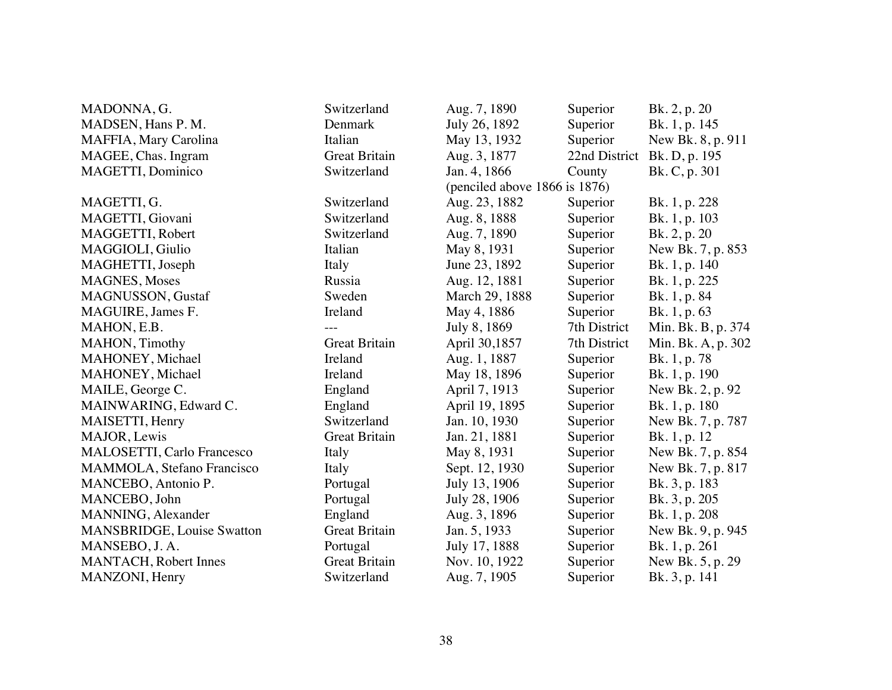| | | | | |
|---|---|---|---|---|
| MADONNA, G. | Switzerland | Aug. 7, 1890 | Superior | Bk. 2, p. 20 |
| MADSEN, Hans P. M. | Denmark | July 26, 1892 | Superior | Bk. 1, p. 145 |
| MAFFIA, Mary Carolina | Italian | May 13, 1932 | Superior | New Bk. 8, p. 911 |
| MAGEE, Chas. Ingram | Great Britain | Aug. 3, 1877 | 22nd District | Bk. D, p. 195 |
| MAGETTI, Dominico | Switzerland | Jan. 4, 1866 (penciled above 1866 is 1876) | County | Bk. C, p. 301 |
| MAGETTI, G. | Switzerland | Aug. 23, 1882 | Superior | Bk. 1, p. 228 |
| MAGETTI, Giovani | Switzerland | Aug. 8, 1888 | Superior | Bk. 1, p. 103 |
| MAGGETTI, Robert | Switzerland | Aug. 7, 1890 | Superior | Bk. 2, p. 20 |
| MAGGIOLI, Giulio | Italian | May 8, 1931 | Superior | New Bk. 7, p. 853 |
| MAGHETTI, Joseph | Italy | June 23, 1892 | Superior | Bk. 1, p. 140 |
| MAGNES, Moses | Russia | Aug. 12, 1881 | Superior | Bk. 1, p. 225 |
| MAGNUSSON, Gustaf | Sweden | March 29, 1888 | Superior | Bk. 1, p. 84 |
| MAGUIRE, James F. | Ireland | May 4, 1886 | Superior | Bk. 1, p. 63 |
| MAHON, E.B. | --- | July 8, 1869 | 7th District | Min. Bk. B, p. 374 |
| MAHON, Timothy | Great Britain | April 30,1857 | 7th District | Min. Bk. A, p. 302 |
| MAHONEY, Michael | Ireland | Aug. 1, 1887 | Superior | Bk. 1, p. 78 |
| MAHONEY, Michael | Ireland | May 18, 1896 | Superior | Bk. 1, p. 190 |
| MAILE, George C. | England | April 7, 1913 | Superior | New Bk. 2, p. 92 |
| MAINWARING, Edward C. | England | April 19, 1895 | Superior | Bk. 1, p. 180 |
| MAISETTI, Henry | Switzerland | Jan. 10, 1930 | Superior | New Bk. 7, p. 787 |
| MAJOR, Lewis | Great Britain | Jan. 21, 1881 | Superior | Bk. 1, p. 12 |
| MALOSETTI, Carlo Francesco | Italy | May 8, 1931 | Superior | New Bk. 7, p. 854 |
| MAMMOLA, Stefano Francisco | Italy | Sept. 12, 1930 | Superior | New Bk. 7, p. 817 |
| MANCEBO, Antonio P. | Portugal | July 13, 1906 | Superior | Bk. 3, p. 183 |
| MANCEBO, John | Portugal | July 28, 1906 | Superior | Bk. 3, p. 205 |
| MANNING, Alexander | England | Aug. 3, 1896 | Superior | Bk. 1, p. 208 |
| MANSBRIDGE, Louise Swatton | Great Britain | Jan. 5, 1933 | Superior | New Bk. 9, p. 945 |
| MANSEBO, J. A. | Portugal | July 17, 1888 | Superior | Bk. 1, p. 261 |
| MANTACH, Robert Innes | Great Britain | Nov. 10, 1922 | Superior | New Bk. 5, p. 29 |
| MANZONI, Henry | Switzerland | Aug. 7, 1905 | Superior | Bk. 3, p. 141 |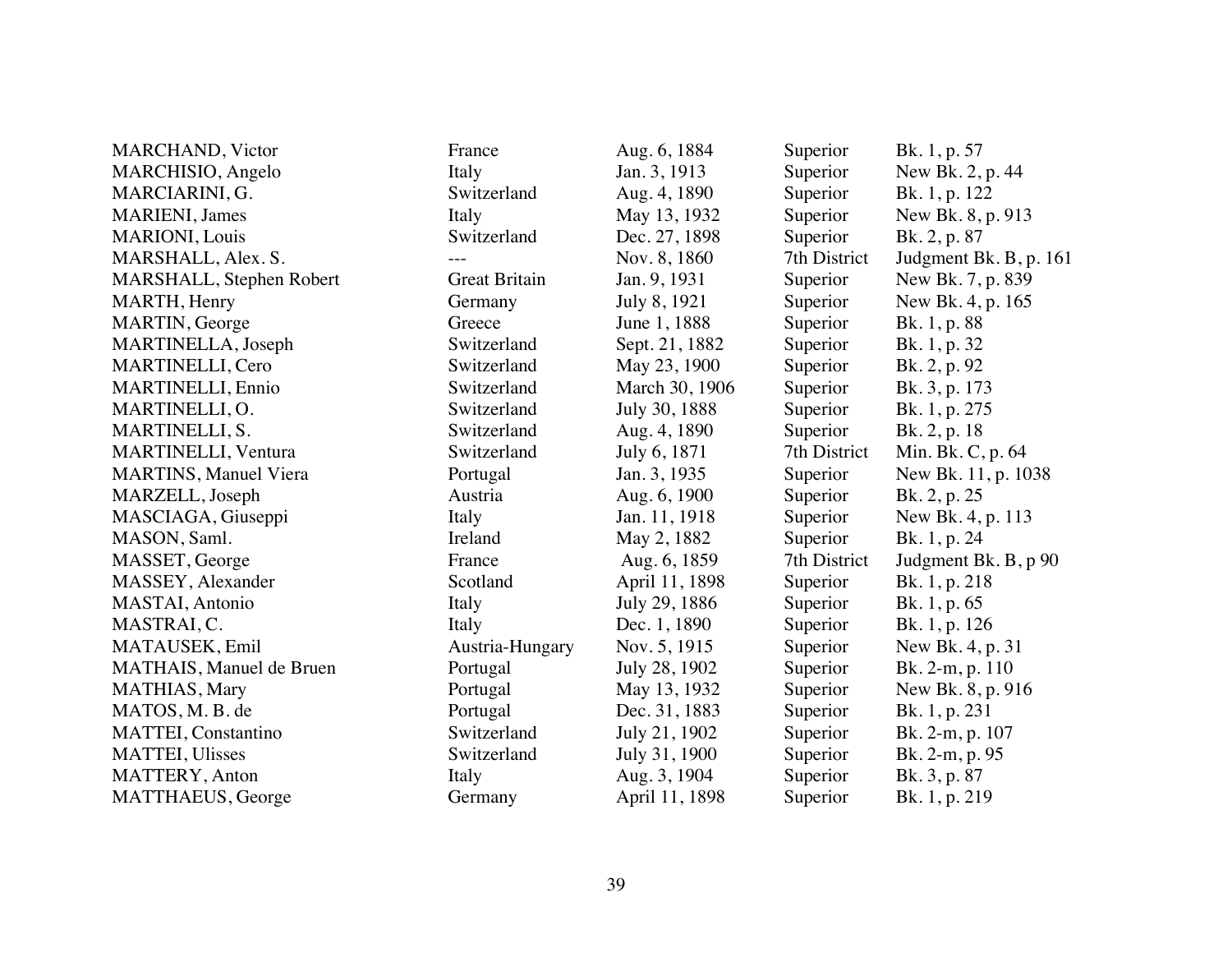| | | | | |
|---|---|---|---|---|
| MARCHAND, Victor | France | Aug. 6, 1884 | Superior | Bk. 1, p. 57 |
| MARCHISIO, Angelo | Italy | Jan. 3, 1913 | Superior | New Bk. 2, p. 44 |
| MARCIARINI, G. | Switzerland | Aug. 4, 1890 | Superior | Bk. 1, p. 122 |
| MARIENI, James | Italy | May 13, 1932 | Superior | New Bk. 8, p. 913 |
| MARIONI, Louis | Switzerland | Dec. 27, 1898 | Superior | Bk. 2, p. 87 |
| MARSHALL, Alex. S. | --- | Nov. 8, 1860 | 7th District | Judgment Bk. B, p. 161 |
| MARSHALL, Stephen Robert | Great Britain | Jan. 9, 1931 | Superior | New Bk. 7, p. 839 |
| MARTH, Henry | Germany | July 8, 1921 | Superior | New Bk. 4, p. 165 |
| MARTIN, George | Greece | June 1, 1888 | Superior | Bk. 1, p. 88 |
| MARTINELLA, Joseph | Switzerland | Sept. 21, 1882 | Superior | Bk. 1, p. 32 |
| MARTINELLI, Cero | Switzerland | May 23, 1900 | Superior | Bk. 2, p. 92 |
| MARTINELLI, Ennio | Switzerland | March 30, 1906 | Superior | Bk. 3, p. 173 |
| MARTINELLI, O. | Switzerland | July 30, 1888 | Superior | Bk. 1, p. 275 |
| MARTINELLI, S. | Switzerland | Aug. 4, 1890 | Superior | Bk. 2, p. 18 |
| MARTINELLI, Ventura | Switzerland | July 6, 1871 | 7th District | Min. Bk. C, p. 64 |
| MARTINS, Manuel Viera | Portugal | Jan. 3, 1935 | Superior | New Bk. 11, p. 1038 |
| MARZELL, Joseph | Austria | Aug. 6, 1900 | Superior | Bk. 2, p. 25 |
| MASCIAGA, Giuseppi | Italy | Jan. 11, 1918 | Superior | New Bk. 4, p. 113 |
| MASON, Saml. | Ireland | May 2, 1882 | Superior | Bk. 1, p. 24 |
| MASSET, George | France | Aug. 6, 1859 | 7th District | Judgment Bk. B, p 90 |
| MASSEY, Alexander | Scotland | April 11, 1898 | Superior | Bk. 1, p. 218 |
| MASTAI, Antonio | Italy | July 29, 1886 | Superior | Bk. 1, p. 65 |
| MASTRAI, C. | Italy | Dec. 1, 1890 | Superior | Bk. 1, p. 126 |
| MATAUSEK, Emil | Austria-Hungary | Nov. 5, 1915 | Superior | New Bk. 4, p. 31 |
| MATHAIS, Manuel de Bruen | Portugal | July 28, 1902 | Superior | Bk. 2-m, p. 110 |
| MATHIAS, Mary | Portugal | May 13, 1932 | Superior | New Bk. 8, p. 916 |
| MATOS, M. B. de | Portugal | Dec. 31, 1883 | Superior | Bk. 1, p. 231 |
| MATTEI, Constantino | Switzerland | July 21, 1902 | Superior | Bk. 2-m, p. 107 |
| MATTEI, Ulisses | Switzerland | July 31, 1900 | Superior | Bk. 2-m, p. 95 |
| MATTERY, Anton | Italy | Aug. 3, 1904 | Superior | Bk. 3, p. 87 |
| MATTHAEUS, George | Germany | April 11, 1898 | Superior | Bk. 1, p. 219 |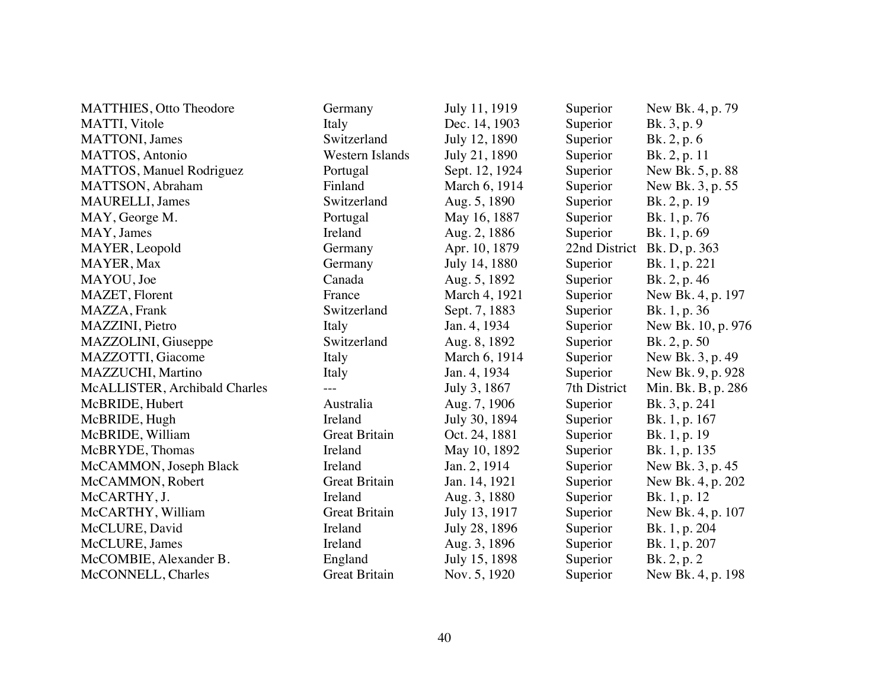| | | | | |
|---|---|---|---|---|
| MATTHIES, Otto Theodore | Germany | July 11, 1919 | Superior | New Bk. 4, p. 79 |
| MATTI, Vitole | Italy | Dec. 14, 1903 | Superior | Bk. 3, p. 9 |
| MATTONI, James | Switzerland | July 12, 1890 | Superior | Bk. 2, p. 6 |
| MATTOS, Antonio | Western Islands | July 21, 1890 | Superior | Bk. 2, p. 11 |
| MATTOS, Manuel Rodriguez | Portugal | Sept. 12, 1924 | Superior | New Bk. 5, p. 88 |
| MATTSON, Abraham | Finland | March 6, 1914 | Superior | New Bk. 3, p. 55 |
| MAURELLI, James | Switzerland | Aug. 5, 1890 | Superior | Bk. 2, p. 19 |
| MAY, George M. | Portugal | May 16, 1887 | Superior | Bk. 1, p. 76 |
| MAY, James | Ireland | Aug. 2, 1886 | Superior | Bk. 1, p. 69 |
| MAYER, Leopold | Germany | Apr. 10, 1879 | 22nd District | Bk. D, p. 363 |
| MAYER, Max | Germany | July 14, 1880 | Superior | Bk. 1, p. 221 |
| MAYOU, Joe | Canada | Aug. 5, 1892 | Superior | Bk. 2, p. 46 |
| MAZET, Florent | France | March 4, 1921 | Superior | New Bk. 4, p. 197 |
| MAZZA, Frank | Switzerland | Sept. 7, 1883 | Superior | Bk. 1, p. 36 |
| MAZZINI, Pietro | Italy | Jan. 4, 1934 | Superior | New Bk. 10, p. 976 |
| MAZZOLINI, Giuseppe | Switzerland | Aug. 8, 1892 | Superior | Bk. 2, p. 50 |
| MAZZOTTI, Giacome | Italy | March 6, 1914 | Superior | New Bk. 3, p. 49 |
| MAZZUCHI, Martino | Italy | Jan. 4, 1934 | Superior | New Bk. 9, p. 928 |
| McALLISTER, Archibald Charles | --- | July 3, 1867 | 7th District | Min. Bk. B, p. 286 |
| McBRIDE, Hubert | Australia | Aug. 7, 1906 | Superior | Bk. 3, p. 241 |
| McBRIDE, Hugh | Ireland | July 30, 1894 | Superior | Bk. 1, p. 167 |
| McBRIDE, William | Great Britain | Oct. 24, 1881 | Superior | Bk. 1, p. 19 |
| McBRYDE, Thomas | Ireland | May 10, 1892 | Superior | Bk. 1, p. 135 |
| McCAMMON, Joseph Black | Ireland | Jan. 2, 1914 | Superior | New Bk. 3, p. 45 |
| McCAMMON, Robert | Great Britain | Jan. 14, 1921 | Superior | New Bk. 4, p. 202 |
| McCARTHY, J. | Ireland | Aug. 3, 1880 | Superior | Bk. 1, p. 12 |
| McCARTHY, William | Great Britain | July 13, 1917 | Superior | New Bk. 4, p. 107 |
| McCLURE, David | Ireland | July 28, 1896 | Superior | Bk. 1, p. 204 |
| McCLURE, James | Ireland | Aug. 3, 1896 | Superior | Bk. 1, p. 207 |
| McCOMBIE, Alexander B. | England | July 15, 1898 | Superior | Bk. 2, p. 2 |
| McCONNELL, Charles | Great Britain | Nov. 5, 1920 | Superior | New Bk. 4, p. 198 |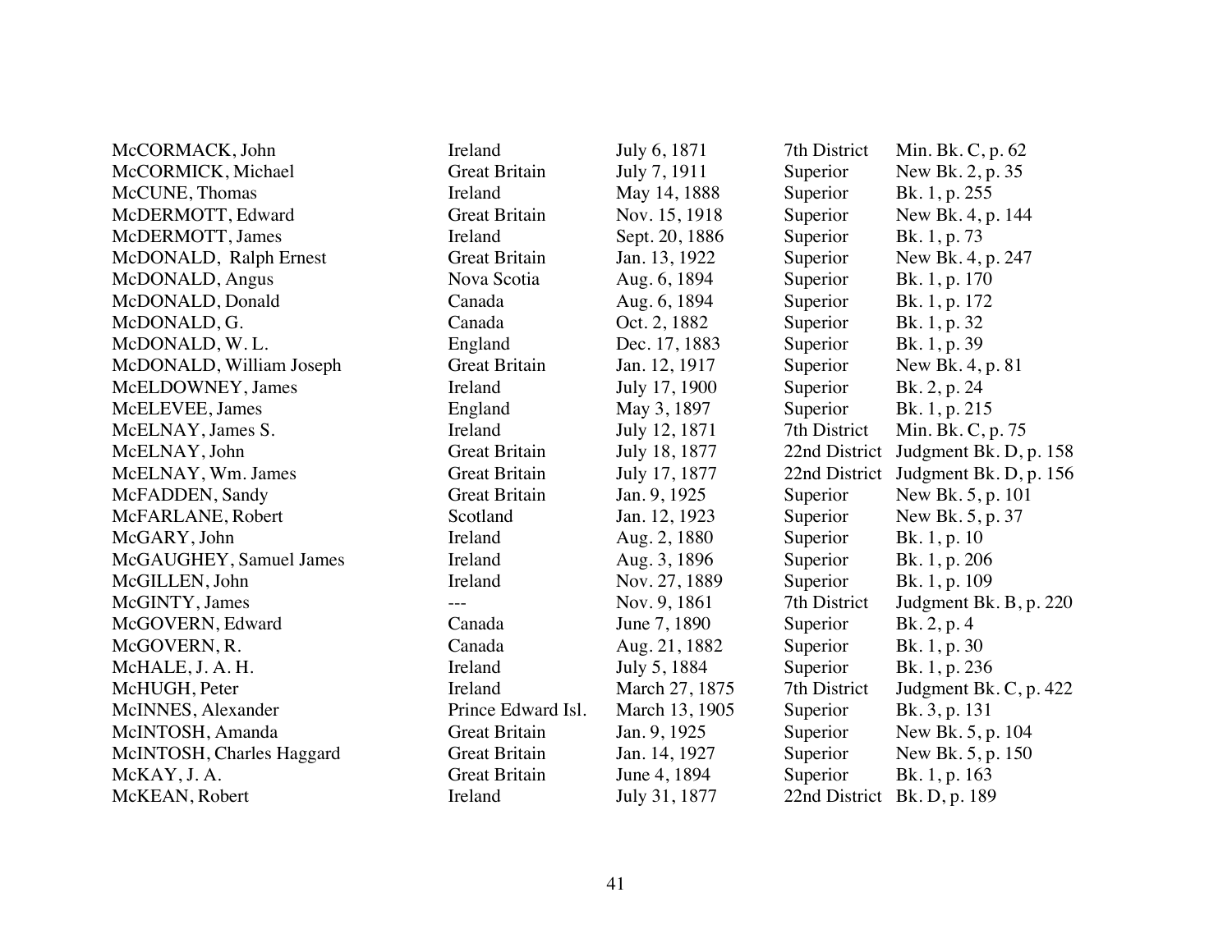| | | | | |
|---|---|---|---|---|
| McCORMACK, John | Ireland | July 6, 1871 | 7th District | Min. Bk. C, p. 62 |
| McCORMICK, Michael | Great Britain | July 7, 1911 | Superior | New Bk. 2, p. 35 |
| McCUNE, Thomas | Ireland | May 14, 1888 | Superior | Bk. 1, p. 255 |
| McDERMOTT, Edward | Great Britain | Nov. 15, 1918 | Superior | New Bk. 4, p. 144 |
| McDERMOTT, James | Ireland | Sept. 20, 1886 | Superior | Bk. 1, p. 73 |
| McDONALD, Ralph Ernest | Great Britain | Jan. 13, 1922 | Superior | New Bk. 4, p. 247 |
| McDONALD, Angus | Nova Scotia | Aug. 6, 1894 | Superior | Bk. 1, p. 170 |
| McDONALD, Donald | Canada | Aug. 6, 1894 | Superior | Bk. 1, p. 172 |
| McDONALD, G. | Canada | Oct. 2, 1882 | Superior | Bk. 1, p. 32 |
| McDONALD, W. L. | England | Dec. 17, 1883 | Superior | Bk. 1, p. 39 |
| McDONALD, William Joseph | Great Britain | Jan. 12, 1917 | Superior | New Bk. 4, p. 81 |
| McELDOWNEY, James | Ireland | July 17, 1900 | Superior | Bk. 2, p. 24 |
| McELEVEE, James | England | May 3, 1897 | Superior | Bk. 1, p. 215 |
| McELNAY, James S. | Ireland | July 12, 1871 | 7th District | Min. Bk. C, p. 75 |
| McELNAY, John | Great Britain | July 18, 1877 | 22nd District | Judgment Bk. D, p. 158 |
| McELNAY, Wm. James | Great Britain | July 17, 1877 | 22nd District | Judgment Bk. D, p. 156 |
| McFADDEN, Sandy | Great Britain | Jan. 9, 1925 | Superior | New Bk. 5, p. 101 |
| McFARLANE, Robert | Scotland | Jan. 12, 1923 | Superior | New Bk. 5, p. 37 |
| McGARY, John | Ireland | Aug. 2, 1880 | Superior | Bk. 1, p. 10 |
| McGAUGHEY, Samuel James | Ireland | Aug. 3, 1896 | Superior | Bk. 1, p. 206 |
| McGILLEN, John | Ireland | Nov. 27, 1889 | Superior | Bk. 1, p. 109 |
| McGINTY, James | --- | Nov. 9, 1861 | 7th District | Judgment Bk. B, p. 220 |
| McGOVERN, Edward | Canada | June 7, 1890 | Superior | Bk. 2, p. 4 |
| McGOVERN, R. | Canada | Aug. 21, 1882 | Superior | Bk. 1, p. 30 |
| McHALE, J. A. H. | Ireland | July 5, 1884 | Superior | Bk. 1, p. 236 |
| McHUGH, Peter | Ireland | March 27, 1875 | 7th District | Judgment Bk. C, p. 422 |
| McINNES, Alexander | Prince Edward Isl. | March 13, 1905 | Superior | Bk. 3, p. 131 |
| McINTOSH, Amanda | Great Britain | Jan. 9, 1925 | Superior | New Bk. 5, p. 104 |
| McINTOSH, Charles Haggard | Great Britain | Jan. 14, 1927 | Superior | New Bk. 5, p. 150 |
| McKAY, J. A. | Great Britain | June 4, 1894 | Superior | Bk. 1, p. 163 |
| McKEAN, Robert | Ireland | July 31, 1877 | 22nd District | Bk. D, p. 189 |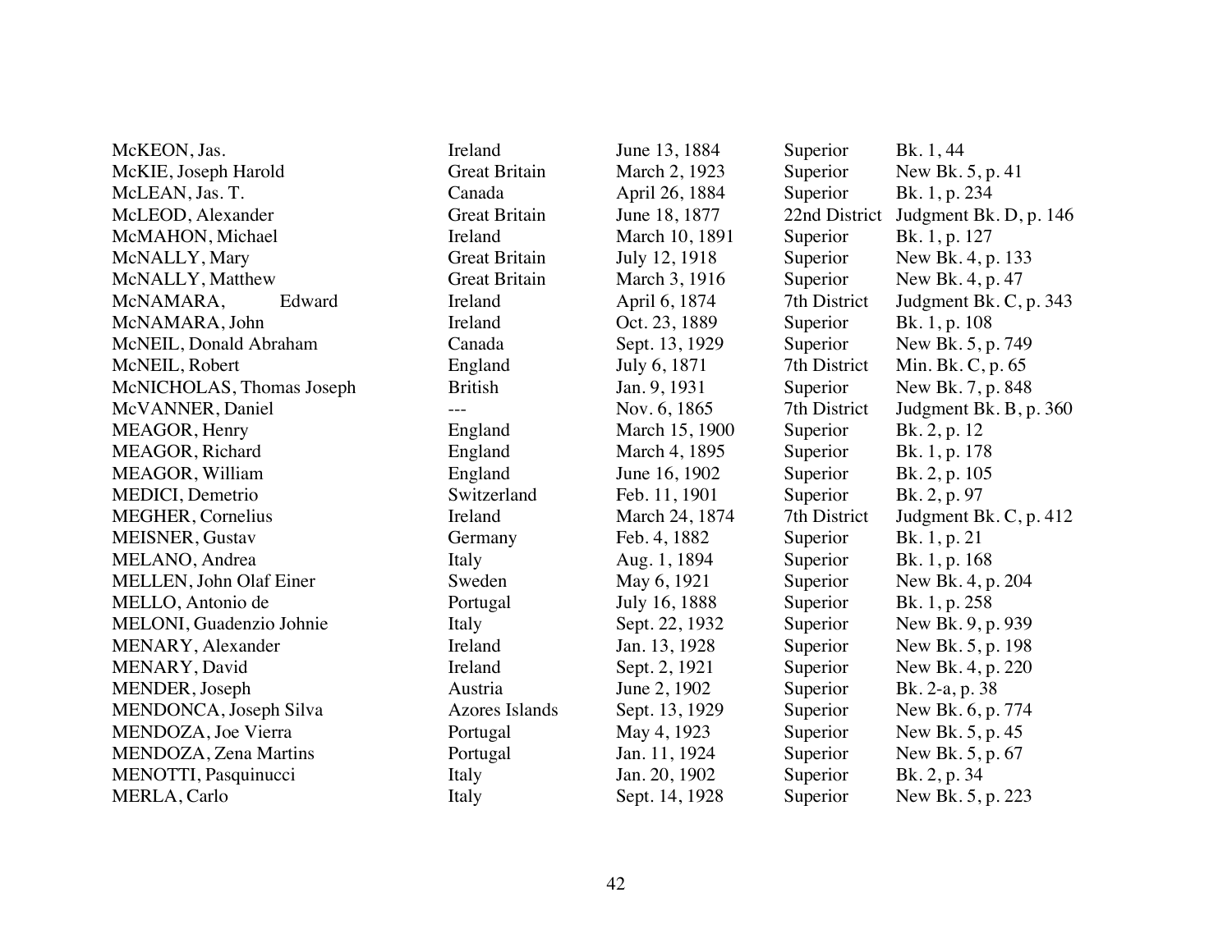| | | | | |
|---|---|---|---|---|
| McKEON, Jas. | Ireland | June 13, 1884 | Superior | Bk. 1, 44 |
| McKIE, Joseph Harold | Great Britain | March 2, 1923 | Superior | New Bk. 5, p. 41 |
| McLEAN, Jas. T. | Canada | April 26, 1884 | Superior | Bk. 1, p. 234 |
| McLEOD, Alexander | Great Britain | June 18, 1877 | 22nd District | Judgment Bk. D, p. 146 |
| McMAHON, Michael | Ireland | March 10, 1891 | Superior | Bk. 1, p. 127 |
| McNALLY, Mary | Great Britain | July 12, 1918 | Superior | New Bk. 4, p. 133 |
| McNALLY, Matthew | Great Britain | March 3, 1916 | Superior | New Bk. 4, p. 47 |
| McNAMARA, Edward | Ireland | April 6, 1874 | 7th District | Judgment Bk. C, p. 343 |
| McNAMARA, John | Ireland | Oct. 23, 1889 | Superior | Bk. 1, p. 108 |
| McNEIL, Donald Abraham | Canada | Sept. 13, 1929 | Superior | New Bk. 5, p. 749 |
| McNEIL, Robert | England | July 6, 1871 | 7th District | Min. Bk. C, p. 65 |
| McNICHOLAS, Thomas Joseph | British | Jan. 9, 1931 | Superior | New Bk. 7, p. 848 |
| McVANNER, Daniel | --- | Nov. 6, 1865 | 7th District | Judgment Bk. B, p. 360 |
| MEAGOR, Henry | England | March 15, 1900 | Superior | Bk. 2, p. 12 |
| MEAGOR, Richard | England | March 4, 1895 | Superior | Bk. 1, p. 178 |
| MEAGOR, William | England | June 16, 1902 | Superior | Bk. 2, p. 105 |
| MEDICI, Demetrio | Switzerland | Feb. 11, 1901 | Superior | Bk. 2, p. 97 |
| MEGHER, Cornelius | Ireland | March 24, 1874 | 7th District | Judgment Bk. C, p. 412 |
| MEISNER, Gustav | Germany | Feb. 4, 1882 | Superior | Bk. 1, p. 21 |
| MELANO, Andrea | Italy | Aug. 1, 1894 | Superior | Bk. 1, p. 168 |
| MELLEN, John Olaf Einer | Sweden | May 6, 1921 | Superior | New Bk. 4, p. 204 |
| MELLO, Antonio de | Portugal | July 16, 1888 | Superior | Bk. 1, p. 258 |
| MELONI, Guadenzio Johnie | Italy | Sept. 22, 1932 | Superior | New Bk. 9, p. 939 |
| MENARY, Alexander | Ireland | Jan. 13, 1928 | Superior | New Bk. 5, p. 198 |
| MENARY, David | Ireland | Sept. 2, 1921 | Superior | New Bk. 4, p. 220 |
| MENDER, Joseph | Austria | June 2, 1902 | Superior | Bk. 2-a, p. 38 |
| MENDONCA, Joseph Silva | Azores Islands | Sept. 13, 1929 | Superior | New Bk. 6, p. 774 |
| MENDOZA, Joe Vierra | Portugal | May 4, 1923 | Superior | New Bk. 5, p. 45 |
| MENDOZA, Zena Martins | Portugal | Jan. 11, 1924 | Superior | New Bk. 5, p. 67 |
| MENOTTI, Pasquinucci | Italy | Jan. 20, 1902 | Superior | Bk. 2, p. 34 |
| MERLA, Carlo | Italy | Sept. 14, 1928 | Superior | New Bk. 5, p. 223 |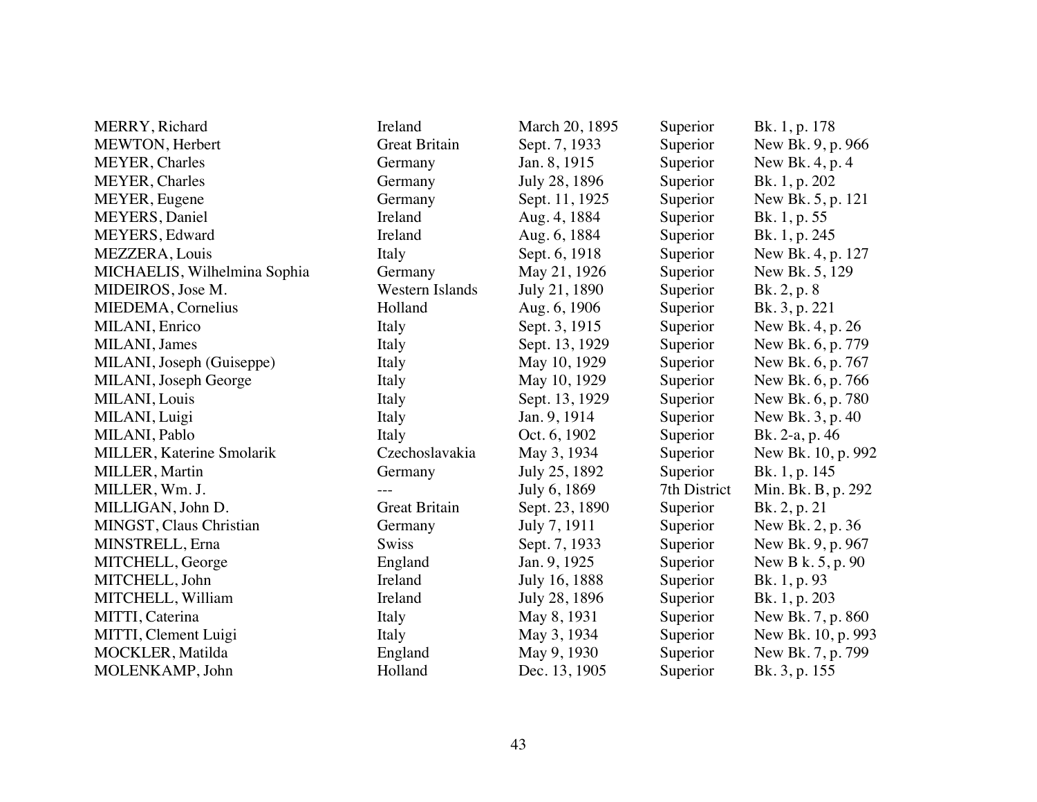| | | | | |
|---|---|---|---|---|
| MERRY, Richard | Ireland | March 20, 1895 | Superior | Bk. 1, p. 178 |
| MEWTON, Herbert | Great Britain | Sept. 7, 1933 | Superior | New Bk. 9, p. 966 |
| MEYER, Charles | Germany | Jan. 8, 1915 | Superior | New Bk. 4, p. 4 |
| MEYER, Charles | Germany | July 28, 1896 | Superior | Bk. 1, p. 202 |
| MEYER, Eugene | Germany | Sept. 11, 1925 | Superior | New Bk. 5, p. 121 |
| MEYERS, Daniel | Ireland | Aug. 4, 1884 | Superior | Bk. 1, p. 55 |
| MEYERS, Edward | Ireland | Aug. 6, 1884 | Superior | Bk. 1, p. 245 |
| MEZZERA, Louis | Italy | Sept. 6, 1918 | Superior | New Bk. 4, p. 127 |
| MICHAELIS, Wilhelmina Sophia | Germany | May 21, 1926 | Superior | New Bk. 5, 129 |
| MIDEIROS, Jose M. | Western Islands | July 21, 1890 | Superior | Bk. 2, p. 8 |
| MIEDEMA, Cornelius | Holland | Aug. 6, 1906 | Superior | Bk. 3, p. 221 |
| MILANI, Enrico | Italy | Sept. 3, 1915 | Superior | New Bk. 4, p. 26 |
| MILANI, James | Italy | Sept. 13, 1929 | Superior | New Bk. 6, p. 779 |
| MILANI, Joseph (Guiseppe) | Italy | May 10, 1929 | Superior | New Bk. 6, p. 767 |
| MILANI, Joseph George | Italy | May 10, 1929 | Superior | New Bk. 6, p. 766 |
| MILANI, Louis | Italy | Sept. 13, 1929 | Superior | New Bk. 6, p. 780 |
| MILANI, Luigi | Italy | Jan. 9, 1914 | Superior | New Bk. 3, p. 40 |
| MILANI, Pablo | Italy | Oct. 6, 1902 | Superior | Bk. 2-a, p. 46 |
| MILLER, Katerine Smolarik | Czechoslavakia | May 3, 1934 | Superior | New Bk. 10, p. 992 |
| MILLER, Martin | Germany | July 25, 1892 | Superior | Bk. 1, p. 145 |
| MILLER, Wm. J. | --- | July 6, 1869 | 7th District | Min. Bk. B, p. 292 |
| MILLIGAN, John D. | Great Britain | Sept. 23, 1890 | Superior | Bk. 2, p. 21 |
| MINGST, Claus Christian | Germany | July 7, 1911 | Superior | New Bk. 2, p. 36 |
| MINSTRELL, Erna | Swiss | Sept. 7, 1933 | Superior | New Bk. 9, p. 967 |
| MITCHELL, George | England | Jan. 9, 1925 | Superior | New B k. 5, p. 90 |
| MITCHELL, John | Ireland | July 16, 1888 | Superior | Bk. 1, p. 93 |
| MITCHELL, William | Ireland | July 28, 1896 | Superior | Bk. 1, p. 203 |
| MITTI, Caterina | Italy | May 8, 1931 | Superior | New Bk. 7, p. 860 |
| MITTI, Clement Luigi | Italy | May 3, 1934 | Superior | New Bk. 10, p. 993 |
| MOCKLER, Matilda | England | May 9, 1930 | Superior | New Bk. 7, p. 799 |
| MOLENKAMP, John | Holland | Dec. 13, 1905 | Superior | Bk. 3, p. 155 |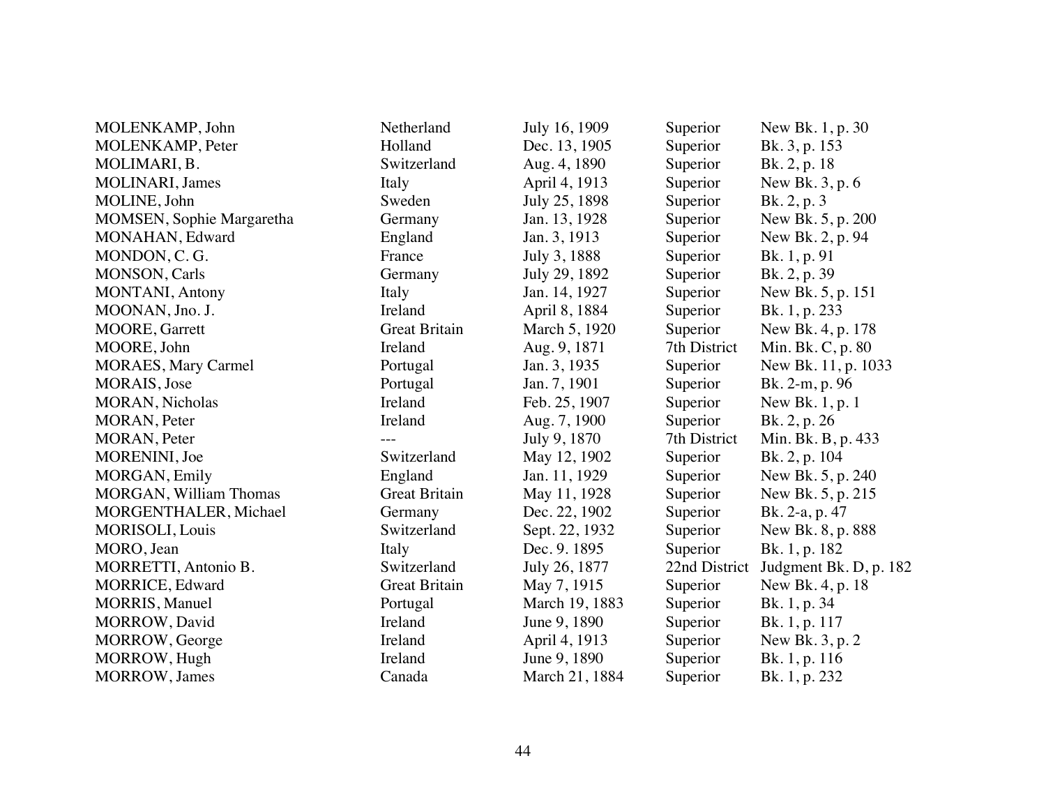| | | | | |
|---|---|---|---|---|
| MOLENKAMP, John | Netherland | July 16, 1909 | Superior | New Bk. 1, p. 30 |
| MOLENKAMP, Peter | Holland | Dec. 13, 1905 | Superior | Bk. 3, p. 153 |
| MOLIMARI, B. | Switzerland | Aug. 4, 1890 | Superior | Bk. 2, p. 18 |
| MOLINARI, James | Italy | April 4, 1913 | Superior | New Bk. 3, p. 6 |
| MOLINE, John | Sweden | July 25, 1898 | Superior | Bk. 2, p. 3 |
| MOMSEN, Sophie Margaretha | Germany | Jan. 13, 1928 | Superior | New Bk. 5, p. 200 |
| MONAHAN, Edward | England | Jan. 3, 1913 | Superior | New Bk. 2, p. 94 |
| MONDON, C. G. | France | July 3, 1888 | Superior | Bk. 1, p. 91 |
| MONSON, Carls | Germany | July 29, 1892 | Superior | Bk. 2, p. 39 |
| MONTANI, Antony | Italy | Jan. 14, 1927 | Superior | New Bk. 5, p. 151 |
| MOONAN, Jno. J. | Ireland | April 8, 1884 | Superior | Bk. 1, p. 233 |
| MOORE, Garrett | Great Britain | March 5, 1920 | Superior | New Bk. 4, p. 178 |
| MOORE, John | Ireland | Aug. 9, 1871 | 7th District | Min. Bk. C, p. 80 |
| MORAES, Mary Carmel | Portugal | Jan. 3, 1935 | Superior | New Bk. 11, p. 1033 |
| MORAIS, Jose | Portugal | Jan. 7, 1901 | Superior | Bk. 2-m, p. 96 |
| MORAN, Nicholas | Ireland | Feb. 25, 1907 | Superior | New Bk. 1, p. 1 |
| MORAN, Peter | Ireland | Aug. 7, 1900 | Superior | Bk. 2, p. 26 |
| MORAN, Peter | --- | July 9, 1870 | 7th District | Min. Bk. B, p. 433 |
| MORENINI, Joe | Switzerland | May 12, 1902 | Superior | Bk. 2, p. 104 |
| MORGAN, Emily | England | Jan. 11, 1929 | Superior | New Bk. 5, p. 240 |
| MORGAN, William Thomas | Great Britain | May 11, 1928 | Superior | New Bk. 5, p. 215 |
| MORGENTHALER, Michael | Germany | Dec. 22, 1902 | Superior | Bk. 2-a, p. 47 |
| MORISOLI, Louis | Switzerland | Sept. 22, 1932 | Superior | New Bk. 8, p. 888 |
| MORO, Jean | Italy | Dec. 9. 1895 | Superior | Bk. 1, p. 182 |
| MORRETTI, Antonio B. | Switzerland | July 26, 1877 | 22nd District | Judgment Bk. D, p. 182 |
| MORRICE, Edward | Great Britain | May 7, 1915 | Superior | New Bk. 4, p. 18 |
| MORRIS, Manuel | Portugal | March 19, 1883 | Superior | Bk. 1, p. 34 |
| MORROW, David | Ireland | June 9, 1890 | Superior | Bk. 1, p. 117 |
| MORROW, George | Ireland | April 4, 1913 | Superior | New Bk. 3, p. 2 |
| MORROW, Hugh | Ireland | June 9, 1890 | Superior | Bk. 1, p. 116 |
| MORROW, James | Canada | March 21, 1884 | Superior | Bk. 1, p. 232 |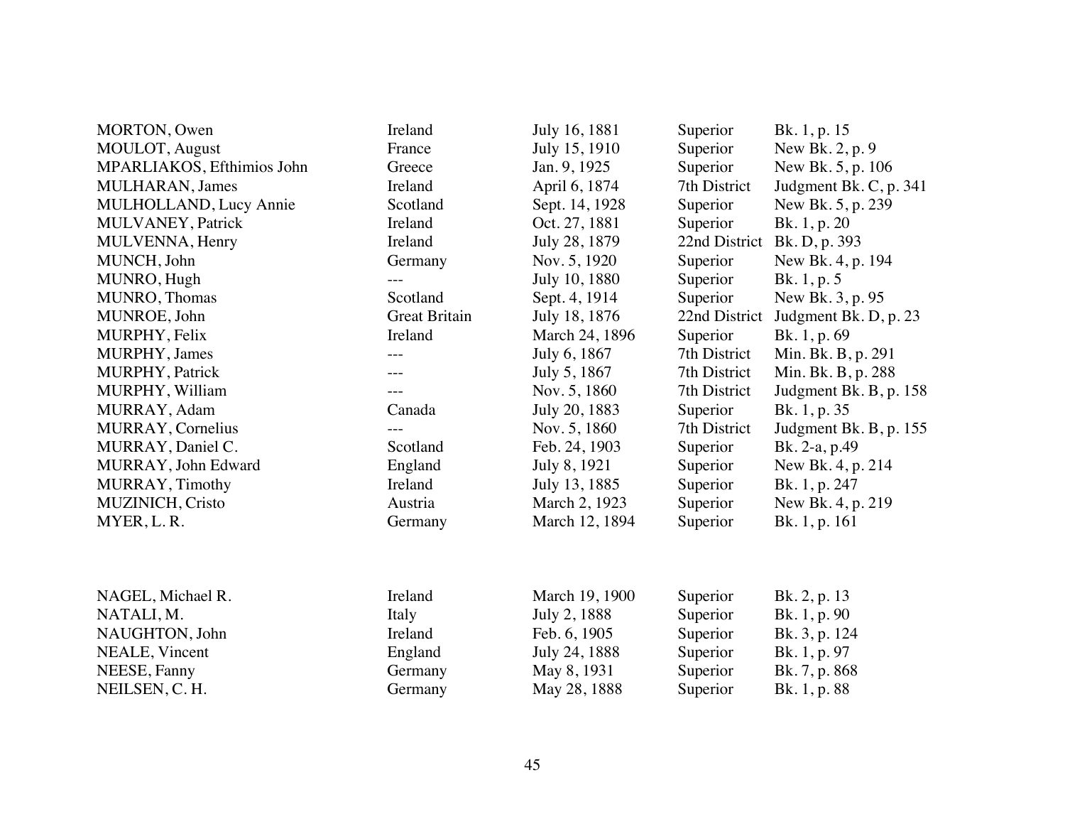| | | | | |
|---|---|---|---|---|
| MORTON, Owen | Ireland | July 16, 1881 | Superior | Bk. 1, p. 15 |
| MOULOT, August | France | July 15, 1910 | Superior | New Bk. 2, p. 9 |
| MPARLIAKOS, Efthimios John | Greece | Jan. 9, 1925 | Superior | New Bk. 5, p. 106 |
| MULHARAN, James | Ireland | April 6, 1874 | 7th District | Judgment Bk. C, p. 341 |
| MULHOLLAND, Lucy Annie | Scotland | Sept. 14, 1928 | Superior | New Bk. 5, p. 239 |
| MULVANEY, Patrick | Ireland | Oct. 27, 1881 | Superior | Bk. 1, p. 20 |
| MULVENNA, Henry | Ireland | July 28, 1879 | 22nd District | Bk. D, p. 393 |
| MUNCH, John | Germany | Nov. 5, 1920 | Superior | New Bk. 4, p. 194 |
| MUNRO, Hugh | --- | July 10, 1880 | Superior | Bk. 1, p. 5 |
| MUNRO, Thomas | Scotland | Sept. 4, 1914 | Superior | New Bk. 3, p. 95 |
| MUNROE, John | Great Britain | July 18, 1876 | 22nd District | Judgment Bk. D, p. 23 |
| MURPHY, Felix | Ireland | March 24, 1896 | Superior | Bk. 1, p. 69 |
| MURPHY, James | --- | July 6, 1867 | 7th District | Min. Bk. B, p. 291 |
| MURPHY, Patrick | --- | July 5, 1867 | 7th District | Min. Bk. B, p. 288 |
| MURPHY, William | --- | Nov. 5, 1860 | 7th District | Judgment Bk. B, p. 158 |
| MURRAY, Adam | Canada | July 20, 1883 | Superior | Bk. 1, p. 35 |
| MURRAY, Cornelius | --- | Nov. 5, 1860 | 7th District | Judgment Bk. B, p. 155 |
| MURRAY, Daniel C. | Scotland | Feb. 24, 1903 | Superior | Bk. 2-a, p.49 |
| MURRAY, John Edward | England | July 8, 1921 | Superior | New Bk. 4, p. 214 |
| MURRAY, Timothy | Ireland | July 13, 1885 | Superior | Bk. 1, p. 247 |
| MUZINICH, Cristo | Austria | March 2, 1923 | Superior | New Bk. 4, p. 219 |
| MYER, L. R. | Germany | March 12, 1894 | Superior | Bk. 1, p. 161 |

| | | | | |
|---|---|---|---|---|
| NAGEL, Michael R. | Ireland | March 19, 1900 | Superior | Bk. 2, p. 13 |
| NATALI, M. | Italy | July 2, 1888 | Superior | Bk. 1, p. 90 |
| NAUGHTON, John | Ireland | Feb. 6, 1905 | Superior | Bk. 3, p. 124 |
| NEALE, Vincent | England | July 24, 1888 | Superior | Bk. 1, p. 97 |
| NEESE, Fanny | Germany | May 8, 1931 | Superior | Bk. 7, p. 868 |
| NEILSEN, C. H. | Germany | May 28, 1888 | Superior | Bk. 1, p. 88 |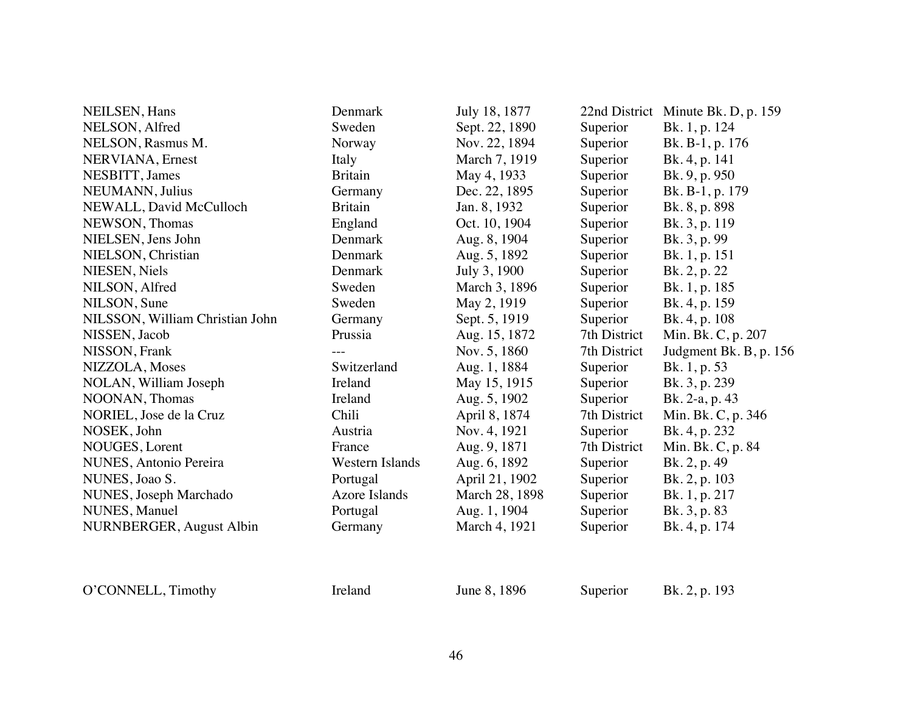| | | | | |
|---|---|---|---|---|
| NEILSEN, Hans | Denmark | July 18, 1877 | 22nd District | Minute Bk. D, p. 159 |
| NELSON, Alfred | Sweden | Sept. 22, 1890 | Superior | Bk. 1, p. 124 |
| NELSON, Rasmus M. | Norway | Nov. 22, 1894 | Superior | Bk. B-1, p. 176 |
| NERVIANA, Ernest | Italy | March 7, 1919 | Superior | Bk. 4, p. 141 |
| NESBITT, James | Britain | May 4, 1933 | Superior | Bk. 9, p. 950 |
| NEUMANN, Julius | Germany | Dec. 22, 1895 | Superior | Bk. B-1, p. 179 |
| NEWALL, David McCulloch | Britain | Jan. 8, 1932 | Superior | Bk. 8, p. 898 |
| NEWSON, Thomas | England | Oct. 10, 1904 | Superior | Bk. 3, p. 119 |
| NIELSEN, Jens John | Denmark | Aug. 8, 1904 | Superior | Bk. 3, p. 99 |
| NIELSON, Christian | Denmark | Aug. 5, 1892 | Superior | Bk. 1, p. 151 |
| NIESEN, Niels | Denmark | July 3, 1900 | Superior | Bk. 2, p. 22 |
| NILSON, Alfred | Sweden | March 3, 1896 | Superior | Bk. 1, p. 185 |
| NILSON, Sune | Sweden | May 2, 1919 | Superior | Bk. 4, p. 159 |
| NILSSON, William Christian John | Germany | Sept. 5, 1919 | Superior | Bk. 4, p. 108 |
| NISSEN, Jacob | Prussia | Aug. 15, 1872 | 7th District | Min. Bk. C, p. 207 |
| NISSON, Frank | --- | Nov. 5, 1860 | 7th District | Judgment Bk. B, p. 156 |
| NIZZOLA, Moses | Switzerland | Aug. 1, 1884 | Superior | Bk. 1, p. 53 |
| NOLAN, William Joseph | Ireland | May 15, 1915 | Superior | Bk. 3, p. 239 |
| NOONAN, Thomas | Ireland | Aug. 5, 1902 | Superior | Bk. 2-a, p. 43 |
| NORIEL, Jose de la Cruz | Chili | April 8, 1874 | 7th District | Min. Bk. C, p. 346 |
| NOSEK, John | Austria | Nov. 4, 1921 | Superior | Bk. 4, p. 232 |
| NOUGES, Lorent | France | Aug. 9, 1871 | 7th District | Min. Bk. C, p. 84 |
| NUNES, Antonio Pereira | Western Islands | Aug. 6, 1892 | Superior | Bk. 2, p. 49 |
| NUNES, Joao S. | Portugal | April 21, 1902 | Superior | Bk. 2, p. 103 |
| NUNES, Joseph Marchado | Azore Islands | March 28, 1898 | Superior | Bk. 1, p. 217 |
| NUNES, Manuel | Portugal | Aug. 1, 1904 | Superior | Bk. 3, p. 83 |
| NURNBERGER, August Albin | Germany | March 4, 1921 | Superior | Bk. 4, p. 174 |

| | | | | |
|---|---|---|---|---|
| O'CONNELL, Timothy | Ireland | June 8, 1896 | Superior | Bk. 2, p. 193 |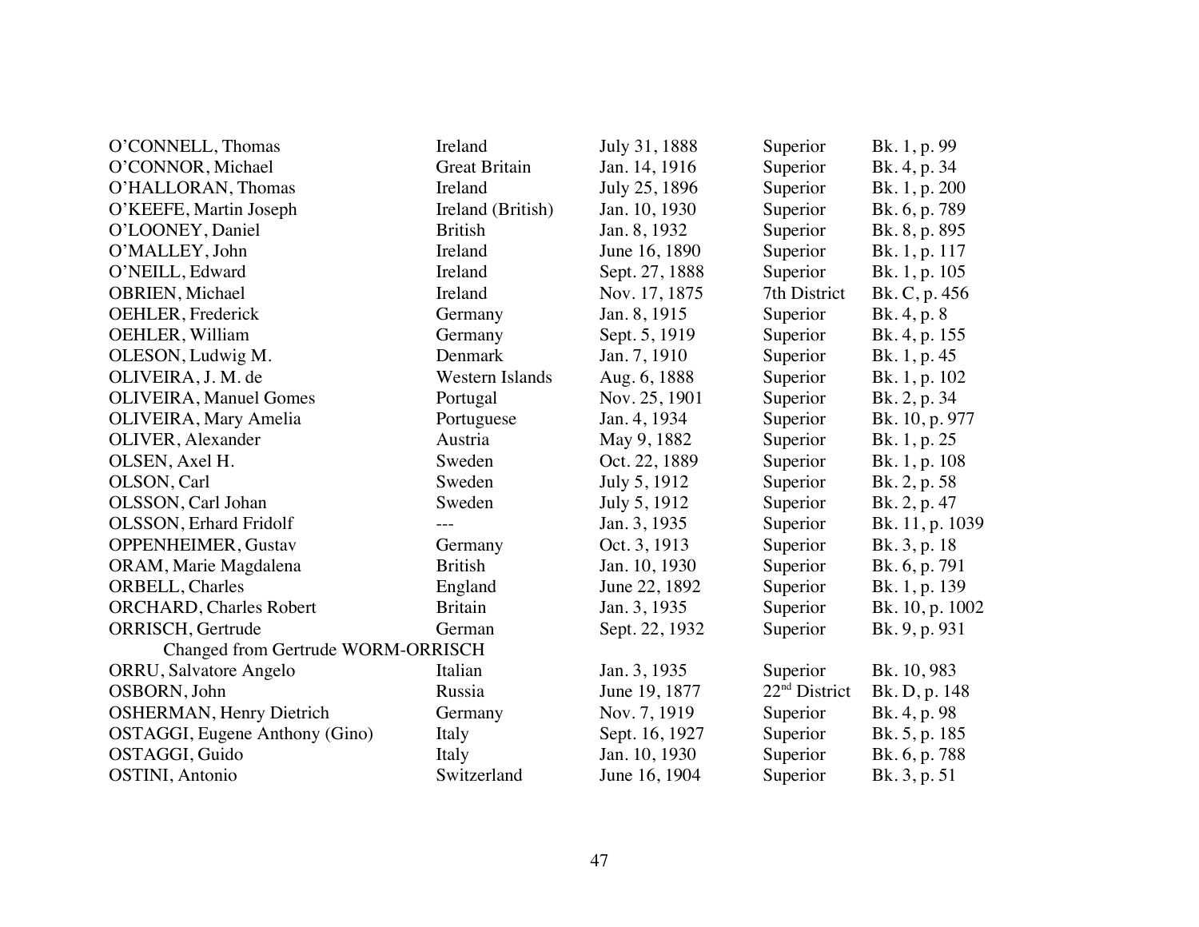| | | | | |
|---|---|---|---|---|
| O'CONNELL, Thomas | Ireland | July 31, 1888 | Superior | Bk. 1, p. 99 |
| O'CONNOR, Michael | Great Britain | Jan. 14, 1916 | Superior | Bk. 4, p. 34 |
| O'HALLORAN, Thomas | Ireland | July 25, 1896 | Superior | Bk. 1, p. 200 |
| O'KEEFE, Martin Joseph | Ireland (British) | Jan. 10, 1930 | Superior | Bk. 6, p. 789 |
| O'LOONEY, Daniel | British | Jan. 8, 1932 | Superior | Bk. 8, p. 895 |
| O'MALLEY, John | Ireland | June 16, 1890 | Superior | Bk. 1, p. 117 |
| O'NEILL, Edward | Ireland | Sept. 27, 1888 | Superior | Bk. 1, p. 105 |
| OBRIEN, Michael | Ireland | Nov. 17, 1875 | 7th District | Bk. C, p. 456 |
| OEHLER, Frederick | Germany | Jan. 8, 1915 | Superior | Bk. 4, p. 8 |
| OEHLER, William | Germany | Sept. 5, 1919 | Superior | Bk. 4, p. 155 |
| OLESON, Ludwig M. | Denmark | Jan. 7, 1910 | Superior | Bk. 1, p. 45 |
| OLIVEIRA, J. M. de | Western Islands | Aug. 6, 1888 | Superior | Bk. 1, p. 102 |
| OLIVEIRA, Manuel Gomes | Portugal | Nov. 25, 1901 | Superior | Bk. 2, p. 34 |
| OLIVEIRA, Mary Amelia | Portuguese | Jan. 4, 1934 | Superior | Bk. 10, p. 977 |
| OLIVER, Alexander | Austria | May 9, 1882 | Superior | Bk. 1, p. 25 |
| OLSEN, Axel H. | Sweden | Oct. 22, 1889 | Superior | Bk. 1, p. 108 |
| OLSON, Carl | Sweden | July 5, 1912 | Superior | Bk. 2, p. 58 |
| OLSSON, Carl Johan | Sweden | July 5, 1912 | Superior | Bk. 2, p. 47 |
| OLSSON, Erhard Fridolf | --- | Jan. 3, 1935 | Superior | Bk. 11, p. 1039 |
| OPPENHEIMER, Gustav | Germany | Oct. 3, 1913 | Superior | Bk. 3, p. 18 |
| ORAM, Marie Magdalena | British | Jan. 10, 1930 | Superior | Bk. 6, p. 791 |
| ORBELL, Charles | England | June 22, 1892 | Superior | Bk. 1, p. 139 |
| ORCHARD, Charles Robert | Britain | Jan. 3, 1935 | Superior | Bk. 10, p. 1002 |
| ORRISCH, Gertrude | German | Sept. 22, 1932 | Superior | Bk. 9, p. 931 |
| Changed from Gertrude WORM-ORRISCH | | | | |
| ORRU, Salvatore Angelo | Italian | Jan. 3, 1935 | Superior | Bk. 10, 983 |
| OSBORN, John | Russia | June 19, 1877 | 22nd District | Bk. D, p. 148 |
| OSHERMAN, Henry Dietrich | Germany | Nov. 7, 1919 | Superior | Bk. 4, p. 98 |
| OSTAGGI, Eugene Anthony (Gino) | Italy | Sept. 16, 1927 | Superior | Bk. 5, p. 185 |
| OSTAGGI, Guido | Italy | Jan. 10, 1930 | Superior | Bk. 6, p. 788 |
| OSTINI, Antonio | Switzerland | June 16, 1904 | Superior | Bk. 3, p. 51 |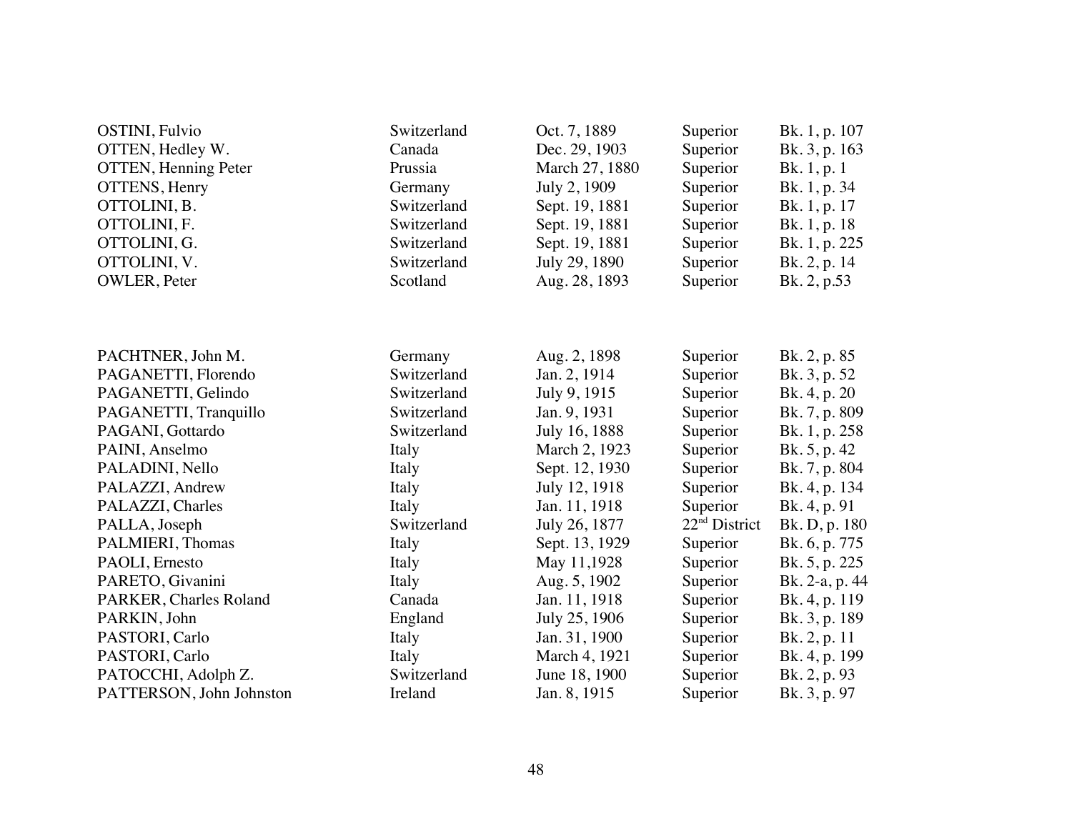| | | | | |
|---|---|---|---|---|
| OSTINI, Fulvio | Switzerland | Oct. 7, 1889 | Superior | Bk. 1, p. 107 |
| OTTEN, Hedley W. | Canada | Dec. 29, 1903 | Superior | Bk. 3, p. 163 |
| OTTEN, Henning Peter | Prussia | March 27, 1880 | Superior | Bk. 1, p. 1 |
| OTTENS, Henry | Germany | July 2, 1909 | Superior | Bk. 1, p. 34 |
| OTTOLINI, B. | Switzerland | Sept. 19, 1881 | Superior | Bk. 1, p. 17 |
| OTTOLINI, F. | Switzerland | Sept. 19, 1881 | Superior | Bk. 1, p. 18 |
| OTTOLINI, G. | Switzerland | Sept. 19, 1881 | Superior | Bk. 1, p. 225 |
| OTTOLINI, V. | Switzerland | July 29, 1890 | Superior | Bk. 2, p. 14 |
| OWLER, Peter | Scotland | Aug. 28, 1893 | Superior | Bk. 2, p.53 |

| | | | | |
|---|---|---|---|---|
| PACHTNER, John M. | Germany | Aug. 2, 1898 | Superior | Bk. 2, p. 85 |
| PAGANETTI, Florendo | Switzerland | Jan. 2, 1914 | Superior | Bk. 3, p. 52 |
| PAGANETTI, Gelindo | Switzerland | July 9, 1915 | Superior | Bk. 4, p. 20 |
| PAGANETTI, Tranquillo | Switzerland | Jan. 9, 1931 | Superior | Bk. 7, p. 809 |
| PAGANI, Gottardo | Switzerland | July 16, 1888 | Superior | Bk. 1, p. 258 |
| PAINI, Anselmo | Italy | March 2, 1923 | Superior | Bk. 5, p. 42 |
| PALADINI, Nello | Italy | Sept. 12, 1930 | Superior | Bk. 7, p. 804 |
| PALAZZI, Andrew | Italy | July 12, 1918 | Superior | Bk. 4, p. 134 |
| PALAZZI, Charles | Italy | Jan. 11, 1918 | Superior | Bk. 4, p. 91 |
| PALLA, Joseph | Switzerland | July 26, 1877 | 22nd District | Bk. D, p. 180 |
| PALMIERI, Thomas | Italy | Sept. 13, 1929 | Superior | Bk. 6, p. 775 |
| PAOLI, Ernesto | Italy | May 11,1928 | Superior | Bk. 5, p. 225 |
| PARETO, Givanini | Italy | Aug. 5, 1902 | Superior | Bk. 2-a, p. 44 |
| PARKER, Charles Roland | Canada | Jan. 11, 1918 | Superior | Bk. 4, p. 119 |
| PARKIN, John | England | July 25, 1906 | Superior | Bk. 3, p. 189 |
| PASTORI, Carlo | Italy | Jan. 31, 1900 | Superior | Bk. 2, p. 11 |
| PASTORI, Carlo | Italy | March 4, 1921 | Superior | Bk. 4, p. 199 |
| PATOCCHI, Adolph Z. | Switzerland | June 18, 1900 | Superior | Bk. 2, p. 93 |
| PATTERSON, John Johnston | Ireland | Jan. 8, 1915 | Superior | Bk. 3, p. 97 |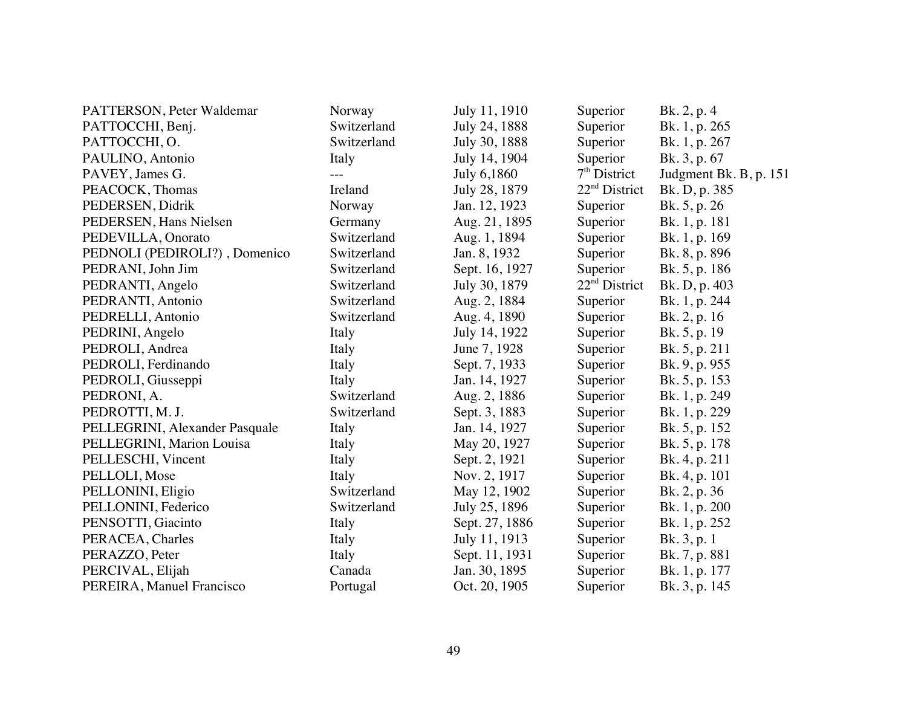| | | | | |
|---|---|---|---|---|
| PATTERSON, Peter Waldemar | Norway | July 11, 1910 | Superior | Bk. 2, p. 4 |
| PATTOCCHI, Benj. | Switzerland | July 24, 1888 | Superior | Bk. 1, p. 265 |
| PATTOCCHI, O. | Switzerland | July 30, 1888 | Superior | Bk. 1, p. 267 |
| PAULINO, Antonio | Italy | July 14, 1904 | Superior | Bk. 3, p. 67 |
| PAVEY, James G. | --- | July 6,1860 | 7th District | Judgment Bk. B, p. 151 |
| PEACOCK, Thomas | Ireland | July 28, 1879 | 22nd District | Bk. D, p. 385 |
| PEDERSEN, Didrik | Norway | Jan. 12, 1923 | Superior | Bk. 5, p. 26 |
| PEDERSEN, Hans Nielsen | Germany | Aug. 21, 1895 | Superior | Bk. 1, p. 181 |
| PEDEVILLA, Onorato | Switzerland | Aug. 1, 1894 | Superior | Bk. 1, p. 169 |
| PEDNOLI (PEDIROLI?) , Domenico | Switzerland | Jan. 8, 1932 | Superior | Bk. 8, p. 896 |
| PEDRANI, John Jim | Switzerland | Sept. 16, 1927 | Superior | Bk. 5, p. 186 |
| PEDRANTI, Angelo | Switzerland | July 30, 1879 | 22nd District | Bk. D, p. 403 |
| PEDRANTI, Antonio | Switzerland | Aug. 2, 1884 | Superior | Bk. 1, p. 244 |
| PEDRELLI, Antonio | Switzerland | Aug. 4, 1890 | Superior | Bk. 2, p. 16 |
| PEDRINI, Angelo | Italy | July 14, 1922 | Superior | Bk. 5, p. 19 |
| PEDROLI, Andrea | Italy | June 7, 1928 | Superior | Bk. 5, p. 211 |
| PEDROLI, Ferdinando | Italy | Sept. 7, 1933 | Superior | Bk. 9, p. 955 |
| PEDROLI, Giusseppi | Italy | Jan. 14, 1927 | Superior | Bk. 5, p. 153 |
| PEDRONI, A. | Switzerland | Aug. 2, 1886 | Superior | Bk. 1, p. 249 |
| PEDROTTI, M. J. | Switzerland | Sept. 3, 1883 | Superior | Bk. 1, p. 229 |
| PELLEGRINI, Alexander Pasquale | Italy | Jan. 14, 1927 | Superior | Bk. 5, p. 152 |
| PELLEGRINI, Marion Louisa | Italy | May 20, 1927 | Superior | Bk. 5, p. 178 |
| PELLESCHI, Vincent | Italy | Sept. 2, 1921 | Superior | Bk. 4, p. 211 |
| PELLOLI, Mose | Italy | Nov. 2, 1917 | Superior | Bk. 4, p. 101 |
| PELLONINI, Eligio | Switzerland | May 12, 1902 | Superior | Bk. 2, p. 36 |
| PELLONINI, Federico | Switzerland | July 25, 1896 | Superior | Bk. 1, p. 200 |
| PENSOTTI, Giacinto | Italy | Sept. 27, 1886 | Superior | Bk. 1, p. 252 |
| PERACEA, Charles | Italy | July 11, 1913 | Superior | Bk. 3, p. 1 |
| PERAZZO, Peter | Italy | Sept. 11, 1931 | Superior | Bk. 7, p. 881 |
| PERCIVAL, Elijah | Canada | Jan. 30, 1895 | Superior | Bk. 1, p. 177 |
| PEREIRA, Manuel Francisco | Portugal | Oct. 20, 1905 | Superior | Bk. 3, p. 145 |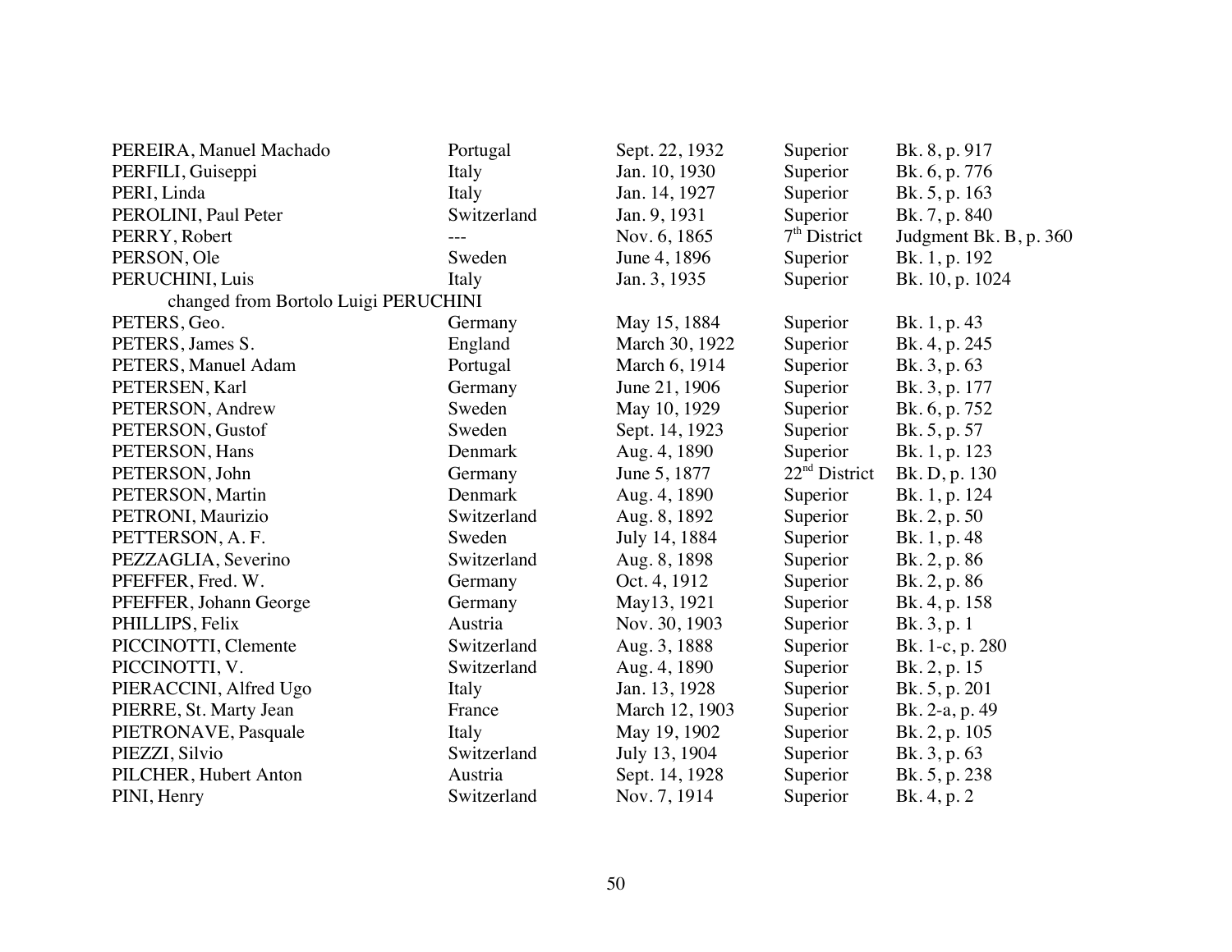| | | | | |
|---|---|---|---|---|
| PEREIRA, Manuel Machado | Portugal | Sept. 22, 1932 | Superior | Bk. 8, p. 917 |
| PERFILI, Guiseppi | Italy | Jan. 10, 1930 | Superior | Bk. 6, p. 776 |
| PERI, Linda | Italy | Jan. 14, 1927 | Superior | Bk. 5, p. 163 |
| PEROLINI, Paul Peter | Switzerland | Jan. 9, 1931 | Superior | Bk. 7, p. 840 |
| PERRY, Robert | --- | Nov. 6, 1865 | 7th District | Judgment Bk. B, p. 360 |
| PERSON, Ole | Sweden | June 4, 1896 | Superior | Bk. 1, p. 192 |
| PERUCHINI, Luis | Italy | Jan. 3, 1935 | Superior | Bk. 10, p. 1024 |
| changed from Bortolo Luigi PERUCHINI | | | | |
| PETERS, Geo. | Germany | May 15, 1884 | Superior | Bk. 1, p. 43 |
| PETERS, James S. | England | March 30, 1922 | Superior | Bk. 4, p. 245 |
| PETERS, Manuel Adam | Portugal | March 6, 1914 | Superior | Bk. 3, p. 63 |
| PETERSEN, Karl | Germany | June 21, 1906 | Superior | Bk. 3, p. 177 |
| PETERSON, Andrew | Sweden | May 10, 1929 | Superior | Bk. 6, p. 752 |
| PETERSON, Gustof | Sweden | Sept. 14, 1923 | Superior | Bk. 5, p. 57 |
| PETERSON, Hans | Denmark | Aug. 4, 1890 | Superior | Bk. 1, p. 123 |
| PETERSON, John | Germany | June 5, 1877 | 22nd District | Bk. D, p. 130 |
| PETERSON, Martin | Denmark | Aug. 4, 1890 | Superior | Bk. 1, p. 124 |
| PETRONI, Maurizio | Switzerland | Aug. 8, 1892 | Superior | Bk. 2, p. 50 |
| PETTERSON, A. F. | Sweden | July 14, 1884 | Superior | Bk. 1, p. 48 |
| PEZZAGLIA, Severino | Switzerland | Aug. 8, 1898 | Superior | Bk. 2, p. 86 |
| PFEFFER, Fred. W. | Germany | Oct. 4, 1912 | Superior | Bk. 2, p. 86 |
| PFEFFER, Johann George | Germany | May13, 1921 | Superior | Bk. 4, p. 158 |
| PHILLIPS, Felix | Austria | Nov. 30, 1903 | Superior | Bk. 3, p. 1 |
| PICCINOTTI, Clemente | Switzerland | Aug. 3, 1888 | Superior | Bk. 1-c, p. 280 |
| PICCINOTTI, V. | Switzerland | Aug. 4, 1890 | Superior | Bk. 2, p. 15 |
| PIERACCINI, Alfred Ugo | Italy | Jan. 13, 1928 | Superior | Bk. 5, p. 201 |
| PIERRE, St. Marty Jean | France | March 12, 1903 | Superior | Bk. 2-a, p. 49 |
| PIETRONAVE, Pasquale | Italy | May 19, 1902 | Superior | Bk. 2, p. 105 |
| PIEZZI, Silvio | Switzerland | July 13, 1904 | Superior | Bk. 3, p. 63 |
| PILCHER, Hubert Anton | Austria | Sept. 14, 1928 | Superior | Bk. 5, p. 238 |
| PINI, Henry | Switzerland | Nov. 7, 1914 | Superior | Bk. 4, p. 2 |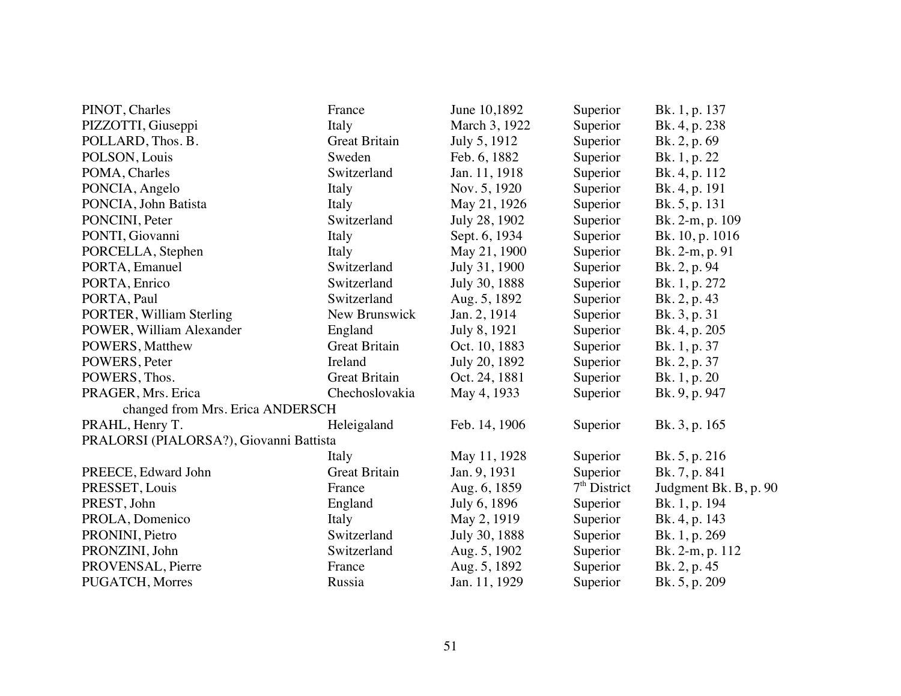| | | | | |
|---|---|---|---|---|
| PINOT, Charles | France | June 10,1892 | Superior | Bk. 1, p. 137 |
| PIZZOTTI, Giuseppi | Italy | March 3, 1922 | Superior | Bk. 4, p. 238 |
| POLLARD, Thos. B. | Great Britain | July 5, 1912 | Superior | Bk. 2, p. 69 |
| POLSON, Louis | Sweden | Feb. 6, 1882 | Superior | Bk. 1, p. 22 |
| POMA, Charles | Switzerland | Jan. 11, 1918 | Superior | Bk. 4, p. 112 |
| PONCIA, Angelo | Italy | Nov. 5, 1920 | Superior | Bk. 4, p. 191 |
| PONCIA, John Batista | Italy | May 21, 1926 | Superior | Bk. 5, p. 131 |
| PONCINI, Peter | Switzerland | July 28, 1902 | Superior | Bk. 2-m, p. 109 |
| PONTI, Giovanni | Italy | Sept. 6, 1934 | Superior | Bk. 10, p. 1016 |
| PORCELLA, Stephen | Italy | May 21, 1900 | Superior | Bk. 2-m, p. 91 |
| PORTA, Emanuel | Switzerland | July 31, 1900 | Superior | Bk. 2, p. 94 |
| PORTA, Enrico | Switzerland | July 30, 1888 | Superior | Bk. 1, p. 272 |
| PORTA, Paul | Switzerland | Aug. 5, 1892 | Superior | Bk. 2, p. 43 |
| PORTER, William Sterling | New Brunswick | Jan. 2, 1914 | Superior | Bk. 3, p. 31 |
| POWER, William Alexander | England | July 8, 1921 | Superior | Bk. 4, p. 205 |
| POWERS, Matthew | Great Britain | Oct. 10, 1883 | Superior | Bk. 1, p. 37 |
| POWERS, Peter | Ireland | July 20, 1892 | Superior | Bk. 2, p. 37 |
| POWERS, Thos. | Great Britain | Oct. 24, 1881 | Superior | Bk. 1, p. 20 |
| PRAGER, Mrs. Erica | Chechoslovakia | May 4, 1933 | Superior | Bk. 9, p. 947 |
| changed from Mrs. Erica ANDERSCH | | | | |
| PRAHL, Henry T. | Heleigaland | Feb. 14, 1906 | Superior | Bk. 3, p. 165 |
| PRALORSI (PIALORSA?), Giovanni Battista | Italy | May 11, 1928 | Superior | Bk. 5, p. 216 |
| PREECE, Edward John | Great Britain | Jan. 9, 1931 | Superior | Bk. 7, p. 841 |
| PRESSET, Louis | France | Aug. 6, 1859 | 7th District | Judgment Bk. B, p. 90 |
| PREST, John | England | July 6, 1896 | Superior | Bk. 1, p. 194 |
| PROLA, Domenico | Italy | May 2, 1919 | Superior | Bk. 4, p. 143 |
| PRONINI, Pietro | Switzerland | July 30, 1888 | Superior | Bk. 1, p. 269 |
| PRONZINI, John | Switzerland | Aug. 5, 1902 | Superior | Bk. 2-m, p. 112 |
| PROVENSAL, Pierre | France | Aug. 5, 1892 | Superior | Bk. 2, p. 45 |
| PUGATCH, Morres | Russia | Jan. 11, 1929 | Superior | Bk. 5, p. 209 |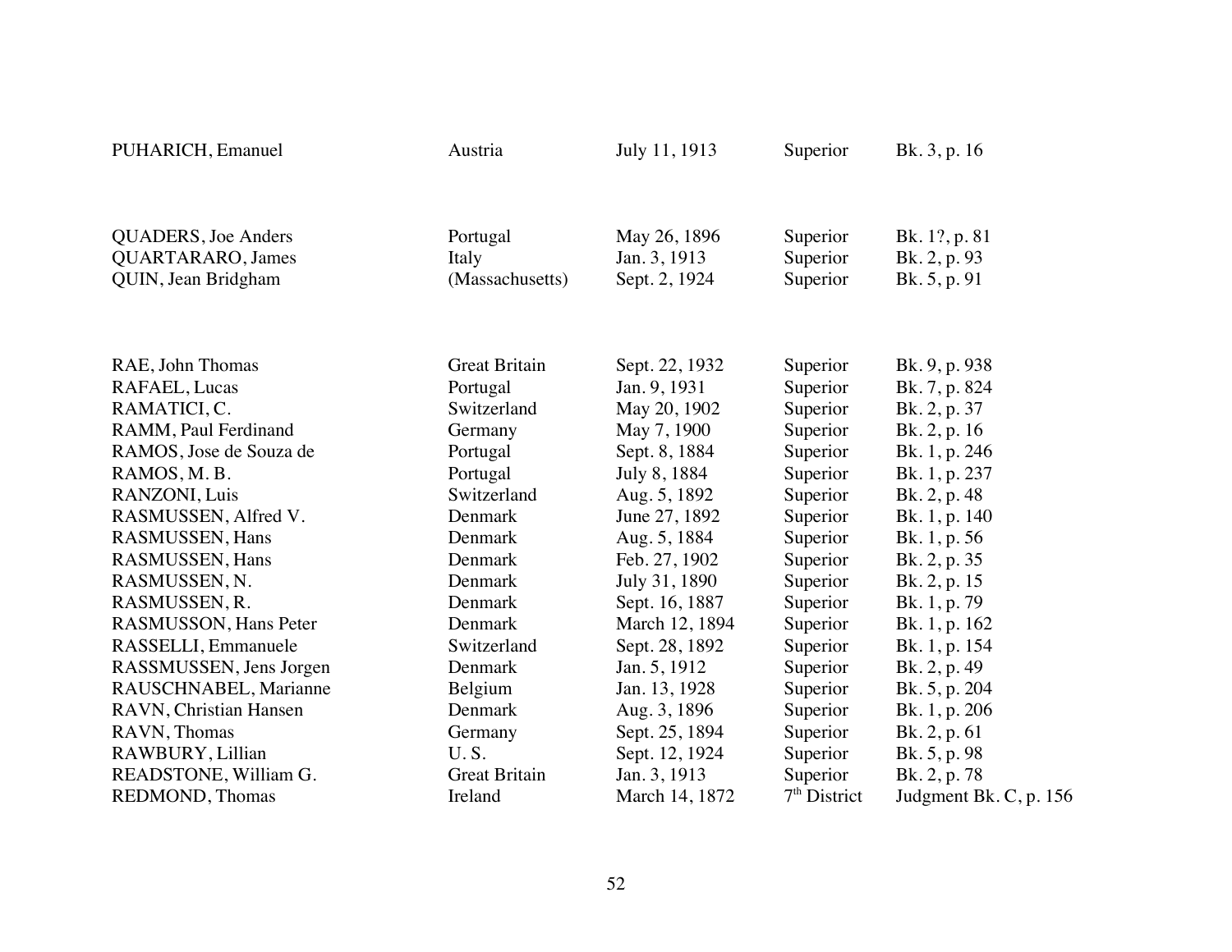| | | | | |
|---|---|---|---|---|
| PUHARICH, Emanuel | Austria | July 11, 1913 | Superior | Bk. 3, p. 16 |
| | | | | |
| QUADERS, Joe Anders | Portugal | May 26, 1896 | Superior | Bk. 1?, p. 81 |
| QUARTARARO, James | Italy | Jan. 3, 1913 | Superior | Bk. 2, p. 93 |
| QUIN, Jean Bridgham | (Massachusetts) | Sept. 2, 1924 | Superior | Bk. 5, p. 91 |
| | | | | |
| RAE, John Thomas | Great Britain | Sept. 22, 1932 | Superior | Bk. 9, p. 938 |
| RAFAEL, Lucas | Portugal | Jan. 9, 1931 | Superior | Bk. 7, p. 824 |
| RAMATICI, C. | Switzerland | May 20, 1902 | Superior | Bk. 2, p. 37 |
| RAMM, Paul Ferdinand | Germany | May 7, 1900 | Superior | Bk. 2, p. 16 |
| RAMOS, Jose de Souza de | Portugal | Sept. 8, 1884 | Superior | Bk. 1, p. 246 |
| RAMOS, M. B. | Portugal | July 8, 1884 | Superior | Bk. 1, p. 237 |
| RANZONI, Luis | Switzerland | Aug. 5, 1892 | Superior | Bk. 2, p. 48 |
| RASMUSSEN, Alfred V. | Denmark | June 27, 1892 | Superior | Bk. 1, p. 140 |
| RASMUSSEN, Hans | Denmark | Aug. 5, 1884 | Superior | Bk. 1, p. 56 |
| RASMUSSEN, Hans | Denmark | Feb. 27, 1902 | Superior | Bk. 2, p. 35 |
| RASMUSSEN, N. | Denmark | July 31, 1890 | Superior | Bk. 2, p. 15 |
| RASMUSSEN, R. | Denmark | Sept. 16, 1887 | Superior | Bk. 1, p. 79 |
| RASMUSSON, Hans Peter | Denmark | March 12, 1894 | Superior | Bk. 1, p. 162 |
| RASSELLI, Emmanuele | Switzerland | Sept. 28, 1892 | Superior | Bk. 1, p. 154 |
| RASSMUSSEN, Jens Jorgen | Denmark | Jan. 5, 1912 | Superior | Bk. 2, p. 49 |
| RAUSCHNABEL, Marianne | Belgium | Jan. 13, 1928 | Superior | Bk. 5, p. 204 |
| RAVN, Christian Hansen | Denmark | Aug. 3, 1896 | Superior | Bk. 1, p. 206 |
| RAVN, Thomas | Germany | Sept. 25, 1894 | Superior | Bk. 2, p. 61 |
| RAWBURY, Lillian | U. S. | Sept. 12, 1924 | Superior | Bk. 5, p. 98 |
| READSTONE, William G. | Great Britain | Jan. 3, 1913 | Superior | Bk. 2, p. 78 |
| REDMOND, Thomas | Ireland | March 14, 1872 | 7th District | Judgment Bk. C, p. 156 |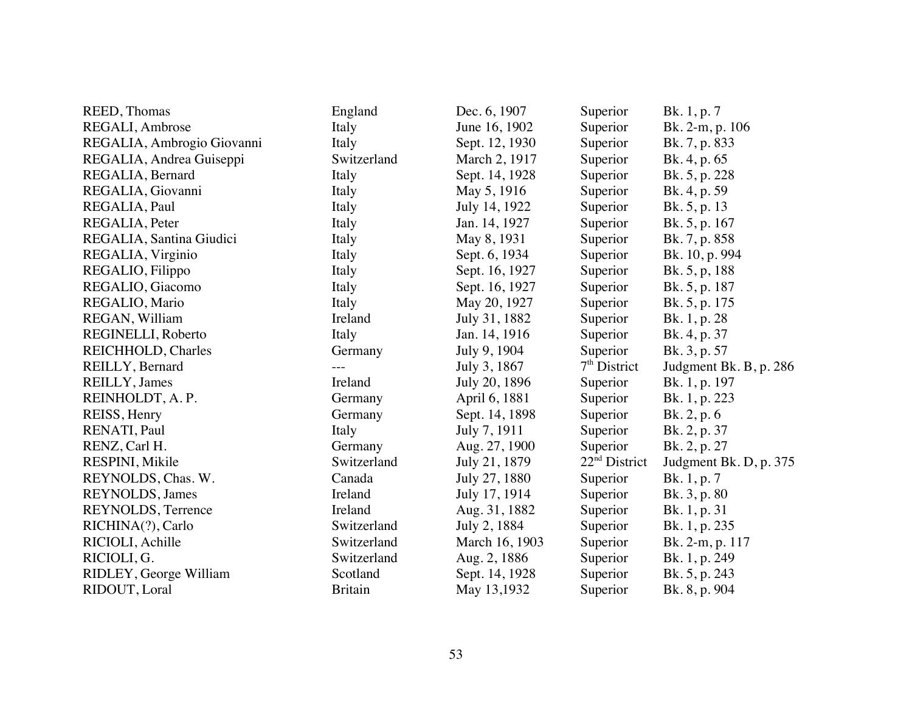| | | | | |
|---|---|---|---|---|
| REED, Thomas | England | Dec. 6, 1907 | Superior | Bk. 1, p. 7 |
| REGALI, Ambrose | Italy | June 16, 1902 | Superior | Bk. 2-m, p. 106 |
| REGALIA, Ambrogio Giovanni | Italy | Sept. 12, 1930 | Superior | Bk. 7, p. 833 |
| REGALIA, Andrea Guiseppi | Switzerland | March 2, 1917 | Superior | Bk. 4, p. 65 |
| REGALIA, Bernard | Italy | Sept. 14, 1928 | Superior | Bk. 5, p. 228 |
| REGALIA, Giovanni | Italy | May 5, 1916 | Superior | Bk. 4, p. 59 |
| REGALIA, Paul | Italy | July 14, 1922 | Superior | Bk. 5, p. 13 |
| REGALIA, Peter | Italy | Jan. 14, 1927 | Superior | Bk. 5, p. 167 |
| REGALIA, Santina Giudici | Italy | May 8, 1931 | Superior | Bk. 7, p. 858 |
| REGALIA, Virginio | Italy | Sept. 6, 1934 | Superior | Bk. 10, p. 994 |
| REGALIO, Filippo | Italy | Sept. 16, 1927 | Superior | Bk. 5, p, 188 |
| REGALIO, Giacomo | Italy | Sept. 16, 1927 | Superior | Bk. 5, p. 187 |
| REGALIO, Mario | Italy | May 20, 1927 | Superior | Bk. 5, p. 175 |
| REGAN, William | Ireland | July 31, 1882 | Superior | Bk. 1, p. 28 |
| REGINELLI, Roberto | Italy | Jan. 14, 1916 | Superior | Bk. 4, p. 37 |
| REICHHOLD, Charles | Germany | July 9, 1904 | Superior | Bk. 3, p. 57 |
| REILLY, Bernard | --- | July 3, 1867 | 7th District | Judgment Bk. B, p. 286 |
| REILLY, James | Ireland | July 20, 1896 | Superior | Bk. 1, p. 197 |
| REINHOLDT, A. P. | Germany | April 6, 1881 | Superior | Bk. 1, p. 223 |
| REISS, Henry | Germany | Sept. 14, 1898 | Superior | Bk. 2, p. 6 |
| RENATI, Paul | Italy | July 7, 1911 | Superior | Bk. 2, p. 37 |
| RENZ, Carl H. | Germany | Aug. 27, 1900 | Superior | Bk. 2, p. 27 |
| RESPINI, Mikile | Switzerland | July 21, 1879 | 22nd District | Judgment Bk. D, p. 375 |
| REYNOLDS, Chas. W. | Canada | July 27, 1880 | Superior | Bk. 1, p. 7 |
| REYNOLDS, James | Ireland | July 17, 1914 | Superior | Bk. 3, p. 80 |
| REYNOLDS, Terrence | Ireland | Aug. 31, 1882 | Superior | Bk. 1, p. 31 |
| RICHINA(?), Carlo | Switzerland | July 2, 1884 | Superior | Bk. 1, p. 235 |
| RICIOLI, Achille | Switzerland | March 16, 1903 | Superior | Bk. 2-m, p. 117 |
| RICIOLI, G. | Switzerland | Aug. 2, 1886 | Superior | Bk. 1, p. 249 |
| RIDLEY, George William | Scotland | Sept. 14, 1928 | Superior | Bk. 5, p. 243 |
| RIDOUT, Loral | Britain | May 13,1932 | Superior | Bk. 8, p. 904 |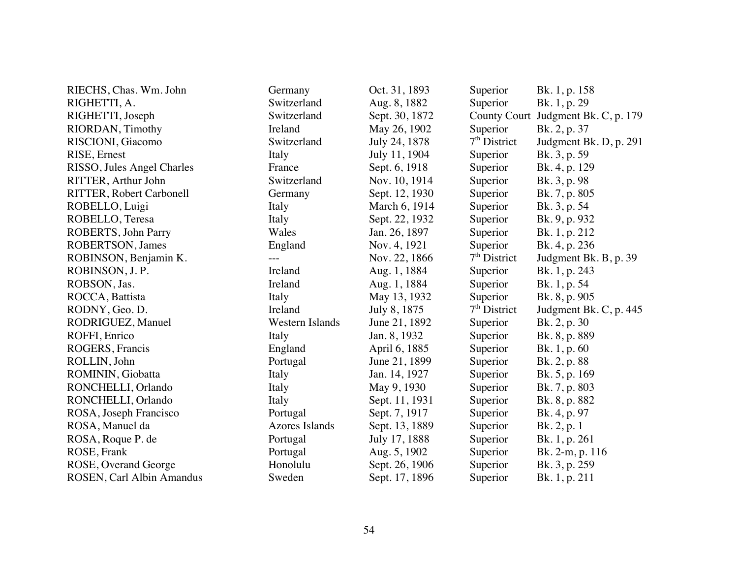| | | | | |
|---|---|---|---|---|
| RIECHS, Chas. Wm. John | Germany | Oct. 31, 1893 | Superior | Bk. 1, p. 158 |
| RIGHETTI, A. | Switzerland | Aug. 8, 1882 | Superior | Bk. 1, p. 29 |
| RIGHETTI, Joseph | Switzerland | Sept. 30, 1872 | County Court | Judgment Bk. C, p. 179 |
| RIORDAN, Timothy | Ireland | May 26, 1902 | Superior | Bk. 2, p. 37 |
| RISCIONI, Giacomo | Switzerland | July 24, 1878 | 7th District | Judgment Bk. D, p. 291 |
| RISE, Ernest | Italy | July 11, 1904 | Superior | Bk. 3, p. 59 |
| RISSO, Jules Angel Charles | France | Sept. 6, 1918 | Superior | Bk. 4, p. 129 |
| RITTER, Arthur John | Switzerland | Nov. 10, 1914 | Superior | Bk. 3, p. 98 |
| RITTER, Robert Carbonell | Germany | Sept. 12, 1930 | Superior | Bk. 7, p. 805 |
| ROBELLO, Luigi | Italy | March 6, 1914 | Superior | Bk. 3, p. 54 |
| ROBELLO, Teresa | Italy | Sept. 22, 1932 | Superior | Bk. 9, p. 932 |
| ROBERTS, John Parry | Wales | Jan. 26, 1897 | Superior | Bk. 1, p. 212 |
| ROBERTSON, James | England | Nov. 4, 1921 | Superior | Bk. 4, p. 236 |
| ROBINSON, Benjamin K. | --- | Nov. 22, 1866 | 7th District | Judgment Bk. B, p. 39 |
| ROBINSON, J. P. | Ireland | Aug. 1, 1884 | Superior | Bk. 1, p. 243 |
| ROBSON, Jas. | Ireland | Aug. 1, 1884 | Superior | Bk. 1, p. 54 |
| ROCCA, Battista | Italy | May 13, 1932 | Superior | Bk. 8, p. 905 |
| RODNY, Geo. D. | Ireland | July 8, 1875 | 7th District | Judgment Bk. C, p. 445 |
| RODRIGUEZ, Manuel | Western Islands | June 21, 1892 | Superior | Bk. 2, p. 30 |
| ROFFI, Enrico | Italy | Jan. 8, 1932 | Superior | Bk. 8, p. 889 |
| ROGERS, Francis | England | April 6, 1885 | Superior | Bk. 1, p. 60 |
| ROLLIN, John | Portugal | June 21, 1899 | Superior | Bk. 2, p. 88 |
| ROMININ, Giobatta | Italy | Jan. 14, 1927 | Superior | Bk. 5, p. 169 |
| RONCHELLI, Orlando | Italy | May 9, 1930 | Superior | Bk. 7, p. 803 |
| RONCHELLI, Orlando | Italy | Sept. 11, 1931 | Superior | Bk. 8, p. 882 |
| ROSA, Joseph Francisco | Portugal | Sept. 7, 1917 | Superior | Bk. 4, p. 97 |
| ROSA, Manuel da | Azores Islands | Sept. 13, 1889 | Superior | Bk. 2, p. 1 |
| ROSA, Roque P. de | Portugal | July 17, 1888 | Superior | Bk. 1, p. 261 |
| ROSE, Frank | Portugal | Aug. 5, 1902 | Superior | Bk. 2-m, p. 116 |
| ROSE, Overand George | Honolulu | Sept. 26, 1906 | Superior | Bk. 3, p. 259 |
| ROSEN, Carl Albin Amandus | Sweden | Sept. 17, 1896 | Superior | Bk. 1, p. 211 |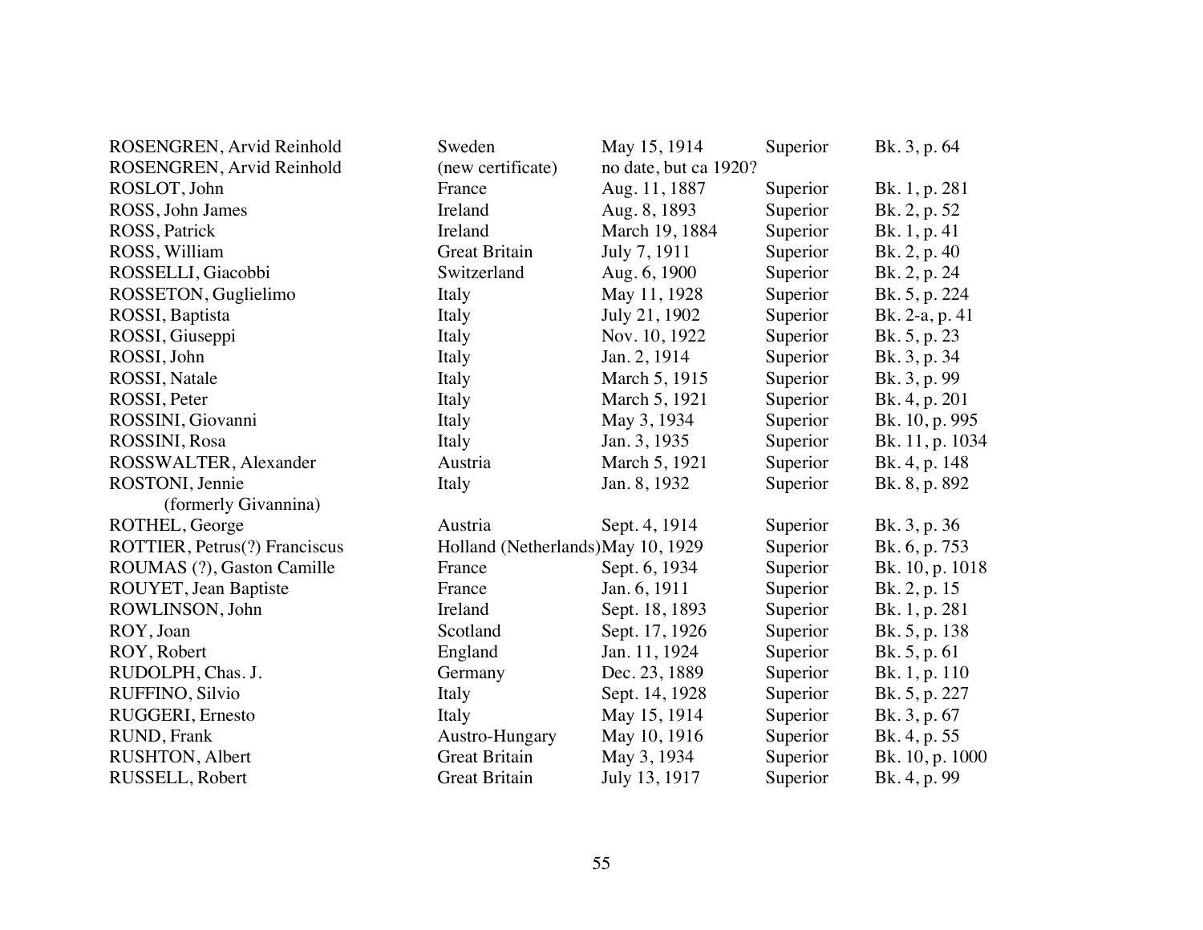| | | | | |
|---|---|---|---|---|
| ROSENGREN, Arvid Reinhold | Sweden | May 15, 1914 | Superior | Bk. 3, p. 64 |
| ROSENGREN, Arvid Reinhold | (new certificate) | no date, but ca 1920? | | |
| ROSLOT, John | France | Aug. 11, 1887 | Superior | Bk. 1, p. 281 |
| ROSS, John James | Ireland | Aug. 8, 1893 | Superior | Bk. 2, p. 52 |
| ROSS, Patrick | Ireland | March 19, 1884 | Superior | Bk. 1, p. 41 |
| ROSS, William | Great Britain | July 7, 1911 | Superior | Bk. 2, p. 40 |
| ROSSELLI, Giacobbi | Switzerland | Aug. 6, 1900 | Superior | Bk. 2, p. 24 |
| ROSSETON, Guglielimo | Italy | May 11, 1928 | Superior | Bk. 5, p. 224 |
| ROSSI, Baptista | Italy | July 21, 1902 | Superior | Bk. 2-a, p. 41 |
| ROSSI, Giuseppi | Italy | Nov. 10, 1922 | Superior | Bk. 5, p. 23 |
| ROSSI, John | Italy | Jan. 2, 1914 | Superior | Bk. 3, p. 34 |
| ROSSI, Natale | Italy | March 5, 1915 | Superior | Bk. 3, p. 99 |
| ROSSI, Peter | Italy | March 5, 1921 | Superior | Bk. 4, p. 201 |
| ROSSINI, Giovanni | Italy | May 3, 1934 | Superior | Bk. 10, p. 995 |
| ROSSINI, Rosa | Italy | Jan. 3, 1935 | Superior | Bk. 11, p. 1034 |
| ROSSWALTER, Alexander | Austria | March 5, 1921 | Superior | Bk. 4, p. 148 |
| ROSTONI, Jennie (formerly Givannina) | Italy | Jan. 8, 1932 | Superior | Bk. 8, p. 892 |
| ROTHEL, George | Austria | Sept. 4, 1914 | Superior | Bk. 3, p. 36 |
| ROTTIER, Petrus(?) Franciscus | Holland (Netherlands) | May 10, 1929 | Superior | Bk. 6, p. 753 |
| ROUMAS (?), Gaston Camille | France | Sept. 6, 1934 | Superior | Bk. 10, p. 1018 |
| ROUYET, Jean Baptiste | France | Jan. 6, 1911 | Superior | Bk. 2, p. 15 |
| ROWLINSON, John | Ireland | Sept. 18, 1893 | Superior | Bk. 1, p. 281 |
| ROY, Joan | Scotland | Sept. 17, 1926 | Superior | Bk. 5, p. 138 |
| ROY, Robert | England | Jan. 11, 1924 | Superior | Bk. 5, p. 61 |
| RUDOLPH, Chas. J. | Germany | Dec. 23, 1889 | Superior | Bk. 1, p. 110 |
| RUFFINO, Silvio | Italy | Sept. 14, 1928 | Superior | Bk. 5, p. 227 |
| RUGGERI, Ernesto | Italy | May 15, 1914 | Superior | Bk. 3, p. 67 |
| RUND, Frank | Austro-Hungary | May 10, 1916 | Superior | Bk. 4, p. 55 |
| RUSHTON, Albert | Great Britain | May 3, 1934 | Superior | Bk. 10, p. 1000 |
| RUSSELL, Robert | Great Britain | July 13, 1917 | Superior | Bk. 4, p. 99 |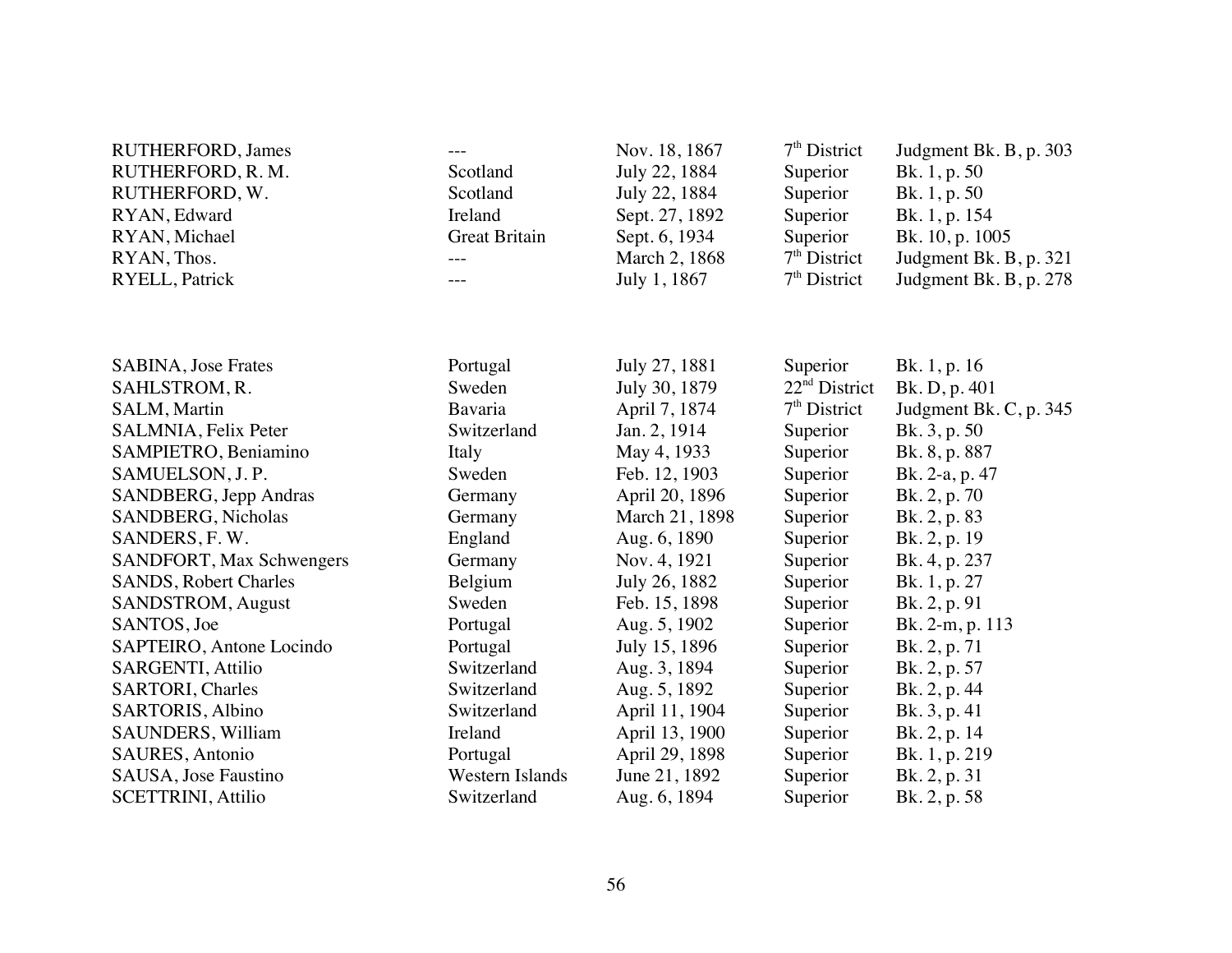| | | | | |
|---|---|---|---|---|
| RUTHERFORD, James | --- | Nov. 18, 1867 | 7th District | Judgment Bk. B, p. 303 |
| RUTHERFORD, R. M. | Scotland | July 22, 1884 | Superior | Bk. 1, p. 50 |
| RUTHERFORD, W. | Scotland | July 22, 1884 | Superior | Bk. 1, p. 50 |
| RYAN, Edward | Ireland | Sept. 27, 1892 | Superior | Bk. 1, p. 154 |
| RYAN, Michael | Great Britain | Sept. 6, 1934 | Superior | Bk. 10, p. 1005 |
| RYAN, Thos. | --- | March 2, 1868 | 7th District | Judgment Bk. B, p. 321 |
| RYELL, Patrick | --- | July 1, 1867 | 7th District | Judgment Bk. B, p. 278 |

| | | | | |
|---|---|---|---|---|
| SABINA, Jose Frates | Portugal | July 27, 1881 | Superior | Bk. 1, p. 16 |
| SAHLSTROM, R. | Sweden | July 30, 1879 | 22nd District | Bk. D, p. 401 |
| SALM, Martin | Bavaria | April 7, 1874 | 7th District | Judgment Bk. C, p. 345 |
| SALMNIA, Felix Peter | Switzerland | Jan. 2, 1914 | Superior | Bk. 3, p. 50 |
| SAMPIETRO, Beniamino | Italy | May 4, 1933 | Superior | Bk. 8, p. 887 |
| SAMUELSON, J. P. | Sweden | Feb. 12, 1903 | Superior | Bk. 2-a, p. 47 |
| SANDBERG, Jepp Andras | Germany | April 20, 1896 | Superior | Bk. 2, p. 70 |
| SANDBERG, Nicholas | Germany | March 21, 1898 | Superior | Bk. 2, p. 83 |
| SANDERS, F. W. | England | Aug. 6, 1890 | Superior | Bk. 2, p. 19 |
| SANDFORT, Max Schwengers | Germany | Nov. 4, 1921 | Superior | Bk. 4, p. 237 |
| SANDS, Robert Charles | Belgium | July 26, 1882 | Superior | Bk. 1, p. 27 |
| SANDSTROM, August | Sweden | Feb. 15, 1898 | Superior | Bk. 2, p. 91 |
| SANTOS, Joe | Portugal | Aug. 5, 1902 | Superior | Bk. 2-m, p. 113 |
| SAPTEIRO, Antone Locindo | Portugal | July 15, 1896 | Superior | Bk. 2, p. 71 |
| SARGENTI, Attilio | Switzerland | Aug. 3, 1894 | Superior | Bk. 2, p. 57 |
| SARTORI, Charles | Switzerland | Aug. 5, 1892 | Superior | Bk. 2, p. 44 |
| SARTORIS, Albino | Switzerland | April 11, 1904 | Superior | Bk. 3, p. 41 |
| SAUNDERS, William | Ireland | April 13, 1900 | Superior | Bk. 2, p. 14 |
| SAURES, Antonio | Portugal | April 29, 1898 | Superior | Bk. 1, p. 219 |
| SAUSA, Jose Faustino | Western Islands | June 21, 1892 | Superior | Bk. 2, p. 31 |
| SCETTRINI, Attilio | Switzerland | Aug. 6, 1894 | Superior | Bk. 2, p. 58 |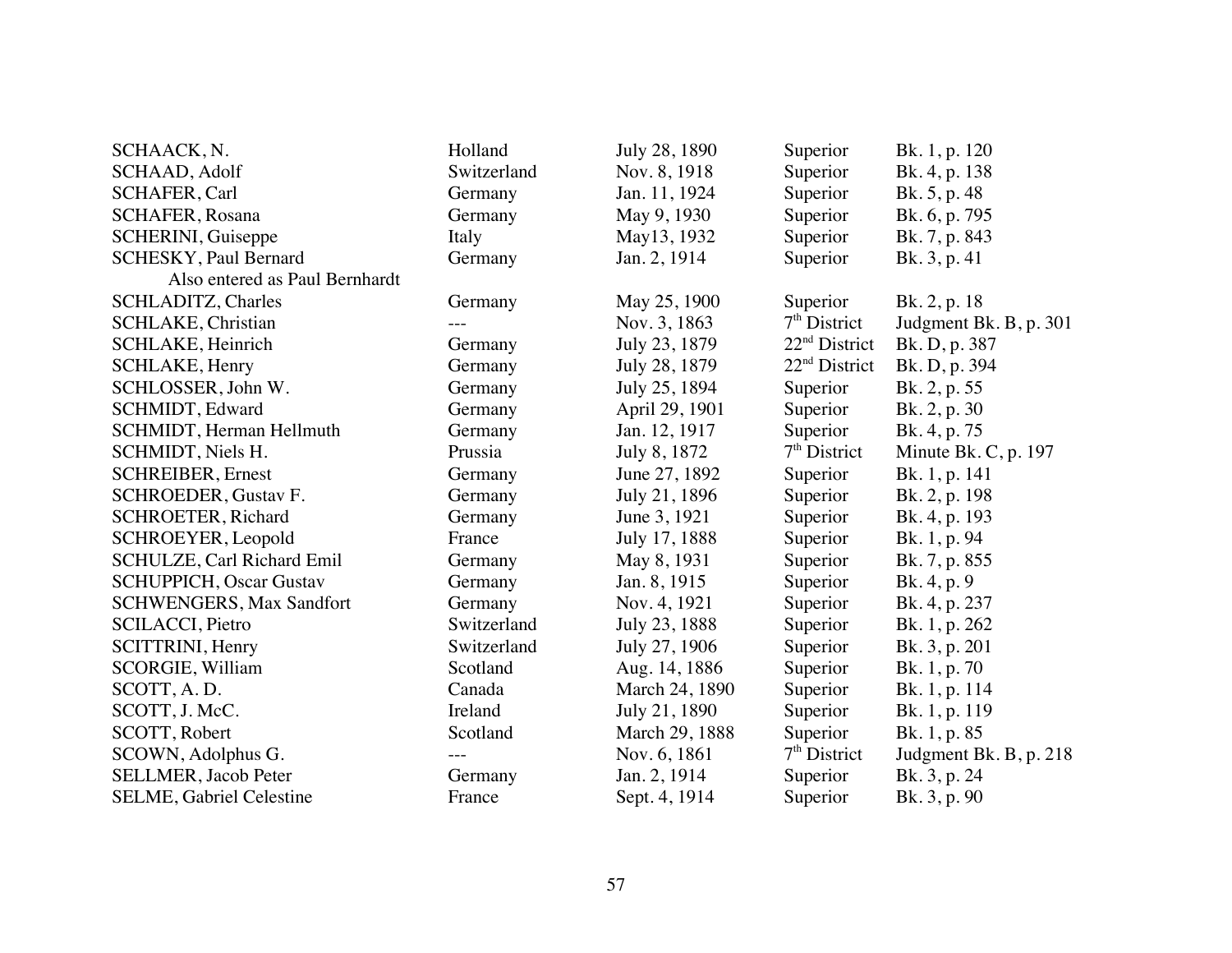| | | | | |
|---|---|---|---|---|
| SCHAACK, N. | Holland | July 28, 1890 | Superior | Bk. 1, p. 120 |
| SCHAAD, Adolf | Switzerland | Nov. 8, 1918 | Superior | Bk. 4, p. 138 |
| SCHAFER, Carl | Germany | Jan. 11, 1924 | Superior | Bk. 5, p. 48 |
| SCHAFER, Rosana | Germany | May 9, 1930 | Superior | Bk. 6, p. 795 |
| SCHERINI, Guiseppe | Italy | May13, 1932 | Superior | Bk. 7, p. 843 |
| SCHESKY, Paul Bernard | Germany | Jan. 2, 1914 | Superior | Bk. 3, p. 41 |
| Also entered as Paul Bernhardt | | | | |
| SCHLADITZ, Charles | Germany | May 25, 1900 | Superior | Bk. 2, p. 18 |
| SCHLAKE, Christian | --- | Nov. 3, 1863 | 7th District | Judgment Bk. B, p. 301 |
| SCHLAKE, Heinrich | Germany | July 23, 1879 | 22nd District | Bk. D, p. 387 |
| SCHLAKE, Henry | Germany | July 28, 1879 | 22nd District | Bk. D, p. 394 |
| SCHLOSSER, John W. | Germany | July 25, 1894 | Superior | Bk. 2, p. 55 |
| SCHMIDT, Edward | Germany | April 29, 1901 | Superior | Bk. 2, p. 30 |
| SCHMIDT, Herman Hellmuth | Germany | Jan. 12, 1917 | Superior | Bk. 4, p. 75 |
| SCHMIDT, Niels H. | Prussia | July 8, 1872 | 7th District | Minute Bk. C, p. 197 |
| SCHREIBER, Ernest | Germany | June 27, 1892 | Superior | Bk. 1, p. 141 |
| SCHROEDER, Gustav F. | Germany | July 21, 1896 | Superior | Bk. 2, p. 198 |
| SCHROETER, Richard | Germany | June 3, 1921 | Superior | Bk. 4, p. 193 |
| SCHROEYER, Leopold | France | July 17, 1888 | Superior | Bk. 1, p. 94 |
| SCHULZE, Carl Richard Emil | Germany | May 8, 1931 | Superior | Bk. 7, p. 855 |
| SCHUPPICH, Oscar Gustav | Germany | Jan. 8, 1915 | Superior | Bk. 4, p. 9 |
| SCHWENGERS, Max Sandfort | Germany | Nov. 4, 1921 | Superior | Bk. 4, p. 237 |
| SCILACCI, Pietro | Switzerland | July 23, 1888 | Superior | Bk. 1, p. 262 |
| SCITTRINI, Henry | Switzerland | July 27, 1906 | Superior | Bk. 3, p. 201 |
| SCORGIE, William | Scotland | Aug. 14, 1886 | Superior | Bk. 1, p. 70 |
| SCOTT, A. D. | Canada | March 24, 1890 | Superior | Bk. 1, p. 114 |
| SCOTT, J. McC. | Ireland | July 21, 1890 | Superior | Bk. 1, p. 119 |
| SCOTT, Robert | Scotland | March 29, 1888 | Superior | Bk. 1, p. 85 |
| SCOWN, Adolphus G. | --- | Nov. 6, 1861 | 7th District | Judgment Bk. B, p. 218 |
| SELLMER, Jacob Peter | Germany | Jan. 2, 1914 | Superior | Bk. 3, p. 24 |
| SELME, Gabriel Celestine | France | Sept. 4, 1914 | Superior | Bk. 3, p. 90 |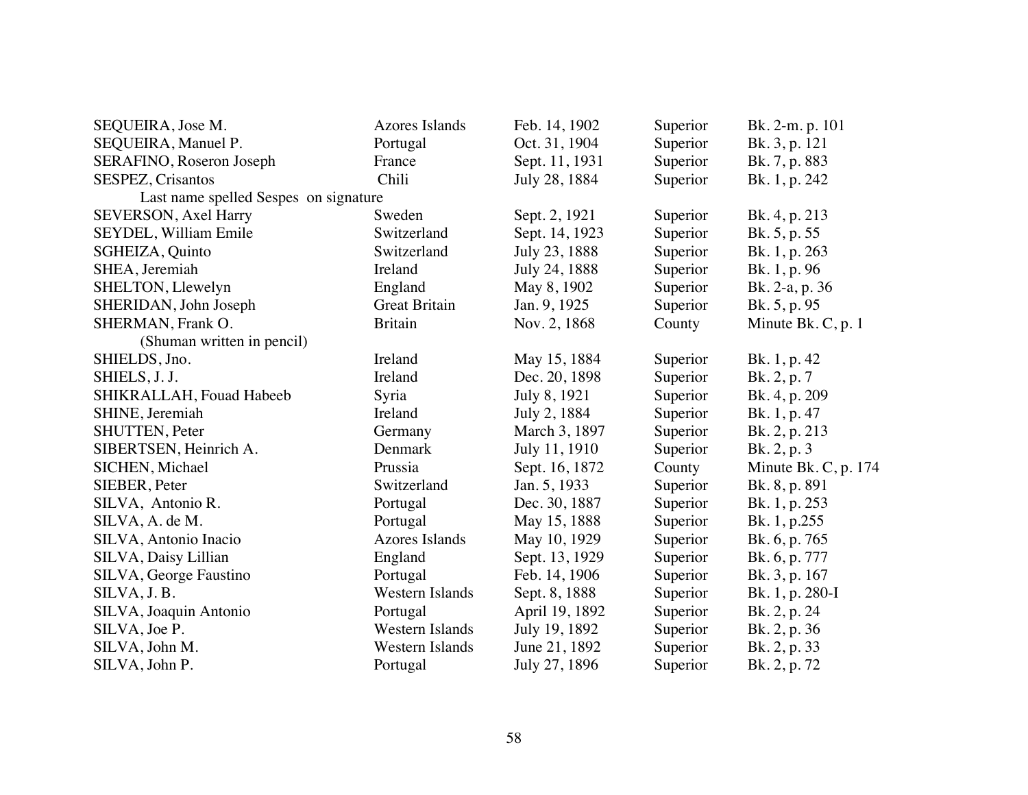| | | | | |
|---|---|---|---|---|
| SEQUEIRA, Jose M. | Azores Islands | Feb. 14, 1902 | Superior | Bk. 2-m. p. 101 |
| SEQUEIRA, Manuel P. | Portugal | Oct. 31, 1904 | Superior | Bk. 3, p. 121 |
| SERAFINO, Roseron Joseph | France | Sept. 11, 1931 | Superior | Bk. 7, p. 883 |
| SESPEZ, Crisantos | Chili | July 28, 1884 | Superior | Bk. 1, p. 242 |
| Last name spelled Sespes on signature | | | | |
| SEVERSON, Axel Harry | Sweden | Sept. 2, 1921 | Superior | Bk. 4, p. 213 |
| SEYDEL, William Emile | Switzerland | Sept. 14, 1923 | Superior | Bk. 5, p. 55 |
| SGHEIZA, Quinto | Switzerland | July 23, 1888 | Superior | Bk. 1, p. 263 |
| SHEA, Jeremiah | Ireland | July 24, 1888 | Superior | Bk. 1, p. 96 |
| SHELTON, Llewelyn | England | May 8, 1902 | Superior | Bk. 2-a, p. 36 |
| SHERIDAN, John Joseph | Great Britain | Jan. 9, 1925 | Superior | Bk. 5, p. 95 |
| SHERMAN, Frank O. | Britain | Nov. 2, 1868 | County | Minute Bk. C, p. 1 |
| (Shuman written in pencil) | | | | |
| SHIELDS, Jno. | Ireland | May 15, 1884 | Superior | Bk. 1, p. 42 |
| SHIELS, J. J. | Ireland | Dec. 20, 1898 | Superior | Bk. 2, p. 7 |
| SHIKRALLAH, Fouad Habeeb | Syria | July 8, 1921 | Superior | Bk. 4, p. 209 |
| SHINE, Jeremiah | Ireland | July 2, 1884 | Superior | Bk. 1, p. 47 |
| SHUTTEN, Peter | Germany | March 3, 1897 | Superior | Bk. 2, p. 213 |
| SIBERTSEN, Heinrich A. | Denmark | July 11, 1910 | Superior | Bk. 2, p. 3 |
| SICHEN, Michael | Prussia | Sept. 16, 1872 | County | Minute Bk. C, p. 174 |
| SIEBER, Peter | Switzerland | Jan. 5, 1933 | Superior | Bk. 8, p. 891 |
| SILVA, Antonio R. | Portugal | Dec. 30, 1887 | Superior | Bk. 1, p. 253 |
| SILVA, A. de M. | Portugal | May 15, 1888 | Superior | Bk. 1, p.255 |
| SILVA, Antonio Inacio | Azores Islands | May 10, 1929 | Superior | Bk. 6, p. 765 |
| SILVA, Daisy Lillian | England | Sept. 13, 1929 | Superior | Bk. 6, p. 777 |
| SILVA, George Faustino | Portugal | Feb. 14, 1906 | Superior | Bk. 3, p. 167 |
| SILVA, J. B. | Western Islands | Sept. 8, 1888 | Superior | Bk. 1, p. 280-I |
| SILVA, Joaquin Antonio | Portugal | April 19, 1892 | Superior | Bk. 2, p. 24 |
| SILVA, Joe P. | Western Islands | July 19, 1892 | Superior | Bk. 2, p. 36 |
| SILVA, John M. | Western Islands | June 21, 1892 | Superior | Bk. 2, p. 33 |
| SILVA, John P. | Portugal | July 27, 1896 | Superior | Bk. 2, p. 72 |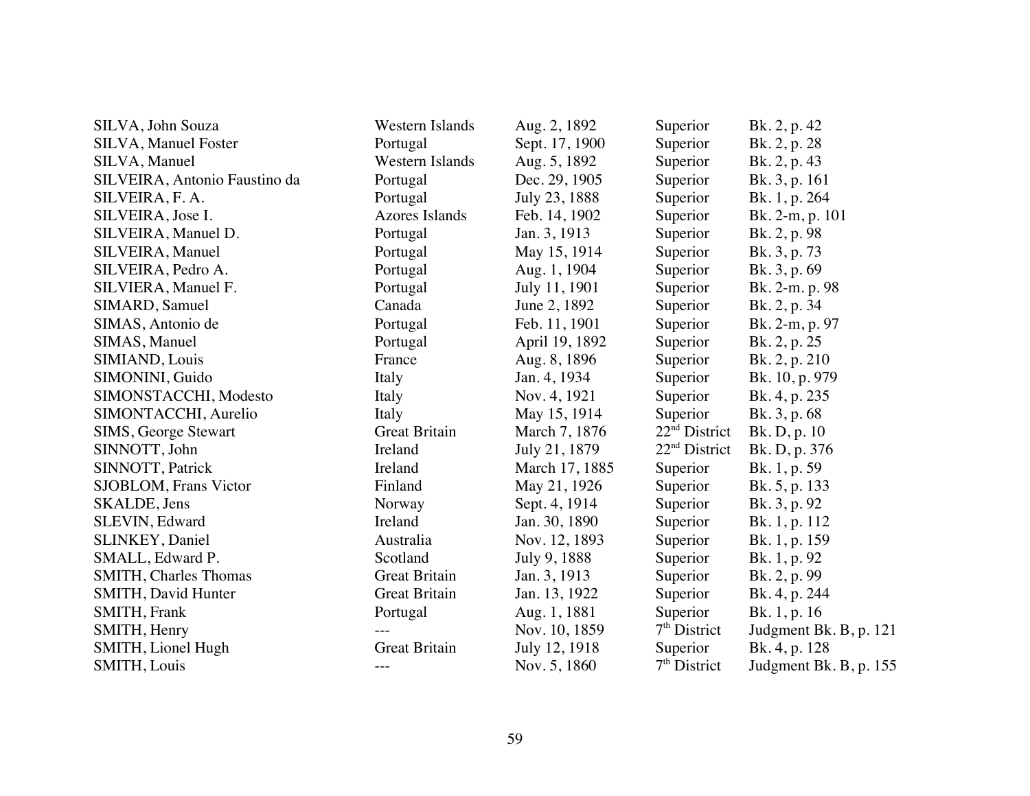| | | | | |
|---|---|---|---|---|
| SILVA, John Souza | Western Islands | Aug. 2, 1892 | Superior | Bk. 2, p. 42 |
| SILVA, Manuel Foster | Portugal | Sept. 17, 1900 | Superior | Bk. 2, p. 28 |
| SILVA, Manuel | Western Islands | Aug. 5, 1892 | Superior | Bk. 2, p. 43 |
| SILVEIRA, Antonio Faustino da | Portugal | Dec. 29, 1905 | Superior | Bk. 3, p. 161 |
| SILVEIRA, F. A. | Portugal | July 23, 1888 | Superior | Bk. 1, p. 264 |
| SILVEIRA, Jose I. | Azores Islands | Feb. 14, 1902 | Superior | Bk. 2-m, p. 101 |
| SILVEIRA, Manuel D. | Portugal | Jan. 3, 1913 | Superior | Bk. 2, p. 98 |
| SILVEIRA, Manuel | Portugal | May 15, 1914 | Superior | Bk. 3, p. 73 |
| SILVEIRA, Pedro A. | Portugal | Aug. 1, 1904 | Superior | Bk. 3, p. 69 |
| SILVIERA, Manuel F. | Portugal | July 11, 1901 | Superior | Bk. 2-m. p. 98 |
| SIMARD, Samuel | Canada | June 2, 1892 | Superior | Bk. 2, p. 34 |
| SIMAS, Antonio de | Portugal | Feb. 11, 1901 | Superior | Bk. 2-m, p. 97 |
| SIMAS, Manuel | Portugal | April 19, 1892 | Superior | Bk. 2, p. 25 |
| SIMIAND, Louis | France | Aug. 8, 1896 | Superior | Bk. 2, p. 210 |
| SIMONINI, Guido | Italy | Jan. 4, 1934 | Superior | Bk. 10, p. 979 |
| SIMONSTACCHI, Modesto | Italy | Nov. 4, 1921 | Superior | Bk. 4, p. 235 |
| SIMONTACCHI, Aurelio | Italy | May 15, 1914 | Superior | Bk. 3, p. 68 |
| SIMS, George Stewart | Great Britain | March 7, 1876 | 22nd District | Bk. D, p. 10 |
| SINNOTT, John | Ireland | July 21, 1879 | 22nd District | Bk. D, p. 376 |
| SINNOTT, Patrick | Ireland | March 17, 1885 | Superior | Bk. 1, p. 59 |
| SJOBLOM, Frans Victor | Finland | May 21, 1926 | Superior | Bk. 5, p. 133 |
| SKALDE, Jens | Norway | Sept. 4, 1914 | Superior | Bk. 3, p. 92 |
| SLEVIN, Edward | Ireland | Jan. 30, 1890 | Superior | Bk. 1, p. 112 |
| SLINKEY, Daniel | Australia | Nov. 12, 1893 | Superior | Bk. 1, p. 159 |
| SMALL, Edward P. | Scotland | July 9, 1888 | Superior | Bk. 1, p. 92 |
| SMITH, Charles Thomas | Great Britain | Jan. 3, 1913 | Superior | Bk. 2, p. 99 |
| SMITH, David Hunter | Great Britain | Jan. 13, 1922 | Superior | Bk. 4, p. 244 |
| SMITH, Frank | Portugal | Aug. 1, 1881 | Superior | Bk. 1, p. 16 |
| SMITH, Henry | --- | Nov. 10, 1859 | 7th District | Judgment Bk. B, p. 121 |
| SMITH, Lionel Hugh | Great Britain | July 12, 1918 | Superior | Bk. 4, p. 128 |
| SMITH, Louis | --- | Nov. 5, 1860 | 7th District | Judgment Bk. B, p. 155 |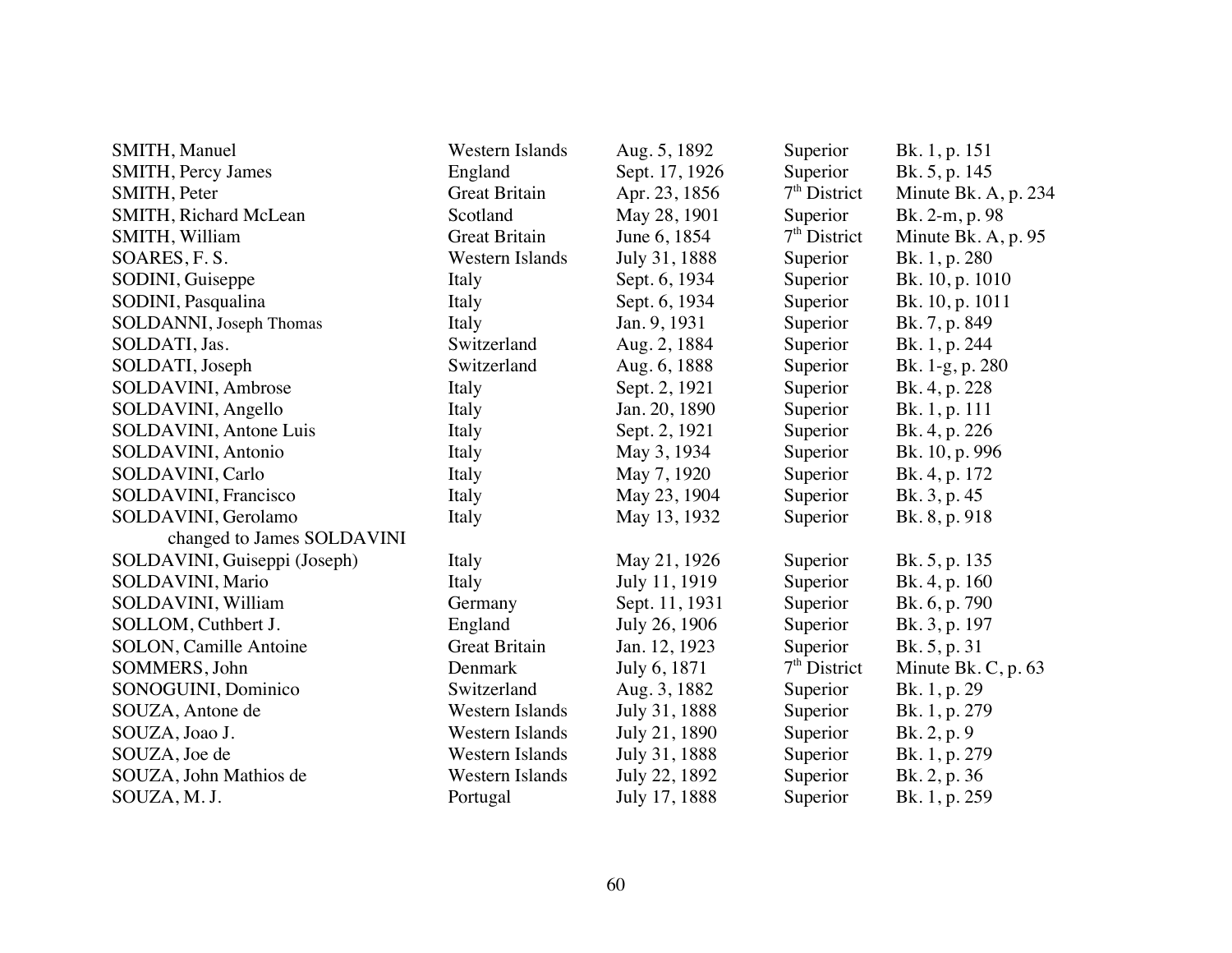| | | | | |
|---|---|---|---|---|
| SMITH, Manuel | Western Islands | Aug. 5, 1892 | Superior | Bk. 1, p. 151 |
| SMITH, Percy James | England | Sept. 17, 1926 | Superior | Bk. 5, p. 145 |
| SMITH, Peter | Great Britain | Apr. 23, 1856 | 7th District | Minute Bk. A, p. 234 |
| SMITH, Richard McLean | Scotland | May 28, 1901 | Superior | Bk. 2-m, p. 98 |
| SMITH, William | Great Britain | June 6, 1854 | 7th District | Minute Bk. A, p. 95 |
| SOARES, F. S. | Western Islands | July 31, 1888 | Superior | Bk. 1, p. 280 |
| SODINI, Guiseppe | Italy | Sept. 6, 1934 | Superior | Bk. 10, p. 1010 |
| SODINI, Pasqualina | Italy | Sept. 6, 1934 | Superior | Bk. 10, p. 1011 |
| SOLDANNI, Joseph Thomas | Italy | Jan. 9, 1931 | Superior | Bk. 7, p. 849 |
| SOLDATI, Jas. | Switzerland | Aug. 2, 1884 | Superior | Bk. 1, p. 244 |
| SOLDATI, Joseph | Switzerland | Aug. 6, 1888 | Superior | Bk. 1-g, p. 280 |
| SOLDAVINI, Ambrose | Italy | Sept. 2, 1921 | Superior | Bk. 4, p. 228 |
| SOLDAVINI, Angello | Italy | Jan. 20, 1890 | Superior | Bk. 1, p. 111 |
| SOLDAVINI, Antone Luis | Italy | Sept. 2, 1921 | Superior | Bk. 4, p. 226 |
| SOLDAVINI, Antonio | Italy | May 3, 1934 | Superior | Bk. 10, p. 996 |
| SOLDAVINI, Carlo | Italy | May 7, 1920 | Superior | Bk. 4, p. 172 |
| SOLDAVINI, Francisco | Italy | May 23, 1904 | Superior | Bk. 3, p. 45 |
| SOLDAVINI, Gerolamo changed to James SOLDAVINI | Italy | May 13, 1932 | Superior | Bk. 8, p. 918 |
| SOLDAVINI, Guiseppi (Joseph) | Italy | May 21, 1926 | Superior | Bk. 5, p. 135 |
| SOLDAVINI, Mario | Italy | July 11, 1919 | Superior | Bk. 4, p. 160 |
| SOLDAVINI, William | Germany | Sept. 11, 1931 | Superior | Bk. 6, p. 790 |
| SOLLOM, Cuthbert J. | England | July 26, 1906 | Superior | Bk. 3, p. 197 |
| SOLON, Camille Antoine | Great Britain | Jan. 12, 1923 | Superior | Bk. 5, p. 31 |
| SOMMERS, John | Denmark | July 6, 1871 | 7th District | Minute Bk. C, p. 63 |
| SONOGUINI, Dominico | Switzerland | Aug. 3, 1882 | Superior | Bk. 1, p. 29 |
| SOUZA, Antone de | Western Islands | July 31, 1888 | Superior | Bk. 1, p. 279 |
| SOUZA, Joao J. | Western Islands | July 21, 1890 | Superior | Bk. 2, p. 9 |
| SOUZA, Joe de | Western Islands | July 31, 1888 | Superior | Bk. 1, p. 279 |
| SOUZA, John Mathios de | Western Islands | July 22, 1892 | Superior | Bk. 2, p. 36 |
| SOUZA, M. J. | Portugal | July 17, 1888 | Superior | Bk. 1, p. 259 |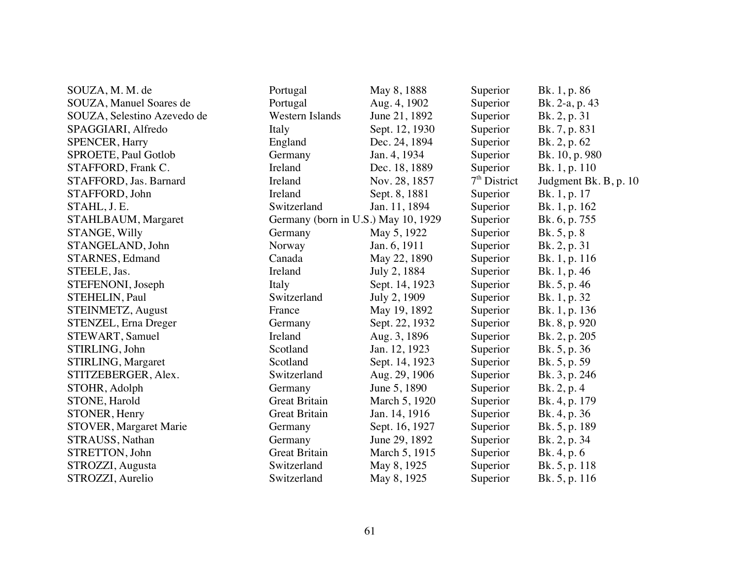| | | | | |
|---|---|---|---|---|
| SOUZA, M. M. de | Portugal | May 8, 1888 | Superior | Bk. 1, p. 86 |
| SOUZA, Manuel Soares de | Portugal | Aug. 4, 1902 | Superior | Bk. 2-a, p. 43 |
| SOUZA, Selestino Azevedo de | Western Islands | June 21, 1892 | Superior | Bk. 2, p. 31 |
| SPAGGIARI, Alfredo | Italy | Sept. 12, 1930 | Superior | Bk. 7, p. 831 |
| SPENCER, Harry | England | Dec. 24, 1894 | Superior | Bk. 2, p. 62 |
| SPROETE, Paul Gotlob | Germany | Jan. 4, 1934 | Superior | Bk. 10, p. 980 |
| STAFFORD, Frank C. | Ireland | Dec. 18, 1889 | Superior | Bk. 1, p. 110 |
| STAFFORD, Jas. Barnard | Ireland | Nov. 28, 1857 | 7th District | Judgment Bk. B, p. 10 |
| STAFFORD, John | Ireland | Sept. 8, 1881 | Superior | Bk. 1, p. 17 |
| STAHL, J. E. | Switzerland | Jan. 11, 1894 | Superior | Bk. 1, p. 162 |
| STAHLBAUM, Margaret | Germany (born in U.S.) | May 10, 1929 | Superior | Bk. 6, p. 755 |
| STANGE, Willy | Germany | May 5, 1922 | Superior | Bk. 5, p. 8 |
| STANGELAND, John | Norway | Jan. 6, 1911 | Superior | Bk. 2, p. 31 |
| STARNES, Edmand | Canada | May 22, 1890 | Superior | Bk. 1, p. 116 |
| STEELE, Jas. | Ireland | July 2, 1884 | Superior | Bk. 1, p. 46 |
| STEFENONI, Joseph | Italy | Sept. 14, 1923 | Superior | Bk. 5, p. 46 |
| STEHELIN, Paul | Switzerland | July 2, 1909 | Superior | Bk. 1, p. 32 |
| STEINMETZ, August | France | May 19, 1892 | Superior | Bk. 1, p. 136 |
| STENZEL, Erna Dreger | Germany | Sept. 22, 1932 | Superior | Bk. 8, p. 920 |
| STEWART, Samuel | Ireland | Aug. 3, 1896 | Superior | Bk. 2, p. 205 |
| STIRLING, John | Scotland | Jan. 12, 1923 | Superior | Bk. 5, p. 36 |
| STIRLING, Margaret | Scotland | Sept. 14, 1923 | Superior | Bk. 5, p. 59 |
| STITZEBERGER, Alex. | Switzerland | Aug. 29, 1906 | Superior | Bk. 3, p. 246 |
| STOHR, Adolph | Germany | June 5, 1890 | Superior | Bk. 2, p. 4 |
| STONE, Harold | Great Britain | March 5, 1920 | Superior | Bk. 4, p. 179 |
| STONER, Henry | Great Britain | Jan. 14, 1916 | Superior | Bk. 4, p. 36 |
| STOVER, Margaret Marie | Germany | Sept. 16, 1927 | Superior | Bk. 5, p. 189 |
| STRAUSS, Nathan | Germany | June 29, 1892 | Superior | Bk. 2, p. 34 |
| STRETTON, John | Great Britain | March 5, 1915 | Superior | Bk. 4, p. 6 |
| STROZZI, Augusta | Switzerland | May 8, 1925 | Superior | Bk. 5, p. 118 |
| STROZZI, Aurelio | Switzerland | May 8, 1925 | Superior | Bk. 5, p. 116 |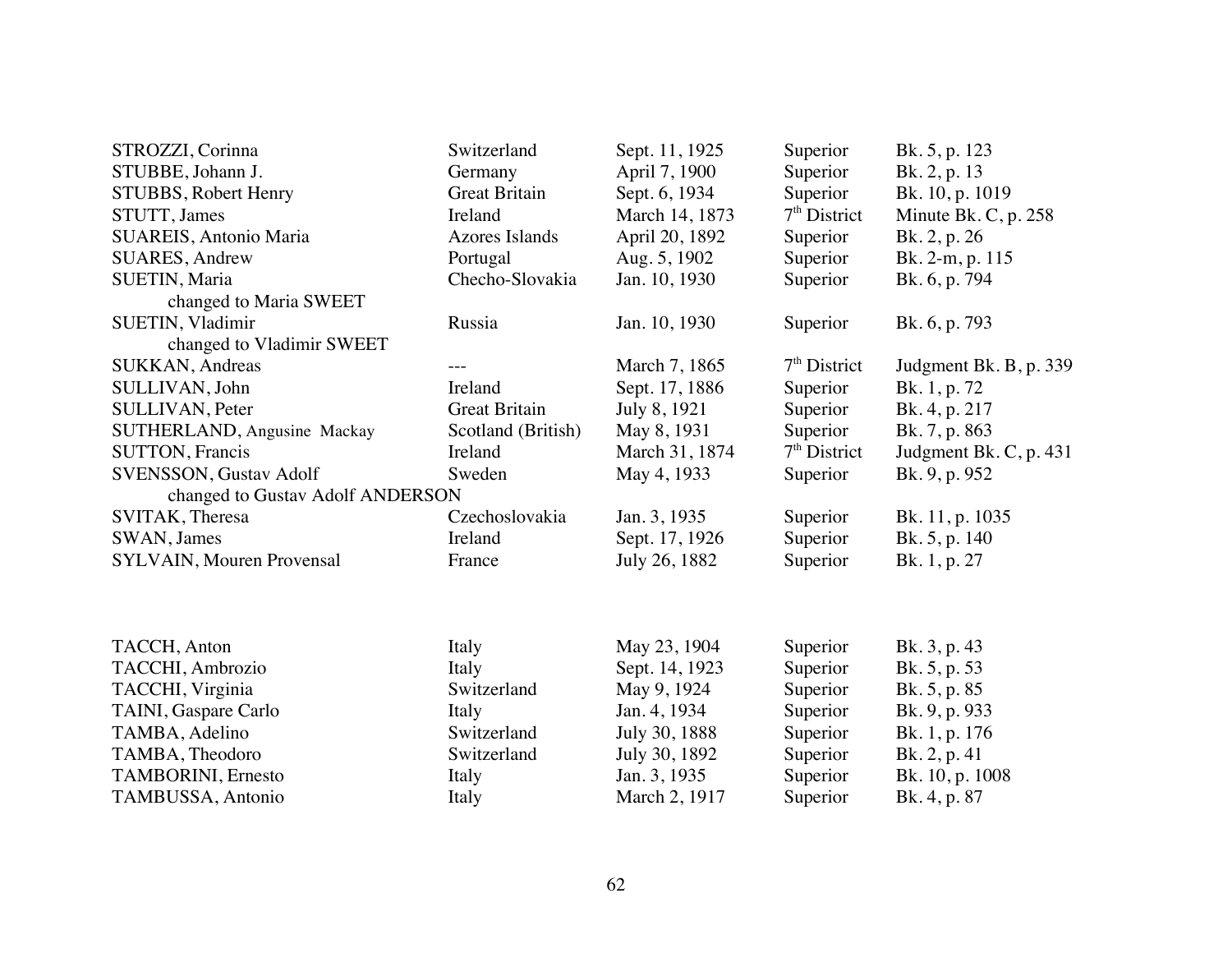| | | | | |
|---|---|---|---|---|
| STROZZI, Corinna | Switzerland | Sept. 11, 1925 | Superior | Bk. 5, p. 123 |
| STUBBE, Johann J. | Germany | April 7, 1900 | Superior | Bk. 2, p. 13 |
| STUBBS, Robert Henry | Great Britain | Sept. 6, 1934 | Superior | Bk. 10, p. 1019 |
| STUTT, James | Ireland | March 14, 1873 | 7th District | Minute Bk. C, p. 258 |
| SUAREIS, Antonio Maria | Azores Islands | April 20, 1892 | Superior | Bk. 2, p. 26 |
| SUARES, Andrew | Portugal | Aug. 5, 1902 | Superior | Bk. 2-m, p. 115 |
| SUETIN, Maria changed to Maria SWEET | Checho-Slovakia | Jan. 10, 1930 | Superior | Bk. 6, p. 794 |
| SUETIN, Vladimir changed to Vladimir SWEET | Russia | Jan. 10, 1930 | Superior | Bk. 6, p. 793 |
| SUKKAN, Andreas | --- | March 7, 1865 | 7th District | Judgment Bk. B, p. 339 |
| SULLIVAN, John | Ireland | Sept. 17, 1886 | Superior | Bk. 1, p. 72 |
| SULLIVAN, Peter | Great Britain | July 8, 1921 | Superior | Bk. 4, p. 217 |
| SUTHERLAND, Angusine Mackay | Scotland (British) | May 8, 1931 | Superior | Bk. 7, p. 863 |
| SUTTON, Francis | Ireland | March 31, 1874 | 7th District | Judgment Bk. C, p. 431 |
| SVENSSON, Gustav Adolf changed to Gustav Adolf ANDERSON | Sweden | May 4, 1933 | Superior | Bk. 9, p. 952 |
| SVITAK, Theresa | Czechoslovakia | Jan. 3, 1935 | Superior | Bk. 11, p. 1035 |
| SWAN, James | Ireland | Sept. 17, 1926 | Superior | Bk. 5, p. 140 |
| SYLVAIN, Mouren Provensal | France | July 26, 1882 | Superior | Bk. 1, p. 27 |

| | | | | |
|---|---|---|---|---|
| TACCH, Anton | Italy | May 23, 1904 | Superior | Bk. 3, p. 43 |
| TACCHI, Ambrozio | Italy | Sept. 14, 1923 | Superior | Bk. 5, p. 53 |
| TACCHI, Virginia | Switzerland | May 9, 1924 | Superior | Bk. 5, p. 85 |
| TAINI, Gaspare Carlo | Italy | Jan. 4, 1934 | Superior | Bk. 9, p. 933 |
| TAMBA, Adelino | Switzerland | July 30, 1888 | Superior | Bk. 1, p. 176 |
| TAMBA, Theodoro | Switzerland | July 30, 1892 | Superior | Bk. 2, p. 41 |
| TAMBORINI, Ernesto | Italy | Jan. 3, 1935 | Superior | Bk. 10, p. 1008 |
| TAMBUSSA, Antonio | Italy | March 2, 1917 | Superior | Bk. 4, p. 87 |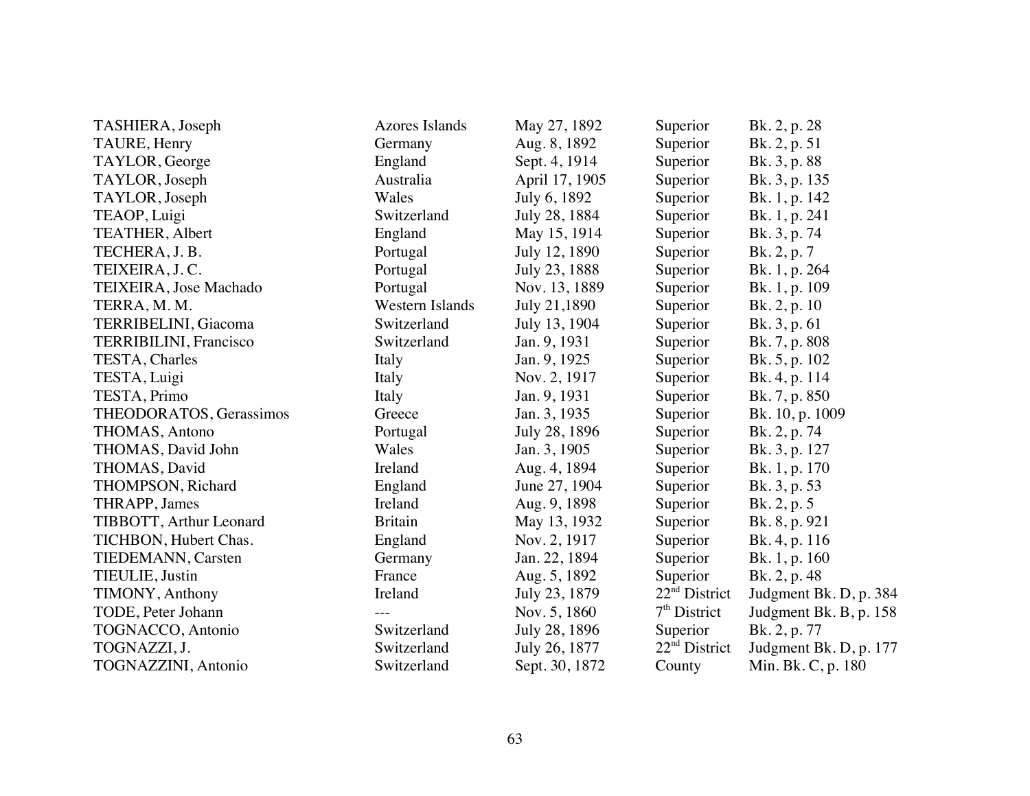| | | | | |
|---|---|---|---|---|
| TASHIERA, Joseph | Azores Islands | May 27, 1892 | Superior | Bk. 2, p. 28 |
| TAURE, Henry | Germany | Aug. 8, 1892 | Superior | Bk. 2, p. 51 |
| TAYLOR, George | England | Sept. 4, 1914 | Superior | Bk. 3, p. 88 |
| TAYLOR, Joseph | Australia | April 17, 1905 | Superior | Bk. 3, p. 135 |
| TAYLOR, Joseph | Wales | July 6, 1892 | Superior | Bk. 1, p. 142 |
| TEAOP, Luigi | Switzerland | July 28, 1884 | Superior | Bk. 1, p. 241 |
| TEATHER, Albert | England | May 15, 1914 | Superior | Bk. 3, p. 74 |
| TECHERA, J. B. | Portugal | July 12, 1890 | Superior | Bk. 2, p. 7 |
| TEIXEIRA, J. C. | Portugal | July 23, 1888 | Superior | Bk. 1, p. 264 |
| TEIXEIRA, Jose Machado | Portugal | Nov. 13, 1889 | Superior | Bk. 1, p. 109 |
| TERRA, M. M. | Western Islands | July 21,1890 | Superior | Bk. 2, p. 10 |
| TERRIBELINI, Giacoma | Switzerland | July 13, 1904 | Superior | Bk. 3, p. 61 |
| TERRIBILINI, Francisco | Switzerland | Jan. 9, 1931 | Superior | Bk. 7, p. 808 |
| TESTA, Charles | Italy | Jan. 9, 1925 | Superior | Bk. 5, p. 102 |
| TESTA, Luigi | Italy | Nov. 2, 1917 | Superior | Bk. 4, p. 114 |
| TESTA, Primo | Italy | Jan. 9, 1931 | Superior | Bk. 7, p. 850 |
| THEODORATOS, Gerassimos | Greece | Jan. 3, 1935 | Superior | Bk. 10, p. 1009 |
| THOMAS, Antono | Portugal | July 28, 1896 | Superior | Bk. 2, p. 74 |
| THOMAS, David John | Wales | Jan. 3, 1905 | Superior | Bk. 3, p. 127 |
| THOMAS, David | Ireland | Aug. 4, 1894 | Superior | Bk. 1, p. 170 |
| THOMPSON, Richard | England | June 27, 1904 | Superior | Bk. 3, p. 53 |
| THRAPP, James | Ireland | Aug. 9, 1898 | Superior | Bk. 2, p. 5 |
| TIBBOTT, Arthur Leonard | Britain | May 13, 1932 | Superior | Bk. 8, p. 921 |
| TICHBON, Hubert Chas. | England | Nov. 2, 1917 | Superior | Bk. 4, p. 116 |
| TIEDEMANN, Carsten | Germany | Jan. 22, 1894 | Superior | Bk. 1, p. 160 |
| TIEULIE, Justin | France | Aug. 5, 1892 | Superior | Bk. 2, p. 48 |
| TIMONY, Anthony | Ireland | July 23, 1879 | 22nd District | Judgment Bk. D, p. 384 |
| TODE, Peter Johann | --- | Nov. 5, 1860 | 7th District | Judgment Bk. B, p. 158 |
| TOGNACCO, Antonio | Switzerland | July 28, 1896 | Superior | Bk. 2, p. 77 |
| TOGNAZZI, J. | Switzerland | July 26, 1877 | 22nd District | Judgment Bk. D, p. 177 |
| TOGNAZZINI, Antonio | Switzerland | Sept. 30, 1872 | County | Min. Bk. C, p. 180 |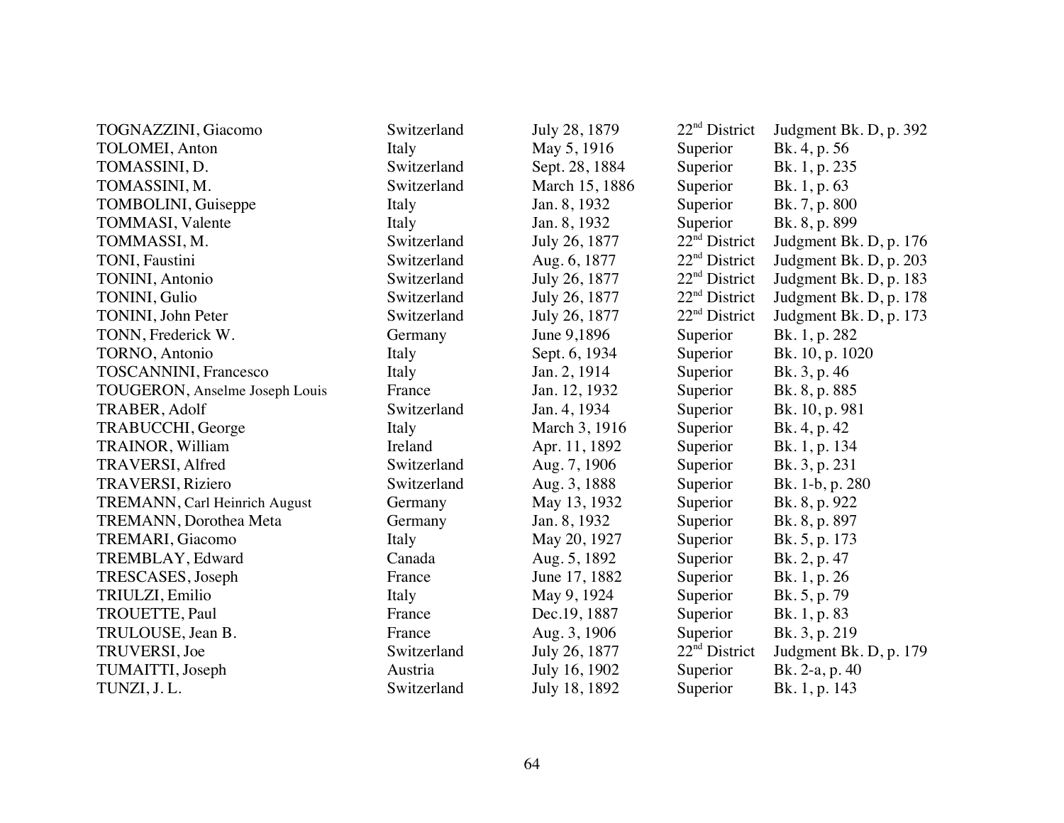| | | | | |
|---|---|---|---|---|
| TOGNAZZINI, Giacomo | Switzerland | July 28, 1879 | 22nd District | Judgment Bk. D, p. 392 |
| TOLOMEI, Anton | Italy | May 5, 1916 | Superior | Bk. 4, p. 56 |
| TOMASSINI, D. | Switzerland | Sept. 28, 1884 | Superior | Bk. 1, p. 235 |
| TOMASSINI, M. | Switzerland | March 15, 1886 | Superior | Bk. 1, p. 63 |
| TOMBOLINI, Guiseppe | Italy | Jan. 8, 1932 | Superior | Bk. 7, p. 800 |
| TOMMASI, Valente | Italy | Jan. 8, 1932 | Superior | Bk. 8, p. 899 |
| TOMMASSI, M. | Switzerland | July 26, 1877 | 22nd District | Judgment Bk. D, p. 176 |
| TONI, Faustini | Switzerland | Aug. 6, 1877 | 22nd District | Judgment Bk. D, p. 203 |
| TONINI, Antonio | Switzerland | July 26, 1877 | 22nd District | Judgment Bk. D, p. 183 |
| TONINI, Gulio | Switzerland | July 26, 1877 | 22nd District | Judgment Bk. D, p. 178 |
| TONINI, John Peter | Switzerland | July 26, 1877 | 22nd District | Judgment Bk. D, p. 173 |
| TONN, Frederick W. | Germany | June 9,1896 | Superior | Bk. 1, p. 282 |
| TORNO, Antonio | Italy | Sept. 6, 1934 | Superior | Bk. 10, p. 1020 |
| TOSCANNINI, Francesco | Italy | Jan. 2, 1914 | Superior | Bk. 3, p. 46 |
| TOUGERON, Anselme Joseph Louis | France | Jan. 12, 1932 | Superior | Bk. 8, p. 885 |
| TRABER, Adolf | Switzerland | Jan. 4, 1934 | Superior | Bk. 10, p. 981 |
| TRABUCCHI, George | Italy | March 3, 1916 | Superior | Bk. 4, p. 42 |
| TRAINOR, William | Ireland | Apr. 11, 1892 | Superior | Bk. 1, p. 134 |
| TRAVERSI, Alfred | Switzerland | Aug. 7, 1906 | Superior | Bk. 3, p. 231 |
| TRAVERSI, Riziero | Switzerland | Aug. 3, 1888 | Superior | Bk. 1-b, p. 280 |
| TREMANN, Carl Heinrich August | Germany | May 13, 1932 | Superior | Bk. 8, p. 922 |
| TREMANN, Dorothea Meta | Germany | Jan. 8, 1932 | Superior | Bk. 8, p. 897 |
| TREMARI, Giacomo | Italy | May 20, 1927 | Superior | Bk. 5, p. 173 |
| TREMBLAY, Edward | Canada | Aug. 5, 1892 | Superior | Bk. 2, p. 47 |
| TRESCASES, Joseph | France | June 17, 1882 | Superior | Bk. 1, p. 26 |
| TRIULZI, Emilio | Italy | May 9, 1924 | Superior | Bk. 5, p. 79 |
| TROUETTE, Paul | France | Dec.19, 1887 | Superior | Bk. 1, p. 83 |
| TRULOUSE, Jean B. | France | Aug. 3, 1906 | Superior | Bk. 3, p. 219 |
| TRUVERSI, Joe | Switzerland | July 26, 1877 | 22nd District | Judgment Bk. D, p. 179 |
| TUMAITTI, Joseph | Austria | July 16, 1902 | Superior | Bk. 2-a, p. 40 |
| TUNZI, J. L. | Switzerland | July 18, 1892 | Superior | Bk. 1, p. 143 |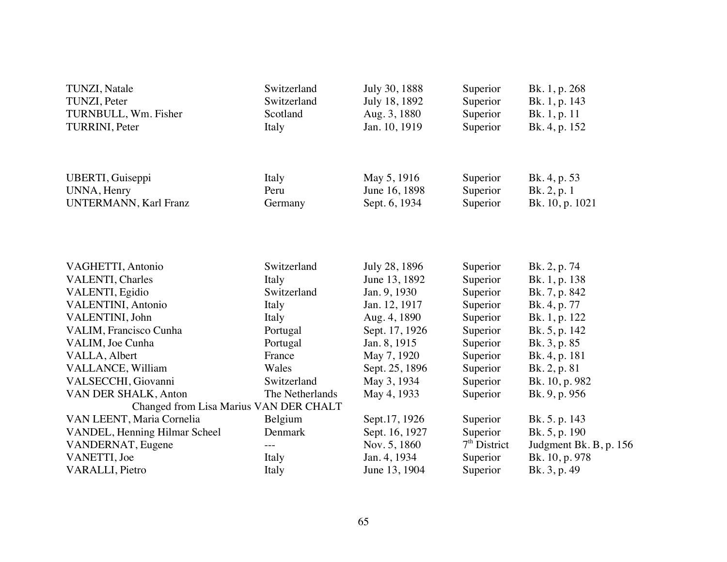| | | | | |
|---|---|---|---|---|
| TUNZI, Natale | Switzerland | July 30, 1888 | Superior | Bk. 1, p. 268 |
| TUNZI, Peter | Switzerland | July 18, 1892 | Superior | Bk. 1, p. 143 |
| TURNBULL, Wm. Fisher | Scotland | Aug. 3, 1880 | Superior | Bk. 1, p. 11 |
| TURRINI, Peter | Italy | Jan. 10, 1919 | Superior | Bk. 4, p. 152 |

| | | | | |
|---|---|---|---|---|
| UBERTI, Guiseppi | Italy | May 5, 1916 | Superior | Bk. 4, p. 53 |
| UNNA, Henry | Peru | June 16, 1898 | Superior | Bk. 2, p. 1 |
| UNTERMANN, Karl Franz | Germany | Sept. 6, 1934 | Superior | Bk. 10, p. 1021 |

| | | | | |
|---|---|---|---|---|
| VAGHETTI, Antonio | Switzerland | July 28, 1896 | Superior | Bk. 2, p. 74 |
| VALENTI, Charles | Italy | June 13, 1892 | Superior | Bk. 1, p. 138 |
| VALENTI, Egidio | Switzerland | Jan. 9, 1930 | Superior | Bk. 7, p. 842 |
| VALENTINI, Antonio | Italy | Jan. 12, 1917 | Superior | Bk. 4, p. 77 |
| VALENTINI, John | Italy | Aug. 4, 1890 | Superior | Bk. 1, p. 122 |
| VALIM, Francisco Cunha | Portugal | Sept. 17, 1926 | Superior | Bk. 5, p. 142 |
| VALIM, Joe Cunha | Portugal | Jan. 8, 1915 | Superior | Bk. 3, p. 85 |
| VALLA, Albert | France | May 7, 1920 | Superior | Bk. 4, p. 181 |
| VALLANCE, William | Wales | Sept. 25, 1896 | Superior | Bk. 2, p. 81 |
| VALSECCHI, Giovanni | Switzerland | May 3, 1934 | Superior | Bk. 10, p. 982 |
| VAN DER SHALK, Anton | The Netherlands | May 4, 1933 | Superior | Bk. 9, p. 956 |
| Changed from Lisa Marius VAN DER CHALT | | | | |
| VAN LEENT, Maria Cornelia | Belgium | Sept.17, 1926 | Superior | Bk. 5. p. 143 |
| VANDEL, Henning Hilmar Scheel | Denmark | Sept. 16, 1927 | Superior | Bk. 5, p. 190 |
| VANDERNAT, Eugene | --- | Nov. 5, 1860 | 7th District | Judgment Bk. B, p. 156 |
| VANETTI, Joe | Italy | Jan. 4, 1934 | Superior | Bk. 10, p. 978 |
| VARALLI, Pietro | Italy | June 13, 1904 | Superior | Bk. 3, p. 49 |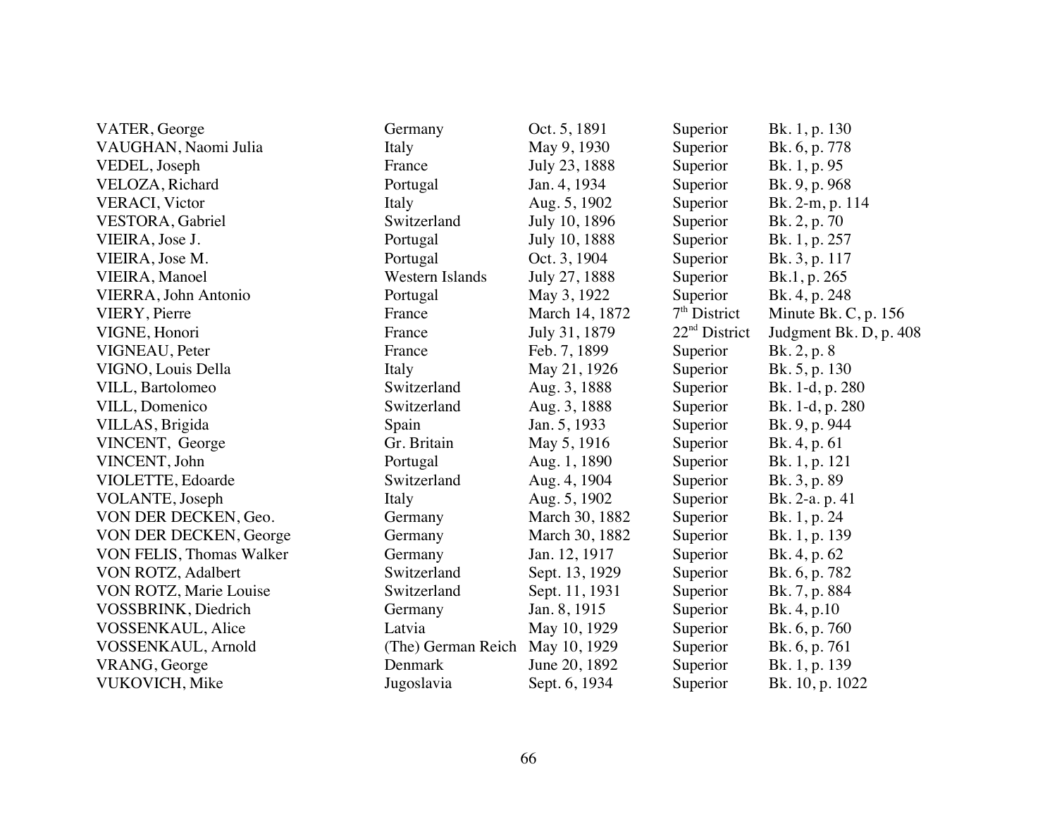| | | | | |
|---|---|---|---|---|
| VATER, George | Germany | Oct. 5, 1891 | Superior | Bk. 1, p. 130 |
| VAUGHAN, Naomi Julia | Italy | May 9, 1930 | Superior | Bk. 6, p. 778 |
| VEDEL, Joseph | France | July 23, 1888 | Superior | Bk. 1, p. 95 |
| VELOZA, Richard | Portugal | Jan. 4, 1934 | Superior | Bk. 9, p. 968 |
| VERACI, Victor | Italy | Aug. 5, 1902 | Superior | Bk. 2-m, p. 114 |
| VESTORA, Gabriel | Switzerland | July 10, 1896 | Superior | Bk. 2, p. 70 |
| VIEIRA, Jose J. | Portugal | July 10, 1888 | Superior | Bk. 1, p. 257 |
| VIEIRA, Jose M. | Portugal | Oct. 3, 1904 | Superior | Bk. 3, p. 117 |
| VIEIRA, Manoel | Western Islands | July 27, 1888 | Superior | Bk.1, p. 265 |
| VIERRA, John Antonio | Portugal | May 3, 1922 | Superior | Bk. 4, p. 248 |
| VIERY, Pierre | France | March 14, 1872 | 7th District | Minute Bk. C, p. 156 |
| VIGNE, Honori | France | July 31, 1879 | 22nd District | Judgment Bk. D, p. 408 |
| VIGNEAU, Peter | France | Feb. 7, 1899 | Superior | Bk. 2, p. 8 |
| VIGNO, Louis Della | Italy | May 21, 1926 | Superior | Bk. 5, p. 130 |
| VILL, Bartolomeo | Switzerland | Aug. 3, 1888 | Superior | Bk. 1-d, p. 280 |
| VILL, Domenico | Switzerland | Aug. 3, 1888 | Superior | Bk. 1-d, p. 280 |
| VILLAS, Brigida | Spain | Jan. 5, 1933 | Superior | Bk. 9, p. 944 |
| VINCENT, George | Gr. Britain | May 5, 1916 | Superior | Bk. 4, p. 61 |
| VINCENT, John | Portugal | Aug. 1, 1890 | Superior | Bk. 1, p. 121 |
| VIOLETTE, Edoarde | Switzerland | Aug. 4, 1904 | Superior | Bk. 3, p. 89 |
| VOLANTE, Joseph | Italy | Aug. 5, 1902 | Superior | Bk. 2-a. p. 41 |
| VON DER DECKEN, Geo. | Germany | March 30, 1882 | Superior | Bk. 1, p. 24 |
| VON DER DECKEN, George | Germany | March 30, 1882 | Superior | Bk. 1, p. 139 |
| VON FELIS, Thomas Walker | Germany | Jan. 12, 1917 | Superior | Bk. 4, p. 62 |
| VON ROTZ, Adalbert | Switzerland | Sept. 13, 1929 | Superior | Bk. 6, p. 782 |
| VON ROTZ, Marie Louise | Switzerland | Sept. 11, 1931 | Superior | Bk. 7, p. 884 |
| VOSSBRINK, Diedrich | Germany | Jan. 8, 1915 | Superior | Bk. 4, p.10 |
| VOSSENKAUL, Alice | Latvia | May 10, 1929 | Superior | Bk. 6, p. 760 |
| VOSSENKAUL, Arnold | (The) German Reich | May 10, 1929 | Superior | Bk. 6, p. 761 |
| VRANG, George | Denmark | June 20, 1892 | Superior | Bk. 1, p. 139 |
| VUKOVICH, Mike | Jugoslavia | Sept. 6, 1934 | Superior | Bk. 10, p. 1022 |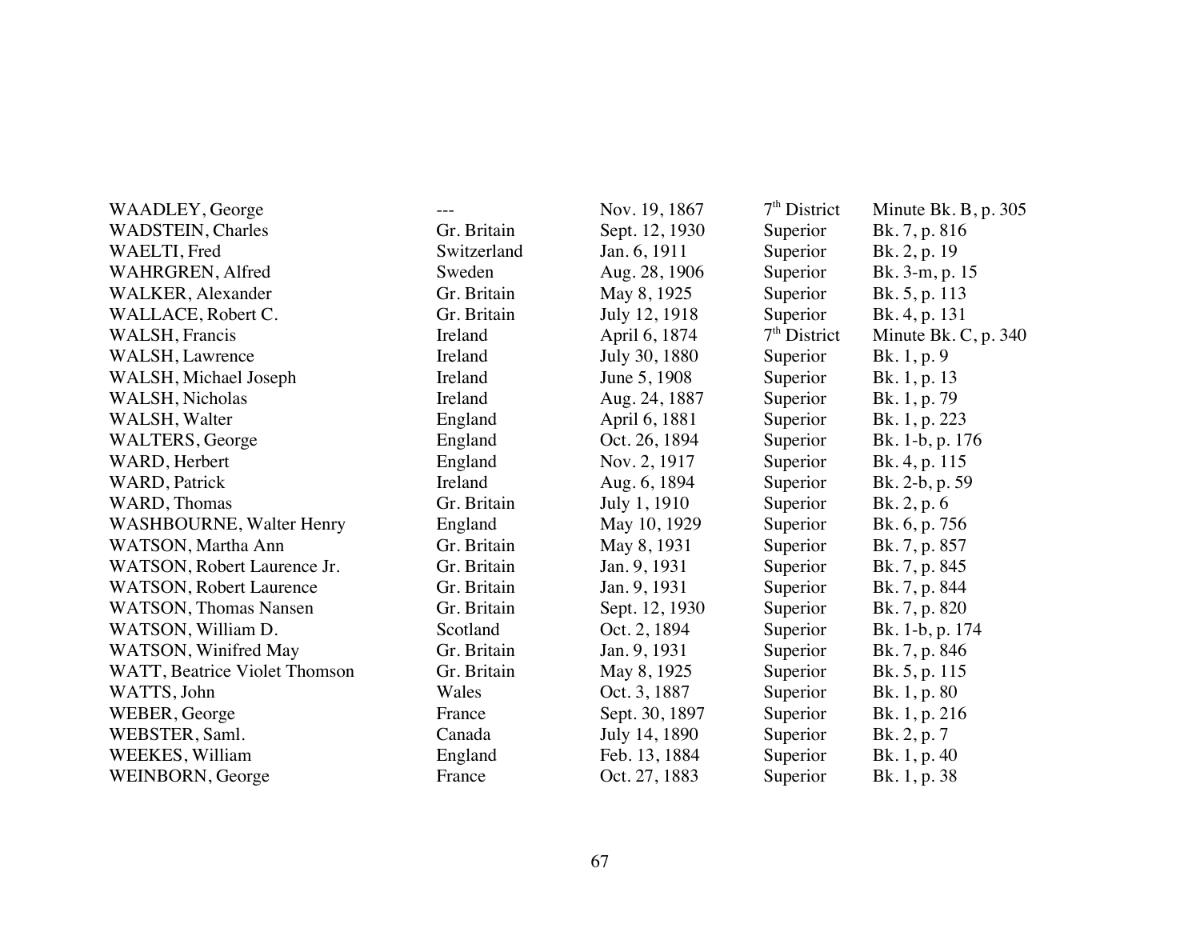| | | | | |
|---|---|---|---|---|
| WAADLEY, George | --- | Nov. 19, 1867 | 7th District | Minute Bk. B, p. 305 |
| WADSTEIN, Charles | Gr. Britain | Sept. 12, 1930 | Superior | Bk. 7, p. 816 |
| WAELTI, Fred | Switzerland | Jan. 6, 1911 | Superior | Bk. 2, p. 19 |
| WAHRGREN, Alfred | Sweden | Aug. 28, 1906 | Superior | Bk. 3-m, p. 15 |
| WALKER, Alexander | Gr. Britain | May 8, 1925 | Superior | Bk. 5, p. 113 |
| WALLACE, Robert C. | Gr. Britain | July 12, 1918 | Superior | Bk. 4, p. 131 |
| WALSH, Francis | Ireland | April 6, 1874 | 7th District | Minute Bk. C, p. 340 |
| WALSH, Lawrence | Ireland | July 30, 1880 | Superior | Bk. 1, p. 9 |
| WALSH, Michael Joseph | Ireland | June 5, 1908 | Superior | Bk. 1, p. 13 |
| WALSH, Nicholas | Ireland | Aug. 24, 1887 | Superior | Bk. 1, p. 79 |
| WALSH, Walter | England | April 6, 1881 | Superior | Bk. 1, p. 223 |
| WALTERS, George | England | Oct. 26, 1894 | Superior | Bk. 1-b, p. 176 |
| WARD, Herbert | England | Nov. 2, 1917 | Superior | Bk. 4, p. 115 |
| WARD, Patrick | Ireland | Aug. 6, 1894 | Superior | Bk. 2-b, p. 59 |
| WARD, Thomas | Gr. Britain | July 1, 1910 | Superior | Bk. 2, p. 6 |
| WASHBOURNE, Walter Henry | England | May 10, 1929 | Superior | Bk. 6, p. 756 |
| WATSON, Martha Ann | Gr. Britain | May 8, 1931 | Superior | Bk. 7, p. 857 |
| WATSON, Robert Laurence Jr. | Gr. Britain | Jan. 9, 1931 | Superior | Bk. 7, p. 845 |
| WATSON, Robert Laurence | Gr. Britain | Jan. 9, 1931 | Superior | Bk. 7, p. 844 |
| WATSON, Thomas Nansen | Gr. Britain | Sept. 12, 1930 | Superior | Bk. 7, p. 820 |
| WATSON, William D. | Scotland | Oct. 2, 1894 | Superior | Bk. 1-b, p. 174 |
| WATSON, Winifred May | Gr. Britain | Jan. 9, 1931 | Superior | Bk. 7, p. 846 |
| WATT, Beatrice Violet Thomson | Gr. Britain | May 8, 1925 | Superior | Bk. 5, p. 115 |
| WATTS, John | Wales | Oct. 3, 1887 | Superior | Bk. 1, p. 80 |
| WEBER, George | France | Sept. 30, 1897 | Superior | Bk. 1, p. 216 |
| WEBSTER, Saml. | Canada | July 14, 1890 | Superior | Bk. 2, p. 7 |
| WEEKES, William | England | Feb. 13, 1884 | Superior | Bk. 1, p. 40 |
| WEINBORN, George | France | Oct. 27, 1883 | Superior | Bk. 1, p. 38 |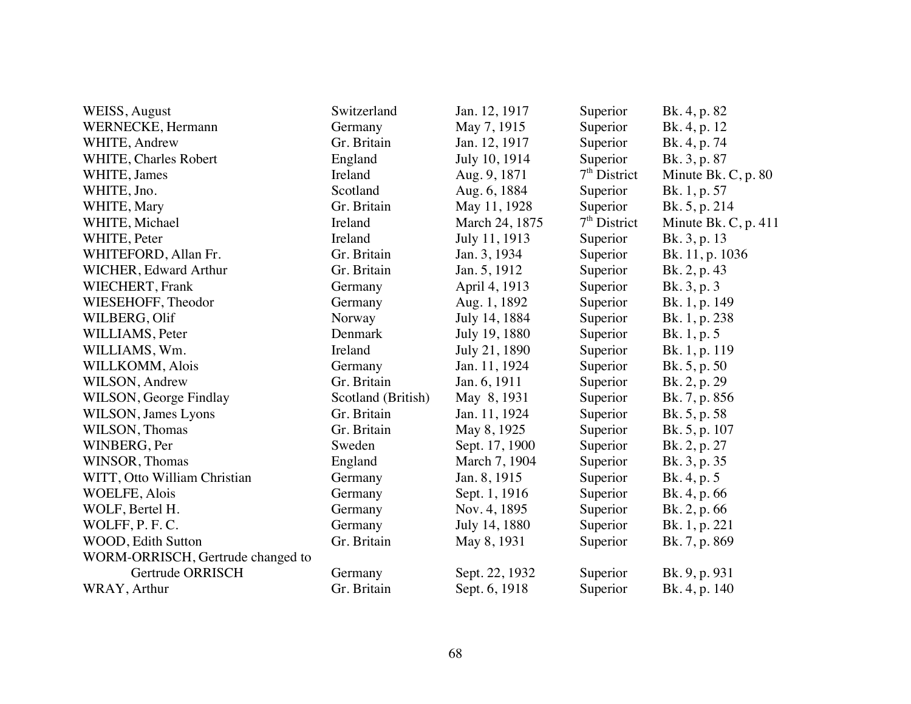| | | | | |
|---|---|---|---|---|
| WEISS, August | Switzerland | Jan. 12, 1917 | Superior | Bk. 4, p. 82 |
| WERNECKE, Hermann | Germany | May 7, 1915 | Superior | Bk. 4, p. 12 |
| WHITE, Andrew | Gr. Britain | Jan. 12, 1917 | Superior | Bk. 4, p. 74 |
| WHITE, Charles Robert | England | July 10, 1914 | Superior | Bk. 3, p. 87 |
| WHITE, James | Ireland | Aug. 9, 1871 | 7th District | Minute Bk. C, p. 80 |
| WHITE, Jno. | Scotland | Aug. 6, 1884 | Superior | Bk. 1, p. 57 |
| WHITE, Mary | Gr. Britain | May 11, 1928 | Superior | Bk. 5, p. 214 |
| WHITE, Michael | Ireland | March 24, 1875 | 7th District | Minute Bk. C, p. 411 |
| WHITE, Peter | Ireland | July 11, 1913 | Superior | Bk. 3, p. 13 |
| WHITEFORD, Allan Fr. | Gr. Britain | Jan. 3, 1934 | Superior | Bk. 11, p. 1036 |
| WICHER, Edward Arthur | Gr. Britain | Jan. 5, 1912 | Superior | Bk. 2, p. 43 |
| WIECHERT, Frank | Germany | April 4, 1913 | Superior | Bk. 3, p. 3 |
| WIESEHOFF, Theodor | Germany | Aug. 1, 1892 | Superior | Bk. 1, p. 149 |
| WILBERG, Olif | Norway | July 14, 1884 | Superior | Bk. 1, p. 238 |
| WILLIAMS, Peter | Denmark | July 19, 1880 | Superior | Bk. 1, p. 5 |
| WILLIAMS, Wm. | Ireland | July 21, 1890 | Superior | Bk. 1, p. 119 |
| WILLKOMM, Alois | Germany | Jan. 11, 1924 | Superior | Bk. 5, p. 50 |
| WILSON, Andrew | Gr. Britain | Jan. 6, 1911 | Superior | Bk. 2, p. 29 |
| WILSON, George Findlay | Scotland (British) | May 8, 1931 | Superior | Bk. 7, p. 856 |
| WILSON, James Lyons | Gr. Britain | Jan. 11, 1924 | Superior | Bk. 5, p. 58 |
| WILSON, Thomas | Gr. Britain | May 8, 1925 | Superior | Bk. 5, p. 107 |
| WINBERG, Per | Sweden | Sept. 17, 1900 | Superior | Bk. 2, p. 27 |
| WINSOR, Thomas | England | March 7, 1904 | Superior | Bk. 3, p. 35 |
| WITT, Otto William Christian | Germany | Jan. 8, 1915 | Superior | Bk. 4, p. 5 |
| WOELFE, Alois | Germany | Sept. 1, 1916 | Superior | Bk. 4, p. 66 |
| WOLF, Bertel H. | Germany | Nov. 4, 1895 | Superior | Bk. 2, p. 66 |
| WOLFF, P. F. C. | Germany | July 14, 1880 | Superior | Bk. 1, p. 221 |
| WOOD, Edith Sutton | Gr. Britain | May 8, 1931 | Superior | Bk. 7, p. 869 |
| WORM-ORRISCH, Gertrude changed to Gertrude ORRISCH | Germany | Sept. 22, 1932 | Superior | Bk. 9, p. 931 |
| WRAY, Arthur | Gr. Britain | Sept. 6, 1918 | Superior | Bk. 4, p. 140 |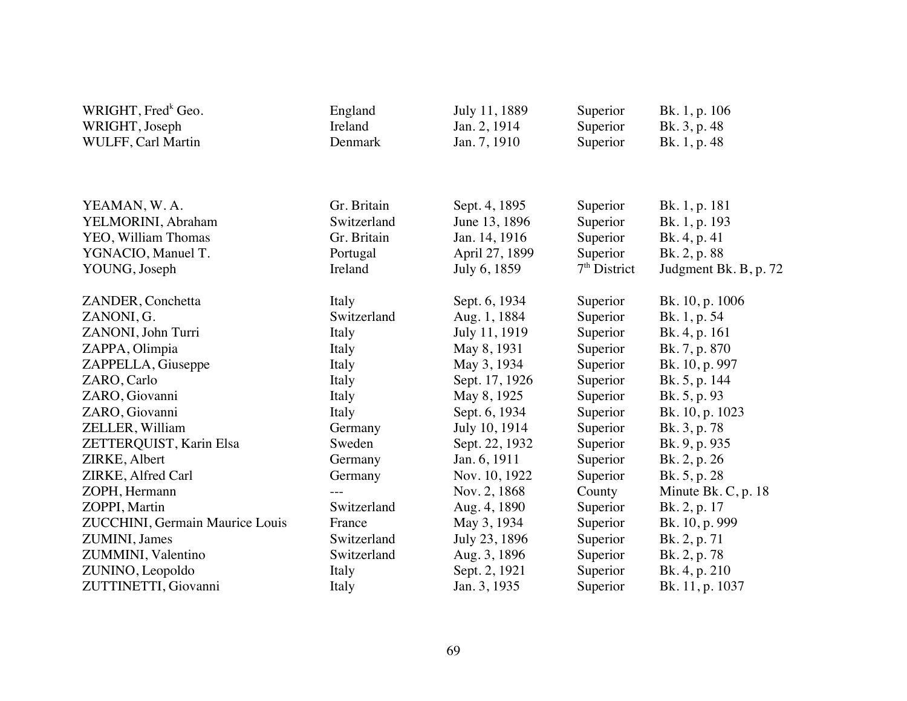| | | | | |
|---|---|---|---|---|
| WRIGHT, Fred[k] Geo. | England | July 11, 1889 | Superior | Bk. 1, p. 106 |
| WRIGHT, Joseph | Ireland | Jan. 2, 1914 | Superior | Bk. 3, p. 48 |
| WULFF, Carl Martin | Denmark | Jan. 7, 1910 | Superior | Bk. 1, p. 48 |
| | | | | |
| YEAMAN, W. A. | Gr. Britain | Sept. 4, 1895 | Superior | Bk. 1, p. 181 |
| YELMORINI, Abraham | Switzerland | June 13, 1896 | Superior | Bk. 1, p. 193 |
| YEO, William Thomas | Gr. Britain | Jan. 14, 1916 | Superior | Bk. 4, p. 41 |
| YGNACIO, Manuel T. | Portugal | April 27, 1899 | Superior | Bk. 2, p. 88 |
| YOUNG, Joseph | Ireland | July 6, 1859 | 7th District | Judgment Bk. B, p. 72 |
| | | | | |
| ZANDER, Conchetta | Italy | Sept. 6, 1934 | Superior | Bk. 10, p. 1006 |
| ZANONI, G. | Switzerland | Aug. 1, 1884 | Superior | Bk. 1, p. 54 |
| ZANONI, John Turri | Italy | July 11, 1919 | Superior | Bk. 4, p. 161 |
| ZAPPA, Olimpia | Italy | May 8, 1931 | Superior | Bk. 7, p. 870 |
| ZAPPELLA, Giuseppe | Italy | May 3, 1934 | Superior | Bk. 10, p. 997 |
| ZARO, Carlo | Italy | Sept. 17, 1926 | Superior | Bk. 5, p. 144 |
| ZARO, Giovanni | Italy | May 8, 1925 | Superior | Bk. 5, p. 93 |
| ZARO, Giovanni | Italy | Sept. 6, 1934 | Superior | Bk. 10, p. 1023 |
| ZELLER, William | Germany | July 10, 1914 | Superior | Bk. 3, p. 78 |
| ZETTERQUIST, Karin Elsa | Sweden | Sept. 22, 1932 | Superior | Bk. 9, p. 935 |
| ZIRKE, Albert | Germany | Jan. 6, 1911 | Superior | Bk. 2, p. 26 |
| ZIRKE, Alfred Carl | Germany | Nov. 10, 1922 | Superior | Bk. 5, p. 28 |
| ZOPH, Hermann | --- | Nov. 2, 1868 | County | Minute Bk. C, p. 18 |
| ZOPPI, Martin | Switzerland | Aug. 4, 1890 | Superior | Bk. 2, p. 17 |
| ZUCCHINI, Germain Maurice Louis | France | May 3, 1934 | Superior | Bk. 10, p. 999 |
| ZUMINI, James | Switzerland | July 23, 1896 | Superior | Bk. 2, p. 71 |
| ZUMMINI, Valentino | Switzerland | Aug. 3, 1896 | Superior | Bk. 2, p. 78 |
| ZUNINO, Leopoldo | Italy | Sept. 2, 1921 | Superior | Bk. 4, p. 210 |
| ZUTTINETTI, Giovanni | Italy | Jan. 3, 1935 | Superior | Bk. 11, p. 1037 |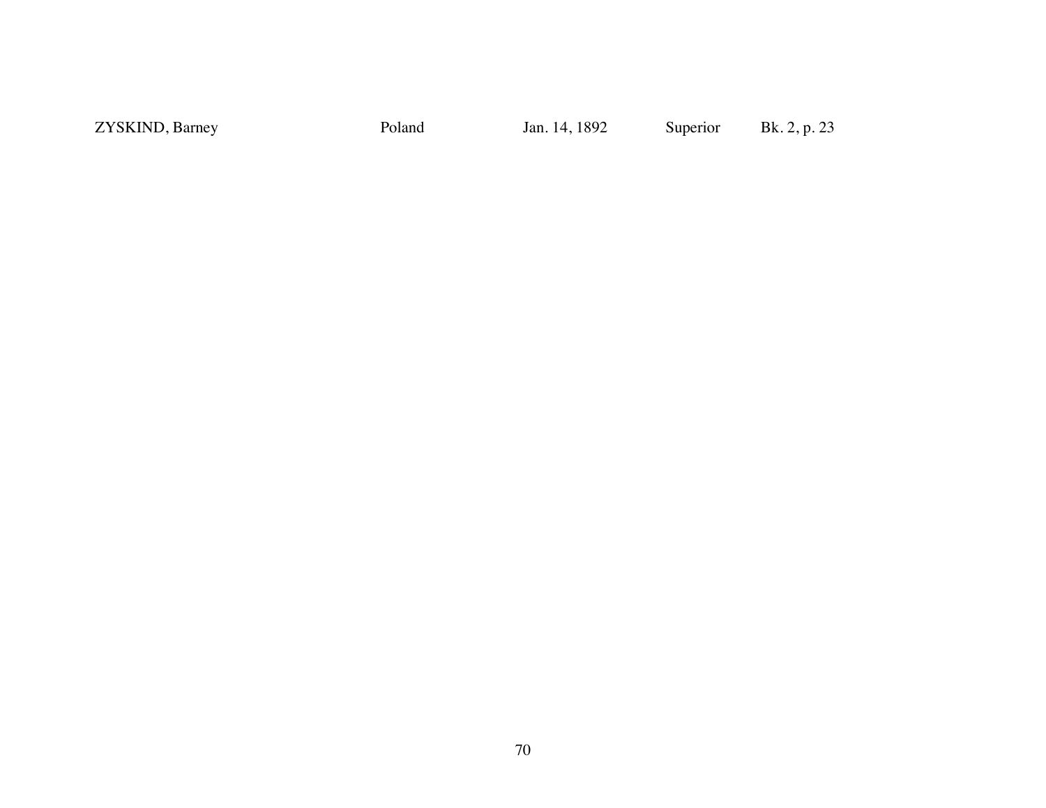| | | | | |
|---|---|---|---|---|
| ZYSKIND, Barney | Poland | Jan. 14, 1892 | Superior | Bk. 2, p. 23 |